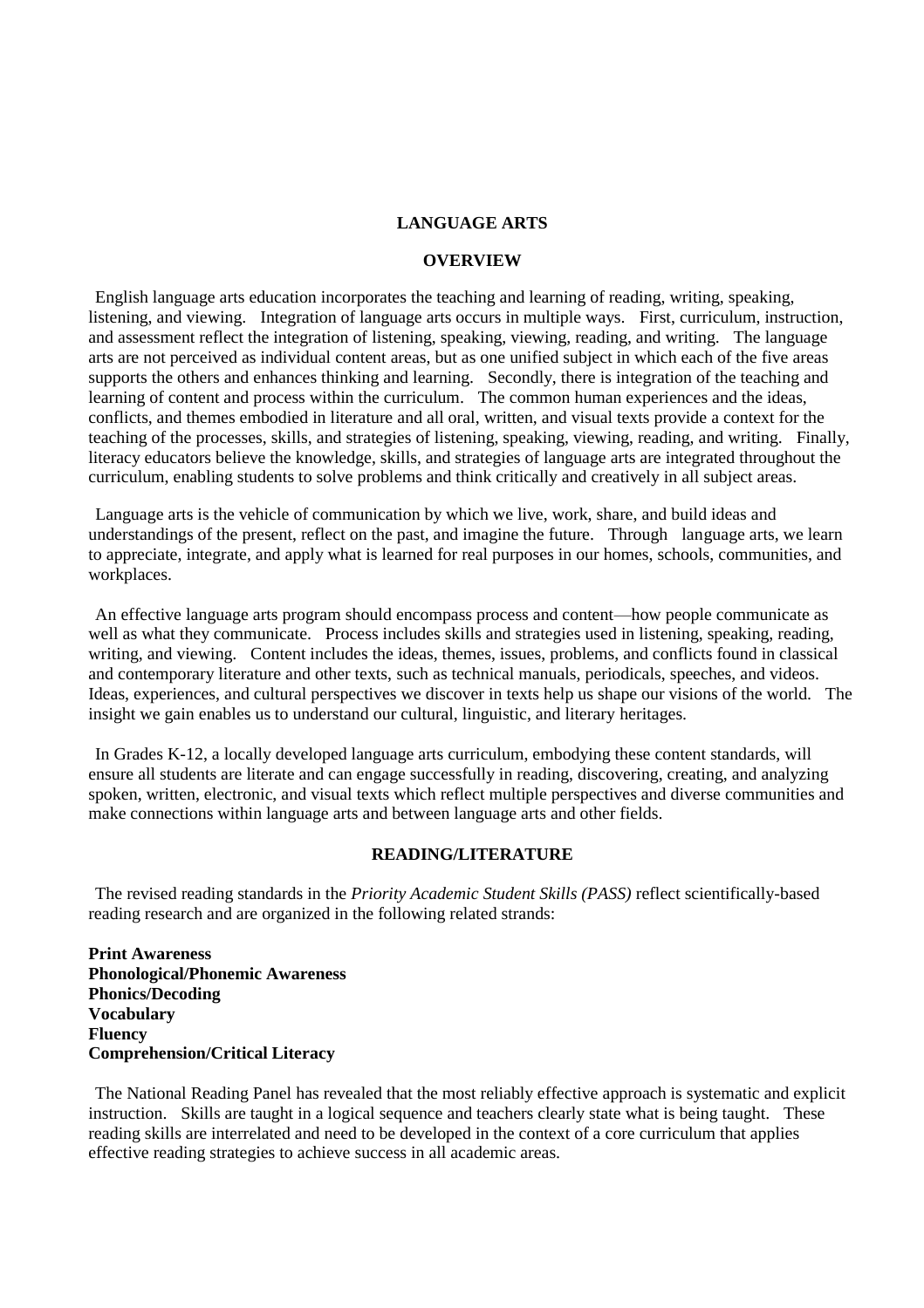# LANGUAGE ARTS

## OVERVIEW

English language arts education incorporates the teaching and learning of reading, writing, speaking, listening, and viewing. Integration of language arts occurs in multiple ways. First, curriculum, instruction, and assessment reflect the integration of listening, speaking, viewing, reading, and writing. The language arts are not perceived as individual content areas, but as one unified subject in which each of the five areas supports the others and enhances thinking and learning. Secondly, there is integration of the teaching and learning of content and process within the curriculum. The common human experiences and the ideas, conflicts, and themes embodied in literature and all oral, written, and visual texts provide a context for the teaching of the processes, skills, and strategies of listening, speaking, viewing, reading, and writing. Finally, literacy educators believe the knowledge, skills, and strategies of language arts are integrated throughout the curriculum, enabling students to solve problems and think critically and creatively in all subject areas.

Language arts is the vehicle of communication by which we live, work, share, and build ideas and understandings of the present, reflect on the past, and imagine the future. Through language arts, we learn to appreciate, integrate, and apply what is learned for real purposes in our homes, schools, communities, and workplaces.

An effective language arts program should encompass process and content—how people communicate as well as what they communicate. Process includes skills and strategies used in listening, speaking, reading, writing, and viewing. Content includes the ideas, themes, issues, problems, and conflicts found in classical and contemporary literature and other texts, such as technical manuals, periodicals, speeches, and videos. Ideas, experiences, and cultural perspectives we discover in texts help us shape our visions of the world. The insight we gain enables us to understand our cultural, linguistic, and literary heritages.

In Grades K-12, a locally developed language arts curriculum, embodying these content standards, will ensure all students are literate and can engage successfully in reading, discovering, creating, and analyzing spoken, written, electronic, and visual texts which reflect multiple perspectives and diverse communities and make connections within language arts and between language arts and other fields.

## READING/LITERATURE

The revised reading standards in the *Priority Academic Student Skills (PASS)* reflect scientifically-based reading research and are organized in the following related strands:

**Print Awareness**
**Phonological/Phonemic Awareness**
**Phonics/Decoding**
**Vocabulary**
**Fluency**
**Comprehension/Critical Literacy**

The National Reading Panel has revealed that the most reliably effective approach is systematic and explicit instruction. Skills are taught in a logical sequence and teachers clearly state what is being taught. These reading skills are interrelated and need to be developed in the context of a core curriculum that applies effective reading strategies to achieve success in all academic areas.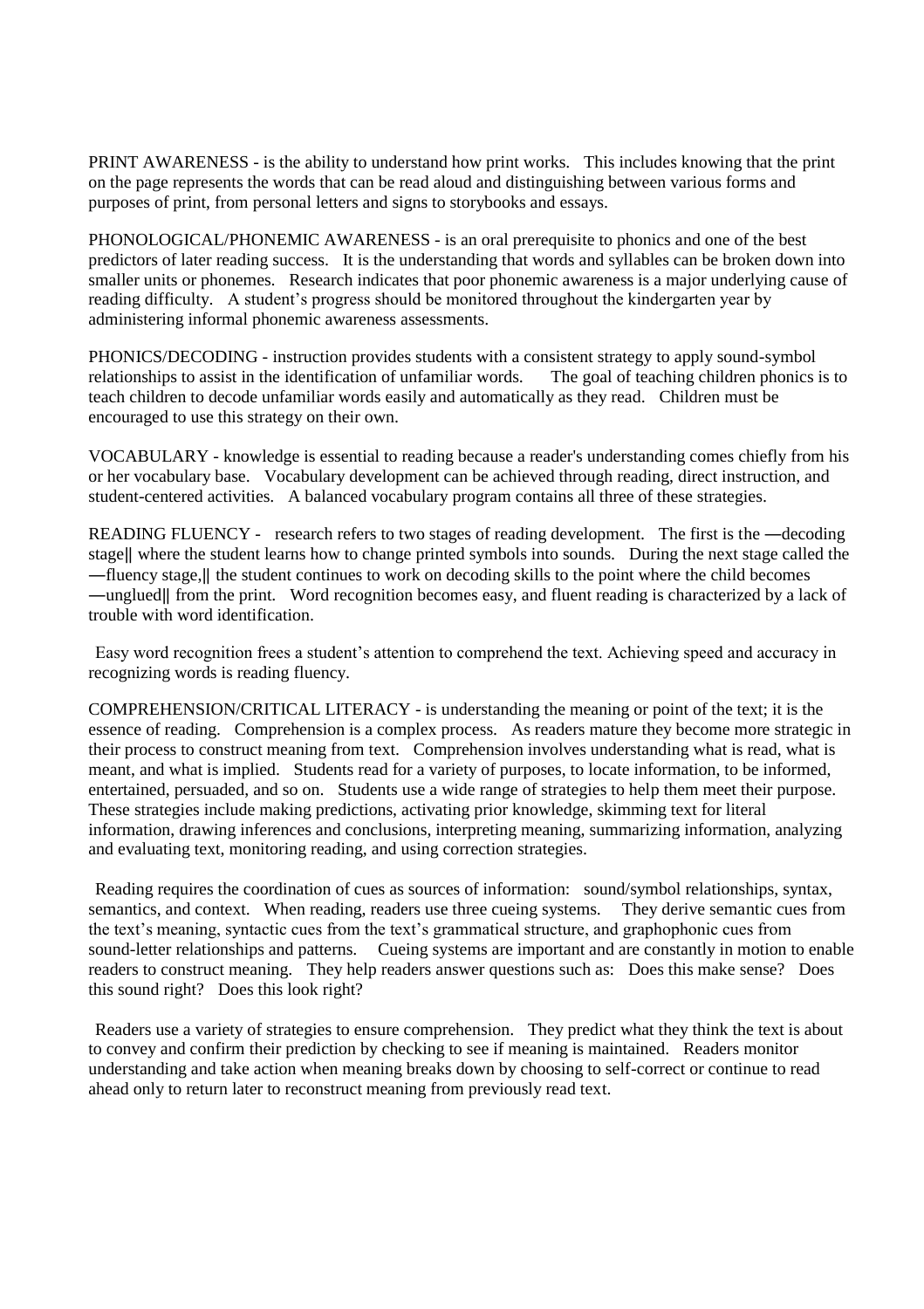PRINT AWARENESS - is the ability to understand how print works. This includes knowing that the print on the page represents the words that can be read aloud and distinguishing between various forms and purposes of print, from personal letters and signs to storybooks and essays.

PHONOLOGICAL/PHONEMIC AWARENESS - is an oral prerequisite to phonics and one of the best predictors of later reading success. It is the understanding that words and syllables can be broken down into smaller units or phonemes. Research indicates that poor phonemic awareness is a major underlying cause of reading difficulty. A student's progress should be monitored throughout the kindergarten year by administering informal phonemic awareness assessments.

PHONICS/DECODING - instruction provides students with a consistent strategy to apply sound-symbol relationships to assist in the identification of unfamiliar words. The goal of teaching children phonics is to teach children to decode unfamiliar words easily and automatically as they read. Children must be encouraged to use this strategy on their own.

VOCABULARY - knowledge is essential to reading because a reader's understanding comes chiefly from his or her vocabulary base. Vocabulary development can be achieved through reading, direct instruction, and student-centered activities. A balanced vocabulary program contains all three of these strategies.

READING FLUENCY - research refers to two stages of reading development. The first is the ―decoding stage‖ where the student learns how to change printed symbols into sounds. During the next stage called the ―fluency stage,‖ the student continues to work on decoding skills to the point where the child becomes ―unglued‖ from the print. Word recognition becomes easy, and fluent reading is characterized by a lack of trouble with word identification.

Easy word recognition frees a student's attention to comprehend the text. Achieving speed and accuracy in recognizing words is reading fluency.

COMPREHENSION/CRITICAL LITERACY - is understanding the meaning or point of the text; it is the essence of reading. Comprehension is a complex process. As readers mature they become more strategic in their process to construct meaning from text. Comprehension involves understanding what is read, what is meant, and what is implied. Students read for a variety of purposes, to locate information, to be informed, entertained, persuaded, and so on. Students use a wide range of strategies to help them meet their purpose. These strategies include making predictions, activating prior knowledge, skimming text for literal information, drawing inferences and conclusions, interpreting meaning, summarizing information, analyzing and evaluating text, monitoring reading, and using correction strategies.

Reading requires the coordination of cues as sources of information: sound/symbol relationships, syntax, semantics, and context. When reading, readers use three cueing systems. They derive semantic cues from the text's meaning, syntactic cues from the text's grammatical structure, and graphophonic cues from sound-letter relationships and patterns. Cueing systems are important and are constantly in motion to enable readers to construct meaning. They help readers answer questions such as: Does this make sense? Does this sound right? Does this look right?

Readers use a variety of strategies to ensure comprehension. They predict what they think the text is about to convey and confirm their prediction by checking to see if meaning is maintained. Readers monitor understanding and take action when meaning breaks down by choosing to self-correct or continue to read ahead only to return later to reconstruct meaning from previously read text.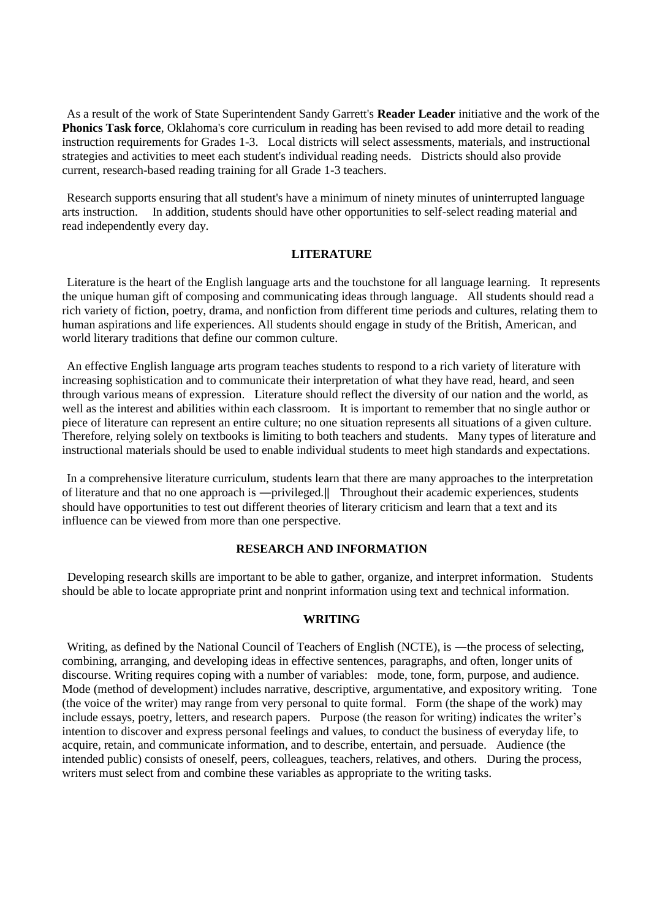As a result of the work of State Superintendent Sandy Garrett's **Reader Leader** initiative and the work of the **Phonics Task force**, Oklahoma's core curriculum in reading has been revised to add more detail to reading instruction requirements for Grades 1-3. Local districts will select assessments, materials, and instructional strategies and activities to meet each student's individual reading needs. Districts should also provide current, research-based reading training for all Grade 1-3 teachers.

Research supports ensuring that all student's have a minimum of ninety minutes of uninterrupted language arts instruction. In addition, students should have other opportunities to self-select reading material and read independently every day.

## LITERATURE

Literature is the heart of the English language arts and the touchstone for all language learning. It represents the unique human gift of composing and communicating ideas through language. All students should read a rich variety of fiction, poetry, drama, and nonfiction from different time periods and cultures, relating them to human aspirations and life experiences. All students should engage in study of the British, American, and world literary traditions that define our common culture.

An effective English language arts program teaches students to respond to a rich variety of literature with increasing sophistication and to communicate their interpretation of what they have read, heard, and seen through various means of expression. Literature should reflect the diversity of our nation and the world, as well as the interest and abilities within each classroom. It is important to remember that no single author or piece of literature can represent an entire culture; no one situation represents all situations of a given culture. Therefore, relying solely on textbooks is limiting to both teachers and students. Many types of literature and instructional materials should be used to enable individual students to meet high standards and expectations.

In a comprehensive literature curriculum, students learn that there are many approaches to the interpretation of literature and that no one approach is ―privileged.‖ Throughout their academic experiences, students should have opportunities to test out different theories of literary criticism and learn that a text and its influence can be viewed from more than one perspective.

## RESEARCH AND INFORMATION

Developing research skills are important to be able to gather, organize, and interpret information. Students should be able to locate appropriate print and nonprint information using text and technical information.

## WRITING

Writing, as defined by the National Council of Teachers of English (NCTE), is ―the process of selecting, combining, arranging, and developing ideas in effective sentences, paragraphs, and often, longer units of discourse. Writing requires coping with a number of variables: mode, tone, form, purpose, and audience. Mode (method of development) includes narrative, descriptive, argumentative, and expository writing. Tone (the voice of the writer) may range from very personal to quite formal. Form (the shape of the work) may include essays, poetry, letters, and research papers. Purpose (the reason for writing) indicates the writer's intention to discover and express personal feelings and values, to conduct the business of everyday life, to acquire, retain, and communicate information, and to describe, entertain, and persuade. Audience (the intended public) consists of oneself, peers, colleagues, teachers, relatives, and others. During the process, writers must select from and combine these variables as appropriate to the writing tasks.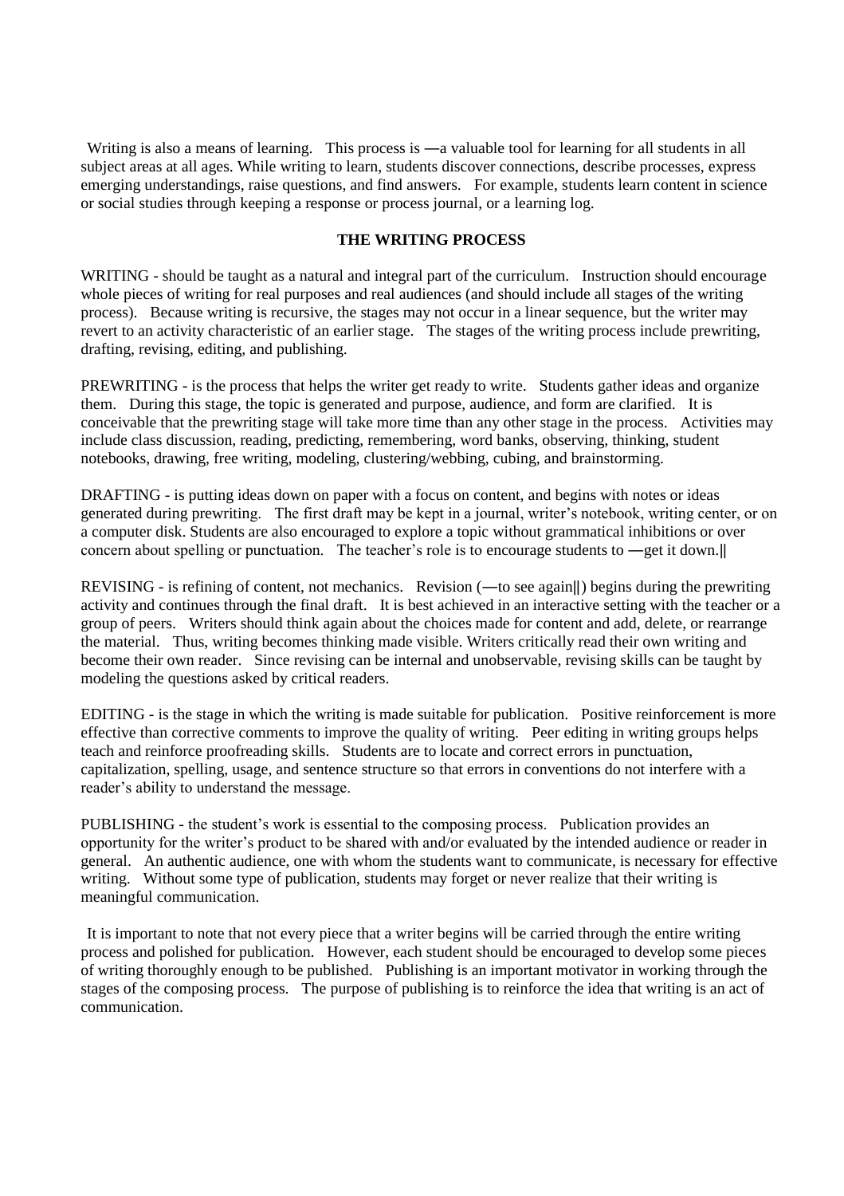Writing is also a means of learning. This process is ―a valuable tool for learning for all students in all subject areas at all ages. While writing to learn, students discover connections, describe processes, express emerging understandings, raise questions, and find answers. For example, students learn content in science or social studies through keeping a response or process journal, or a learning log.

**THE WRITING PROCESS**

WRITING - should be taught as a natural and integral part of the curriculum. Instruction should encourage whole pieces of writing for real purposes and real audiences (and should include all stages of the writing process). Because writing is recursive, the stages may not occur in a linear sequence, but the writer may revert to an activity characteristic of an earlier stage. The stages of the writing process include prewriting, drafting, revising, editing, and publishing.

PREWRITING - is the process that helps the writer get ready to write. Students gather ideas and organize them. During this stage, the topic is generated and purpose, audience, and form are clarified. It is conceivable that the prewriting stage will take more time than any other stage in the process. Activities may include class discussion, reading, predicting, remembering, word banks, observing, thinking, student notebooks, drawing, free writing, modeling, clustering/webbing, cubing, and brainstorming.

DRAFTING - is putting ideas down on paper with a focus on content, and begins with notes or ideas generated during prewriting. The first draft may be kept in a journal, writer's notebook, writing center, or on a computer disk. Students are also encouraged to explore a topic without grammatical inhibitions or over concern about spelling or punctuation. The teacher's role is to encourage students to ―get it down.‖

REVISING - is refining of content, not mechanics. Revision (―to see again‖) begins during the prewriting activity and continues through the final draft. It is best achieved in an interactive setting with the teacher or a group of peers. Writers should think again about the choices made for content and add, delete, or rearrange the material. Thus, writing becomes thinking made visible. Writers critically read their own writing and become their own reader. Since revising can be internal and unobservable, revising skills can be taught by modeling the questions asked by critical readers.

EDITING - is the stage in which the writing is made suitable for publication. Positive reinforcement is more effective than corrective comments to improve the quality of writing. Peer editing in writing groups helps teach and reinforce proofreading skills. Students are to locate and correct errors in punctuation, capitalization, spelling, usage, and sentence structure so that errors in conventions do not interfere with a reader's ability to understand the message.

PUBLISHING - the student's work is essential to the composing process. Publication provides an opportunity for the writer's product to be shared with and/or evaluated by the intended audience or reader in general. An authentic audience, one with whom the students want to communicate, is necessary for effective writing. Without some type of publication, students may forget or never realize that their writing is meaningful communication.

It is important to note that not every piece that a writer begins will be carried through the entire writing process and polished for publication. However, each student should be encouraged to develop some pieces of writing thoroughly enough to be published. Publishing is an important motivator in working through the stages of the composing process. The purpose of publishing is to reinforce the idea that writing is an act of communication.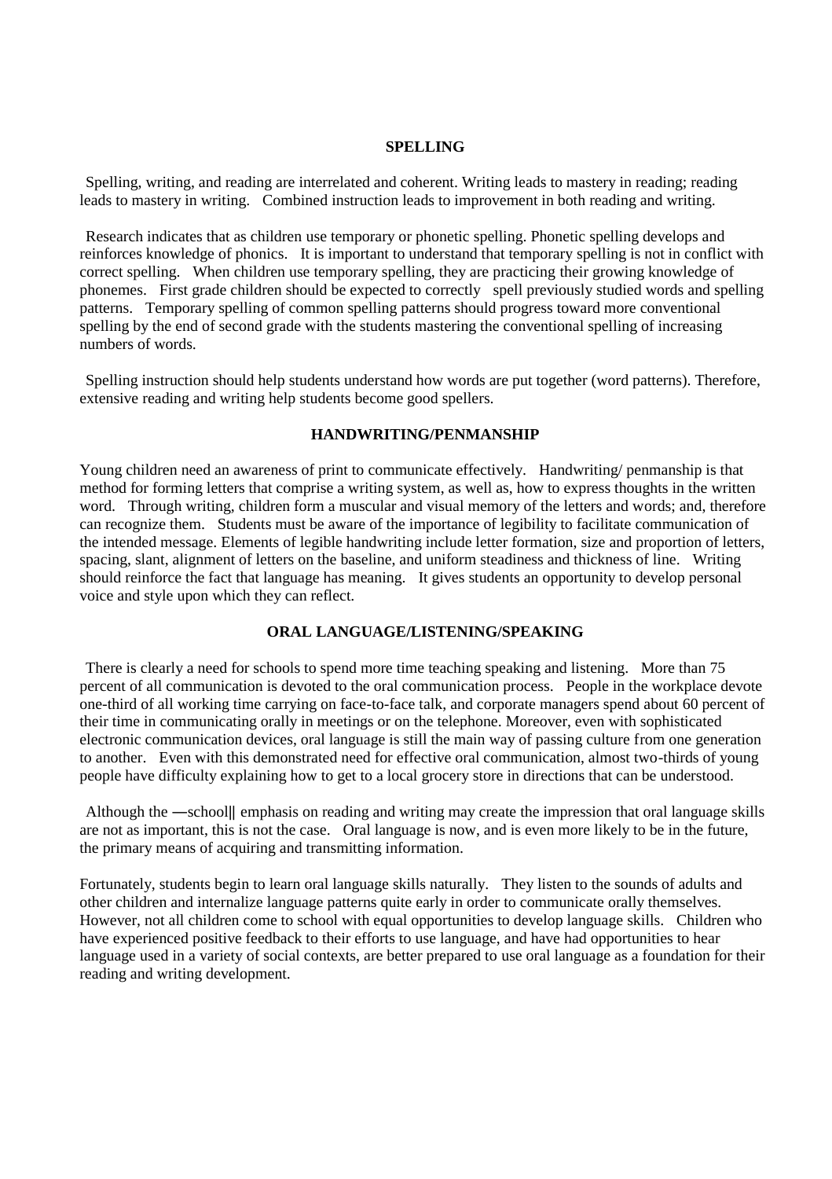## SPELLING

Spelling, writing, and reading are interrelated and coherent. Writing leads to mastery in reading; reading leads to mastery in writing. Combined instruction leads to improvement in both reading and writing.

Research indicates that as children use temporary or phonetic spelling. Phonetic spelling develops and reinforces knowledge of phonics. It is important to understand that temporary spelling is not in conflict with correct spelling. When children use temporary spelling, they are practicing their growing knowledge of phonemes. First grade children should be expected to correctly spell previously studied words and spelling patterns. Temporary spelling of common spelling patterns should progress toward more conventional spelling by the end of second grade with the students mastering the conventional spelling of increasing numbers of words.

Spelling instruction should help students understand how words are put together (word patterns). Therefore, extensive reading and writing help students become good spellers.

## HANDWRITING/PENMANSHIP

Young children need an awareness of print to communicate effectively. Handwriting/ penmanship is that method for forming letters that comprise a writing system, as well as, how to express thoughts in the written word. Through writing, children form a muscular and visual memory of the letters and words; and, therefore can recognize them. Students must be aware of the importance of legibility to facilitate communication of the intended message. Elements of legible handwriting include letter formation, size and proportion of letters, spacing, slant, alignment of letters on the baseline, and uniform steadiness and thickness of line. Writing should reinforce the fact that language has meaning. It gives students an opportunity to develop personal voice and style upon which they can reflect.

## ORAL LANGUAGE/LISTENING/SPEAKING

There is clearly a need for schools to spend more time teaching speaking and listening. More than 75 percent of all communication is devoted to the oral communication process. People in the workplace devote one-third of all working time carrying on face-to-face talk, and corporate managers spend about 60 percent of their time in communicating orally in meetings or on the telephone. Moreover, even with sophisticated electronic communication devices, oral language is still the main way of passing culture from one generation to another. Even with this demonstrated need for effective oral communication, almost two-thirds of young people have difficulty explaining how to get to a local grocery store in directions that can be understood.

Although the ―school‖ emphasis on reading and writing may create the impression that oral language skills are not as important, this is not the case. Oral language is now, and is even more likely to be in the future, the primary means of acquiring and transmitting information.

Fortunately, students begin to learn oral language skills naturally. They listen to the sounds of adults and other children and internalize language patterns quite early in order to communicate orally themselves. However, not all children come to school with equal opportunities to develop language skills. Children who have experienced positive feedback to their efforts to use language, and have had opportunities to hear language used in a variety of social contexts, are better prepared to use oral language as a foundation for their reading and writing development.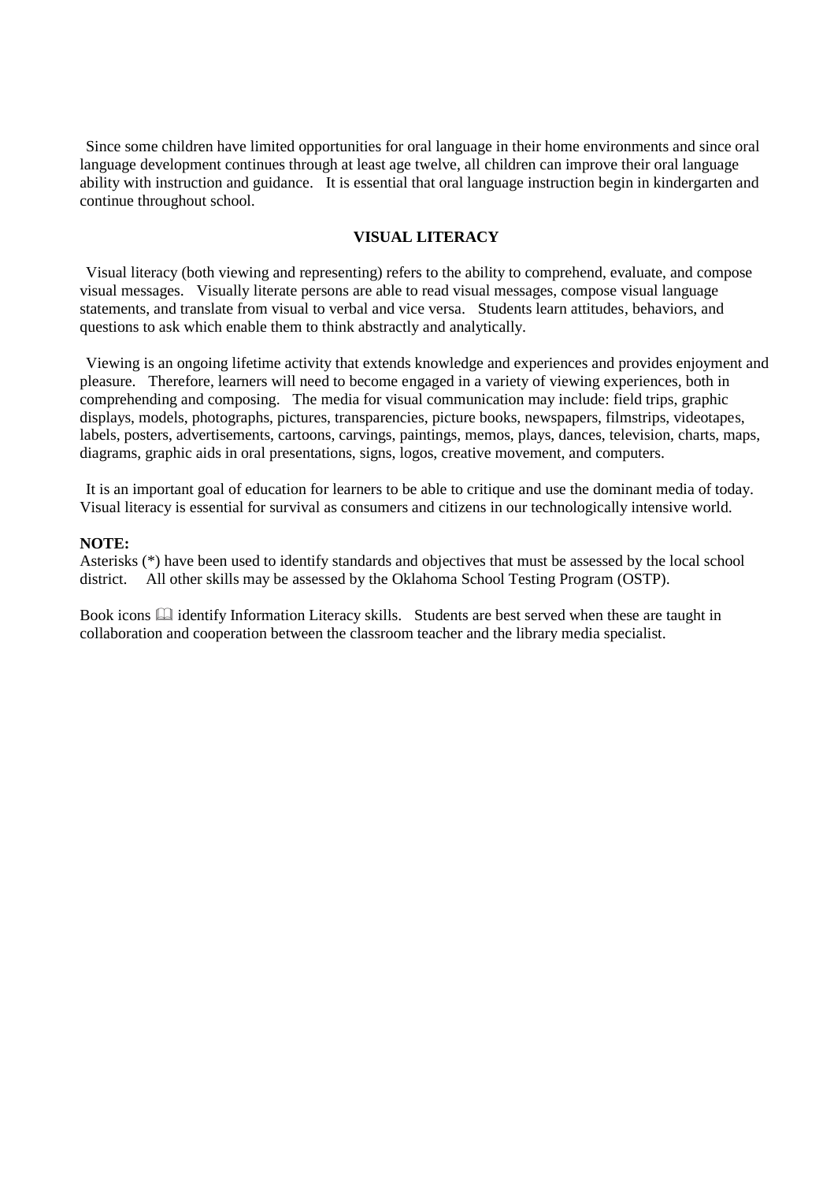Since some children have limited opportunities for oral language in their home environments and since oral language development continues through at least age twelve, all children can improve their oral language ability with instruction and guidance. It is essential that oral language instruction begin in kindergarten and continue throughout school.

## VISUAL LITERACY

Visual literacy (both viewing and representing) refers to the ability to comprehend, evaluate, and compose visual messages. Visually literate persons are able to read visual messages, compose visual language statements, and translate from visual to verbal and vice versa. Students learn attitudes, behaviors, and questions to ask which enable them to think abstractly and analytically.

Viewing is an ongoing lifetime activity that extends knowledge and experiences and provides enjoyment and pleasure. Therefore, learners will need to become engaged in a variety of viewing experiences, both in comprehending and composing. The media for visual communication may include: field trips, graphic displays, models, photographs, pictures, transparencies, picture books, newspapers, filmstrips, videotapes, labels, posters, advertisements, cartoons, carvings, paintings, memos, plays, dances, television, charts, maps, diagrams, graphic aids in oral presentations, signs, logos, creative movement, and computers.

It is an important goal of education for learners to be able to critique and use the dominant media of today. Visual literacy is essential for survival as consumers and citizens in our technologically intensive world.

**NOTE:**
Asterisks (*) have been used to identify standards and objectives that must be assessed by the local school district. All other skills may be assessed by the Oklahoma School Testing Program (OSTP).

Book icons 🕮 identify Information Literacy skills. Students are best served when these are taught in collaboration and cooperation between the classroom teacher and the library media specialist.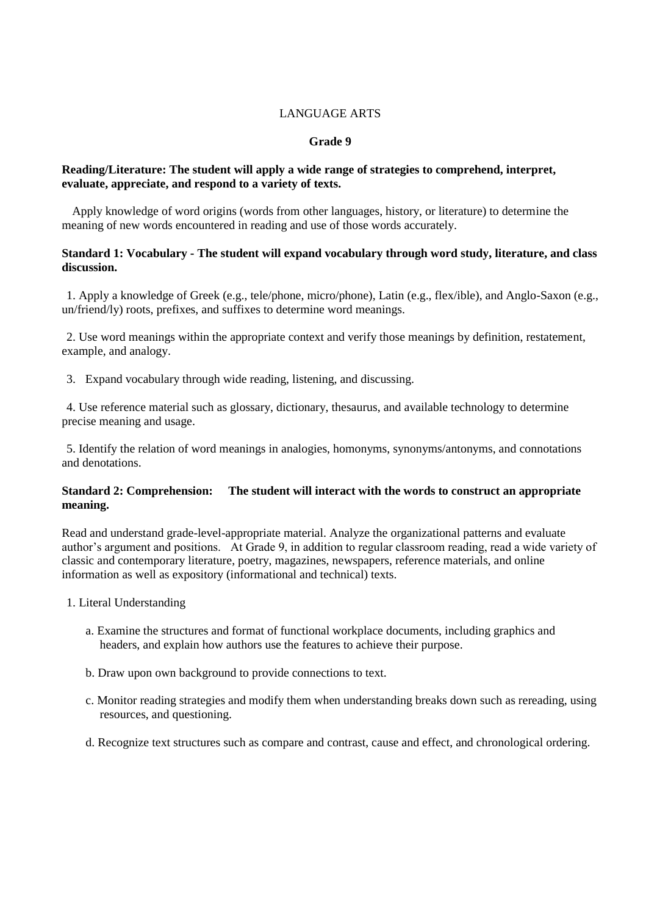# LANGUAGE ARTS

## Grade 9

**Reading/Literature: The student will apply a wide range of strategies to comprehend, interpret, evaluate, appreciate, and respond to a variety of texts.**

Apply knowledge of word origins (words from other languages, history, or literature) to determine the meaning of new words encountered in reading and use of those words accurately.

**Standard 1: Vocabulary - The student will expand vocabulary through word study, literature, and class discussion.**

1. Apply a knowledge of Greek (e.g., tele/phone, micro/phone), Latin (e.g., flex/ible), and Anglo-Saxon (e.g., un/friend/ly) roots, prefixes, and suffixes to determine word meanings.

2. Use word meanings within the appropriate context and verify those meanings by definition, restatement, example, and analogy.

3. Expand vocabulary through wide reading, listening, and discussing.

4. Use reference material such as glossary, dictionary, thesaurus, and available technology to determine precise meaning and usage.

5. Identify the relation of word meanings in analogies, homonyms, synonyms/antonyms, and connotations and denotations.

**Standard 2: Comprehension: The student will interact with the words to construct an appropriate meaning.**

Read and understand grade-level-appropriate material. Analyze the organizational patterns and evaluate author's argument and positions. At Grade 9, in addition to regular classroom reading, read a wide variety of classic and contemporary literature, poetry, magazines, newspapers, reference materials, and online information as well as expository (informational and technical) texts.

1. Literal Understanding

   a. Examine the structures and format of functional workplace documents, including graphics and headers, and explain how authors use the features to achieve their purpose.

   b. Draw upon own background to provide connections to text.

   c. Monitor reading strategies and modify them when understanding breaks down such as rereading, using resources, and questioning.

   d. Recognize text structures such as compare and contrast, cause and effect, and chronological ordering.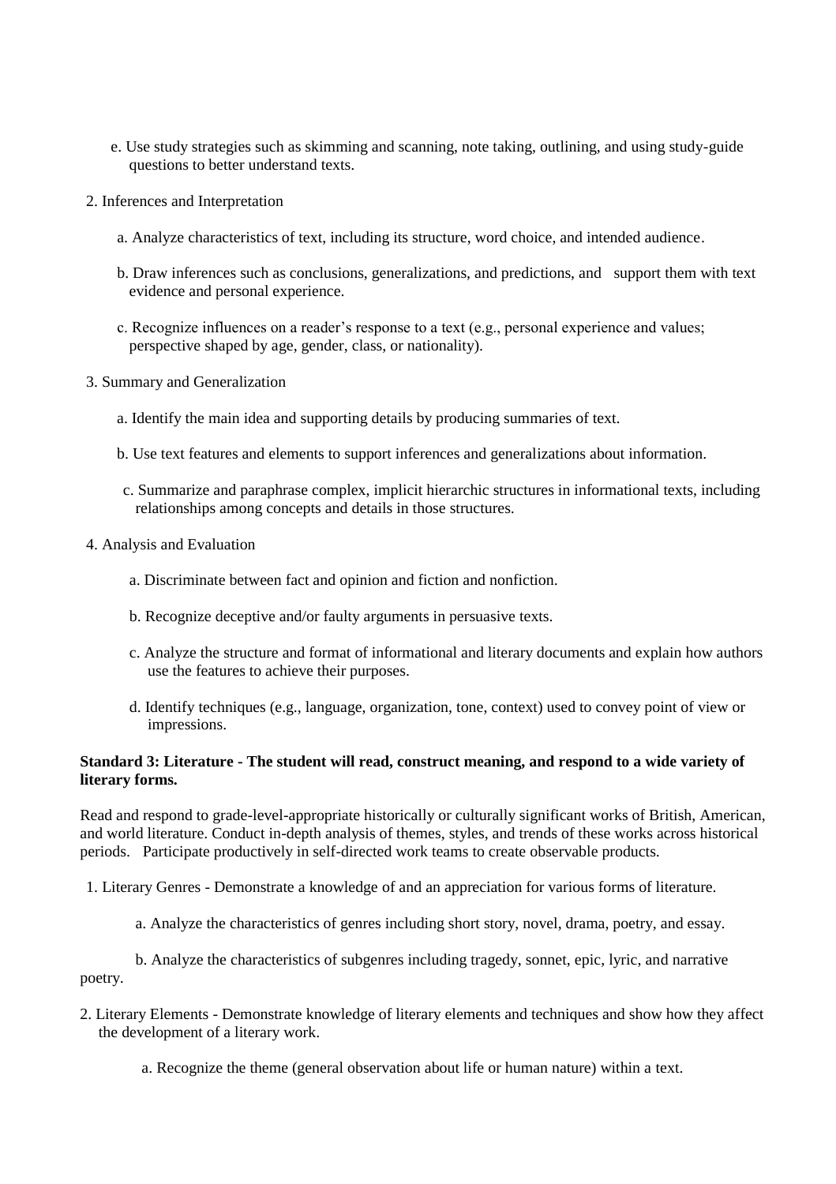e. Use study strategies such as skimming and scanning, note taking, outlining, and using study-guide questions to better understand texts.

2. Inferences and Interpretation

   a. Analyze characteristics of text, including its structure, word choice, and intended audience.

   b. Draw inferences such as conclusions, generalizations, and predictions, and support them with text evidence and personal experience.

   c. Recognize influences on a reader's response to a text (e.g., personal experience and values; perspective shaped by age, gender, class, or nationality).

3. Summary and Generalization

   a. Identify the main idea and supporting details by producing summaries of text.

   b. Use text features and elements to support inferences and generalizations about information.

   c. Summarize and paraphrase complex, implicit hierarchic structures in informational texts, including relationships among concepts and details in those structures.

4. Analysis and Evaluation

   a. Discriminate between fact and opinion and fiction and nonfiction.

   b. Recognize deceptive and/or faulty arguments in persuasive texts.

   c. Analyze the structure and format of informational and literary documents and explain how authors use the features to achieve their purposes.

   d. Identify techniques (e.g., language, organization, tone, context) used to convey point of view or impressions.

**Standard 3: Literature - The student will read, construct meaning, and respond to a wide variety of literary forms.**

Read and respond to grade-level-appropriate historically or culturally significant works of British, American, and world literature. Conduct in-depth analysis of themes, styles, and trends of these works across historical periods. Participate productively in self-directed work teams to create observable products.

1. Literary Genres - Demonstrate a knowledge of and an appreciation for various forms of literature.

   a. Analyze the characteristics of genres including short story, novel, drama, poetry, and essay.

   b. Analyze the characteristics of subgenres including tragedy, sonnet, epic, lyric, and narrative poetry.

2. Literary Elements - Demonstrate knowledge of literary elements and techniques and show how they affect the development of a literary work.

   a. Recognize the theme (general observation about life or human nature) within a text.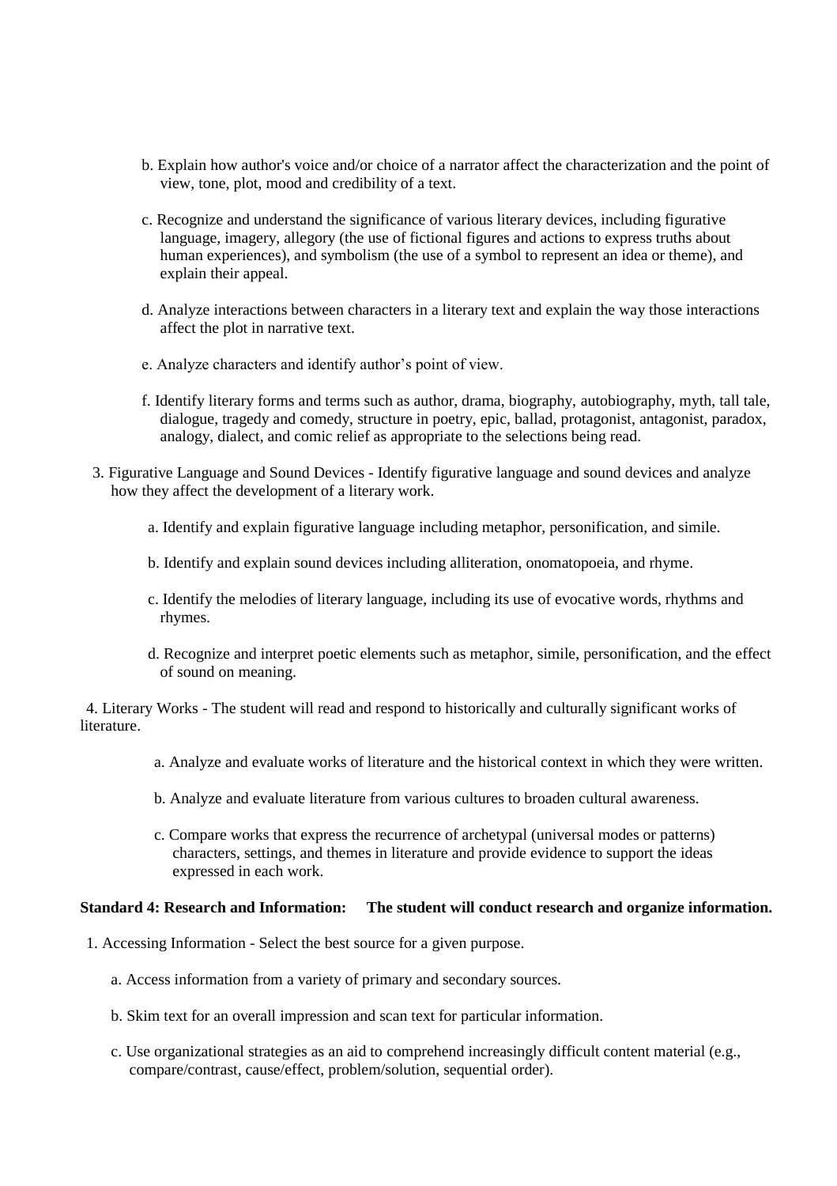b. Explain how author's voice and/or choice of a narrator affect the characterization and the point of view, tone, plot, mood and credibility of a text.

c. Recognize and understand the significance of various literary devices, including figurative language, imagery, allegory (the use of fictional figures and actions to express truths about human experiences), and symbolism (the use of a symbol to represent an idea or theme), and explain their appeal.

d. Analyze interactions between characters in a literary text and explain the way those interactions affect the plot in narrative text.

e. Analyze characters and identify author's point of view.

f. Identify literary forms and terms such as author, drama, biography, autobiography, myth, tall tale, dialogue, tragedy and comedy, structure in poetry, epic, ballad, protagonist, antagonist, paradox, analogy, dialect, and comic relief as appropriate to the selections being read.

3. Figurative Language and Sound Devices - Identify figurative language and sound devices and analyze how they affect the development of a literary work.

a. Identify and explain figurative language including metaphor, personification, and simile.

b. Identify and explain sound devices including alliteration, onomatopoeia, and rhyme.

c. Identify the melodies of literary language, including its use of evocative words, rhythms and rhymes.

d. Recognize and interpret poetic elements such as metaphor, simile, personification, and the effect of sound on meaning.

4. Literary Works - The student will read and respond to historically and culturally significant works of literature.

a. Analyze and evaluate works of literature and the historical context in which they were written.

b. Analyze and evaluate literature from various cultures to broaden cultural awareness.

c. Compare works that express the recurrence of archetypal (universal modes or patterns) characters, settings, and themes in literature and provide evidence to support the ideas expressed in each work.

**Standard 4: Research and Information: The student will conduct research and organize information.**

1. Accessing Information - Select the best source for a given purpose.

a. Access information from a variety of primary and secondary sources.

b. Skim text for an overall impression and scan text for particular information.

c. Use organizational strategies as an aid to comprehend increasingly difficult content material (e.g., compare/contrast, cause/effect, problem/solution, sequential order).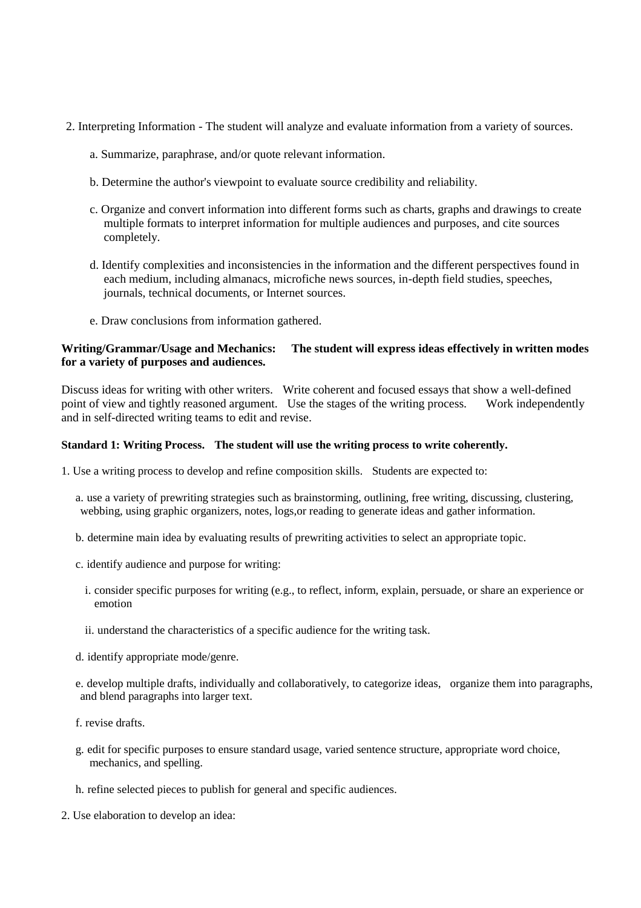2. Interpreting Information - The student will analyze and evaluate information from a variety of sources.

   a. Summarize, paraphrase, and/or quote relevant information.

   b. Determine the author's viewpoint to evaluate source credibility and reliability.

   c. Organize and convert information into different forms such as charts, graphs and drawings to create multiple formats to interpret information for multiple audiences and purposes, and cite sources completely.

   d. Identify complexities and inconsistencies in the information and the different perspectives found in each medium, including almanacs, microfiche news sources, in-depth field studies, speeches, journals, technical documents, or Internet sources.

   e. Draw conclusions from information gathered.

**Writing/Grammar/Usage and Mechanics: The student will express ideas effectively in written modes for a variety of purposes and audiences.**

Discuss ideas for writing with other writers. Write coherent and focused essays that show a well-defined point of view and tightly reasoned argument. Use the stages of the writing process. Work independently and in self-directed writing teams to edit and revise.

**Standard 1: Writing Process. The student will use the writing process to write coherently.**

1. Use a writing process to develop and refine composition skills. Students are expected to:

   a. use a variety of prewriting strategies such as brainstorming, outlining, free writing, discussing, clustering, webbing, using graphic organizers, notes, logs,or reading to generate ideas and gather information.

   b. determine main idea by evaluating results of prewriting activities to select an appropriate topic.

   c. identify audience and purpose for writing:

      i. consider specific purposes for writing (e.g., to reflect, inform, explain, persuade, or share an experience or emotion

      ii. understand the characteristics of a specific audience for the writing task.

   d. identify appropriate mode/genre.

   e. develop multiple drafts, individually and collaboratively, to categorize ideas, organize them into paragraphs, and blend paragraphs into larger text.

   f. revise drafts.

   g. edit for specific purposes to ensure standard usage, varied sentence structure, appropriate word choice, mechanics, and spelling.

   h. refine selected pieces to publish for general and specific audiences.

2. Use elaboration to develop an idea: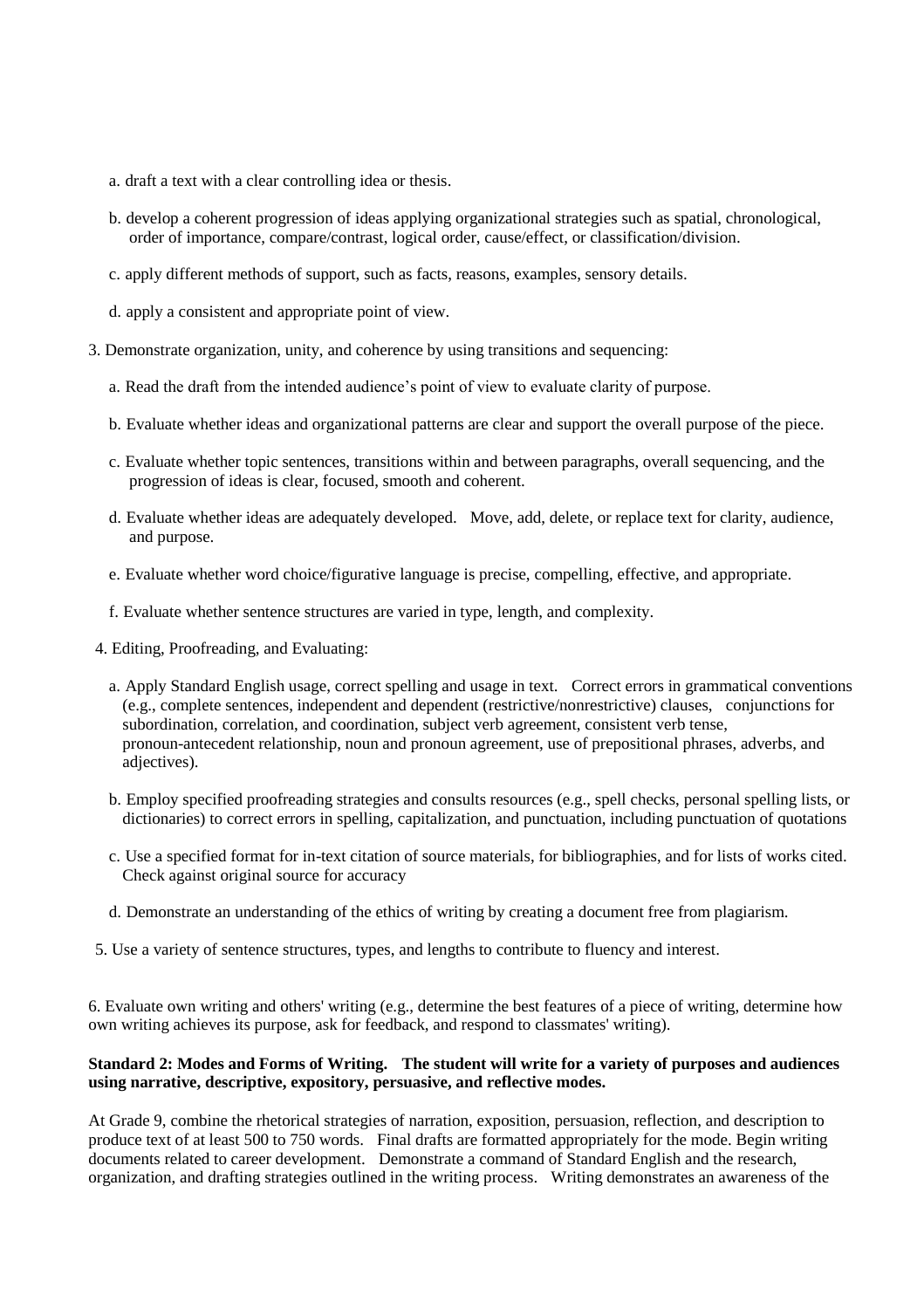a. draft a text with a clear controlling idea or thesis.

   b. develop a coherent progression of ideas applying organizational strategies such as spatial, chronological, order of importance, compare/contrast, logical order, cause/effect, or classification/division.

   c. apply different methods of support, such as facts, reasons, examples, sensory details.

   d. apply a consistent and appropriate point of view.

3. Demonstrate organization, unity, and coherence by using transitions and sequencing:

   a. Read the draft from the intended audience's point of view to evaluate clarity of purpose.

   b. Evaluate whether ideas and organizational patterns are clear and support the overall purpose of the piece.

   c. Evaluate whether topic sentences, transitions within and between paragraphs, overall sequencing, and the progression of ideas is clear, focused, smooth and coherent.

   d. Evaluate whether ideas are adequately developed. Move, add, delete, or replace text for clarity, audience, and purpose.

   e. Evaluate whether word choice/figurative language is precise, compelling, effective, and appropriate.

   f. Evaluate whether sentence structures are varied in type, length, and complexity.

4. Editing, Proofreading, and Evaluating:

   a. Apply Standard English usage, correct spelling and usage in text. Correct errors in grammatical conventions (e.g., complete sentences, independent and dependent (restrictive/nonrestrictive) clauses, conjunctions for subordination, correlation, and coordination, subject verb agreement, consistent verb tense, pronoun-antecedent relationship, noun and pronoun agreement, use of prepositional phrases, adverbs, and adjectives).

   b. Employ specified proofreading strategies and consults resources (e.g., spell checks, personal spelling lists, or dictionaries) to correct errors in spelling, capitalization, and punctuation, including punctuation of quotations

   c. Use a specified format for in-text citation of source materials, for bibliographies, and for lists of works cited. Check against original source for accuracy

   d. Demonstrate an understanding of the ethics of writing by creating a document free from plagiarism.

5. Use a variety of sentence structures, types, and lengths to contribute to fluency and interest.

6. Evaluate own writing and others' writing (e.g., determine the best features of a piece of writing, determine how own writing achieves its purpose, ask for feedback, and respond to classmates' writing).

**Standard 2: Modes and Forms of Writing. The student will write for a variety of purposes and audiences using narrative, descriptive, expository, persuasive, and reflective modes.**

At Grade 9, combine the rhetorical strategies of narration, exposition, persuasion, reflection, and description to produce text of at least 500 to 750 words. Final drafts are formatted appropriately for the mode. Begin writing documents related to career development. Demonstrate a command of Standard English and the research, organization, and drafting strategies outlined in the writing process. Writing demonstrates an awareness of the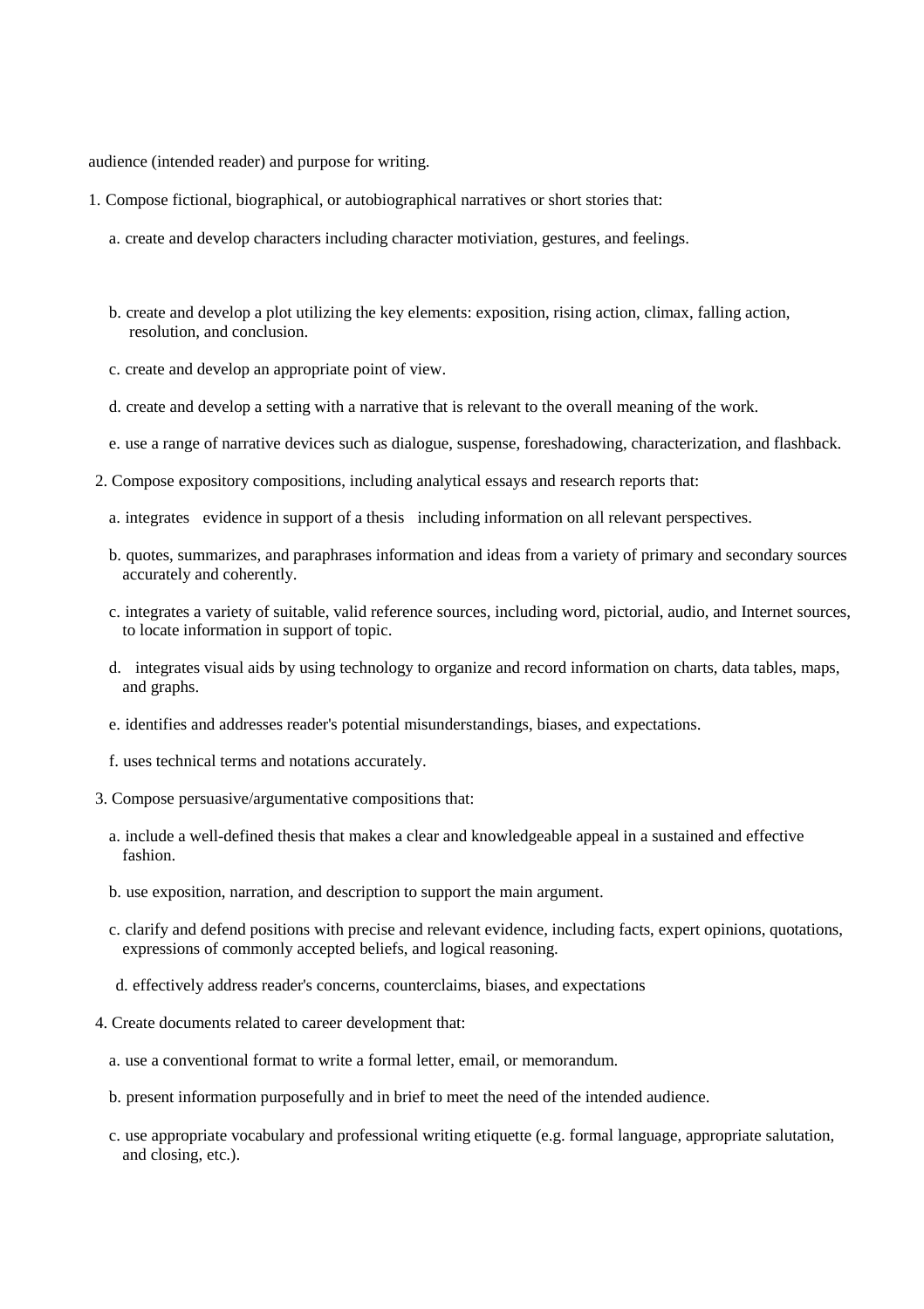audience (intended reader) and purpose for writing.

1. Compose fictional, biographical, or autobiographical narratives or short stories that:

   a. create and develop characters including character motiviation, gestures, and feelings.

   b. create and develop a plot utilizing the key elements: exposition, rising action, climax, falling action, resolution, and conclusion.

   c. create and develop an appropriate point of view.

   d. create and develop a setting with a narrative that is relevant to the overall meaning of the work.

   e. use a range of narrative devices such as dialogue, suspense, foreshadowing, characterization, and flashback.

2. Compose expository compositions, including analytical essays and research reports that:

   a. integrates evidence in support of a thesis including information on all relevant perspectives.

   b. quotes, summarizes, and paraphrases information and ideas from a variety of primary and secondary sources accurately and coherently.

   c. integrates a variety of suitable, valid reference sources, including word, pictorial, audio, and Internet sources, to locate information in support of topic.

   d. integrates visual aids by using technology to organize and record information on charts, data tables, maps, and graphs.

   e. identifies and addresses reader's potential misunderstandings, biases, and expectations.

   f. uses technical terms and notations accurately.

3. Compose persuasive/argumentative compositions that:

   a. include a well-defined thesis that makes a clear and knowledgeable appeal in a sustained and effective fashion.

   b. use exposition, narration, and description to support the main argument.

   c. clarify and defend positions with precise and relevant evidence, including facts, expert opinions, quotations, expressions of commonly accepted beliefs, and logical reasoning.

   d. effectively address reader's concerns, counterclaims, biases, and expectations

4. Create documents related to career development that:

   a. use a conventional format to write a formal letter, email, or memorandum.

   b. present information purposefully and in brief to meet the need of the intended audience.

   c. use appropriate vocabulary and professional writing etiquette (e.g. formal language, appropriate salutation, and closing, etc.).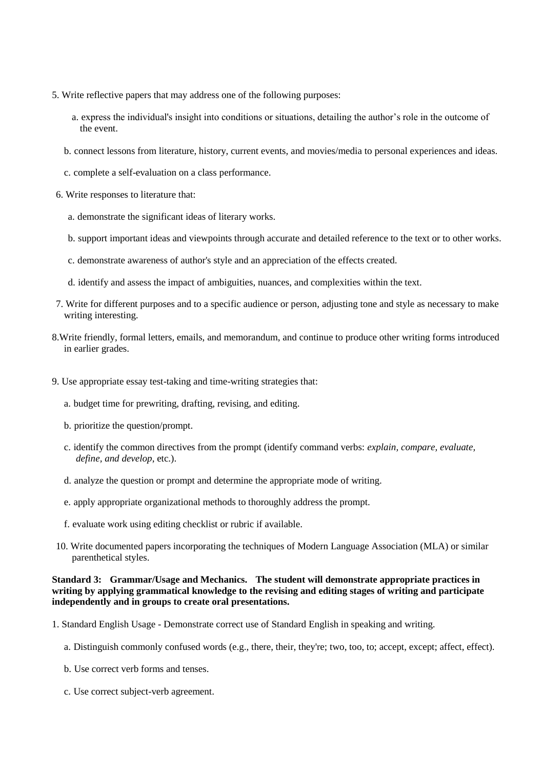5. Write reflective papers that may address one of the following purposes:

   a. express the individual's insight into conditions or situations, detailing the author's role in the outcome of the event.

   b. connect lessons from literature, history, current events, and movies/media to personal experiences and ideas.

   c. complete a self-evaluation on a class performance.

6. Write responses to literature that:

   a. demonstrate the significant ideas of literary works.

   b. support important ideas and viewpoints through accurate and detailed reference to the text or to other works.

   c. demonstrate awareness of author's style and an appreciation of the effects created.

   d. identify and assess the impact of ambiguities, nuances, and complexities within the text.

7. Write for different purposes and to a specific audience or person, adjusting tone and style as necessary to make writing interesting.

8. Write friendly, formal letters, emails, and memorandum, and continue to produce other writing forms introduced in earlier grades.

9. Use appropriate essay test-taking and time-writing strategies that:

   a. budget time for prewriting, drafting, revising, and editing.

   b. prioritize the question/prompt.

   c. identify the common directives from the prompt (identify command verbs: *explain, compare, evaluate, define, and develop*, etc.).

   d. analyze the question or prompt and determine the appropriate mode of writing.

   e. apply appropriate organizational methods to thoroughly address the prompt.

   f. evaluate work using editing checklist or rubric if available.

10. Write documented papers incorporating the techniques of Modern Language Association (MLA) or similar parenthetical styles.

**Standard 3: Grammar/Usage and Mechanics. The student will demonstrate appropriate practices in writing by applying grammatical knowledge to the revising and editing stages of writing and participate independently and in groups to create oral presentations.**

1. Standard English Usage - Demonstrate correct use of Standard English in speaking and writing.

   a. Distinguish commonly confused words (e.g., there, their, they're; two, too, to; accept, except; affect, effect).

   b. Use correct verb forms and tenses.

   c. Use correct subject-verb agreement.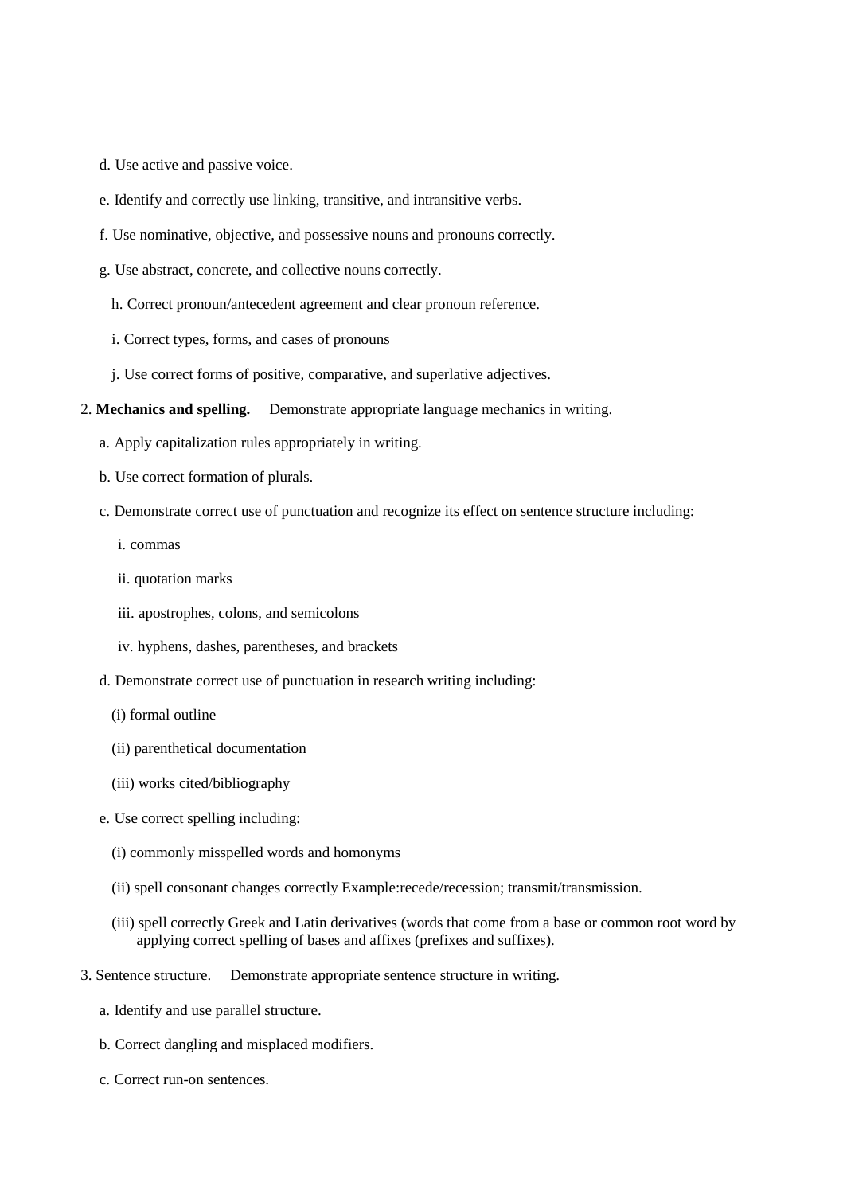d. Use active and passive voice.

e. Identify and correctly use linking, transitive, and intransitive verbs.

f. Use nominative, objective, and possessive nouns and pronouns correctly.

g. Use abstract, concrete, and collective nouns correctly.

h. Correct pronoun/antecedent agreement and clear pronoun reference.

i. Correct types, forms, and cases of pronouns

j. Use correct forms of positive, comparative, and superlative adjectives.

2. **Mechanics and spelling.** Demonstrate appropriate language mechanics in writing.

a. Apply capitalization rules appropriately in writing.

b. Use correct formation of plurals.

c. Demonstrate correct use of punctuation and recognize its effect on sentence structure including:

i. commas

ii. quotation marks

iii. apostrophes, colons, and semicolons

iv. hyphens, dashes, parentheses, and brackets

d. Demonstrate correct use of punctuation in research writing including:

(i) formal outline

(ii) parenthetical documentation

(iii) works cited/bibliography

e. Use correct spelling including:

(i) commonly misspelled words and homonyms

(ii) spell consonant changes correctly Example:recede/recession; transmit/transmission.

(iii) spell correctly Greek and Latin derivatives (words that come from a base or common root word by applying correct spelling of bases and affixes (prefixes and suffixes).

3. Sentence structure. Demonstrate appropriate sentence structure in writing.

a. Identify and use parallel structure.

b. Correct dangling and misplaced modifiers.

c. Correct run-on sentences.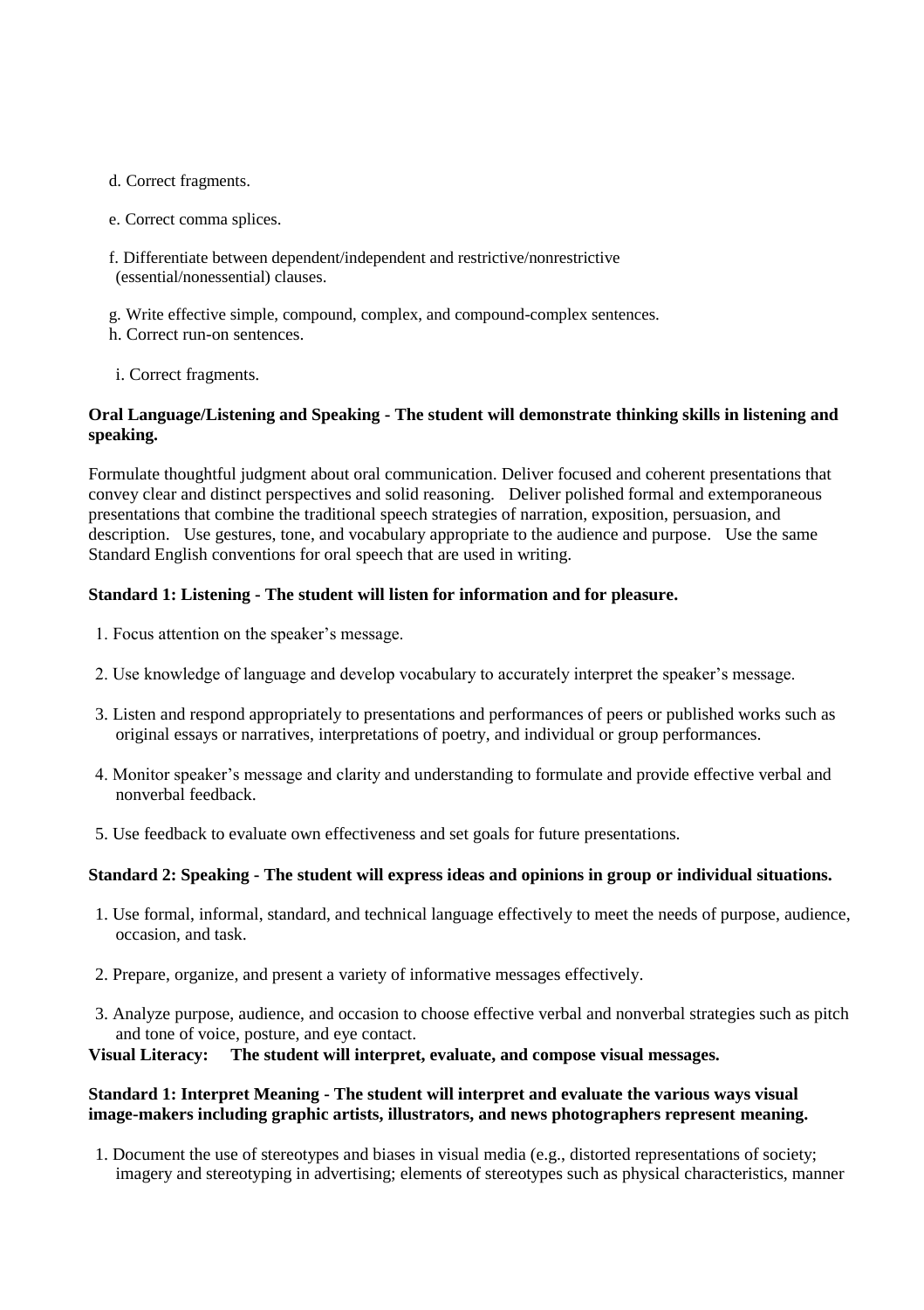d. Correct fragments.

e. Correct comma splices.

f. Differentiate between dependent/independent and restrictive/nonrestrictive (essential/nonessential) clauses.

g. Write effective simple, compound, complex, and compound-complex sentences.

h. Correct run-on sentences.

i. Correct fragments.

**Oral Language/Listening and Speaking - The student will demonstrate thinking skills in listening and speaking.**

Formulate thoughtful judgment about oral communication. Deliver focused and coherent presentations that convey clear and distinct perspectives and solid reasoning. Deliver polished formal and extemporaneous presentations that combine the traditional speech strategies of narration, exposition, persuasion, and description. Use gestures, tone, and vocabulary appropriate to the audience and purpose. Use the same Standard English conventions for oral speech that are used in writing.

**Standard 1: Listening - The student will listen for information and for pleasure.**

1. Focus attention on the speaker's message.
2. Use knowledge of language and develop vocabulary to accurately interpret the speaker's message.
3. Listen and respond appropriately to presentations and performances of peers or published works such as original essays or narratives, interpretations of poetry, and individual or group performances.
4. Monitor speaker's message and clarity and understanding to formulate and provide effective verbal and nonverbal feedback.
5. Use feedback to evaluate own effectiveness and set goals for future presentations.

**Standard 2: Speaking - The student will express ideas and opinions in group or individual situations.**

1. Use formal, informal, standard, and technical language effectively to meet the needs of purpose, audience, occasion, and task.
2. Prepare, organize, and present a variety of informative messages effectively.
3. Analyze purpose, audience, and occasion to choose effective verbal and nonverbal strategies such as pitch and tone of voice, posture, and eye contact.

**Visual Literacy: The student will interpret, evaluate, and compose visual messages.**

**Standard 1: Interpret Meaning - The student will interpret and evaluate the various ways visual image-makers including graphic artists, illustrators, and news photographers represent meaning.**

1. Document the use of stereotypes and biases in visual media (e.g., distorted representations of society; imagery and stereotyping in advertising; elements of stereotypes such as physical characteristics, manner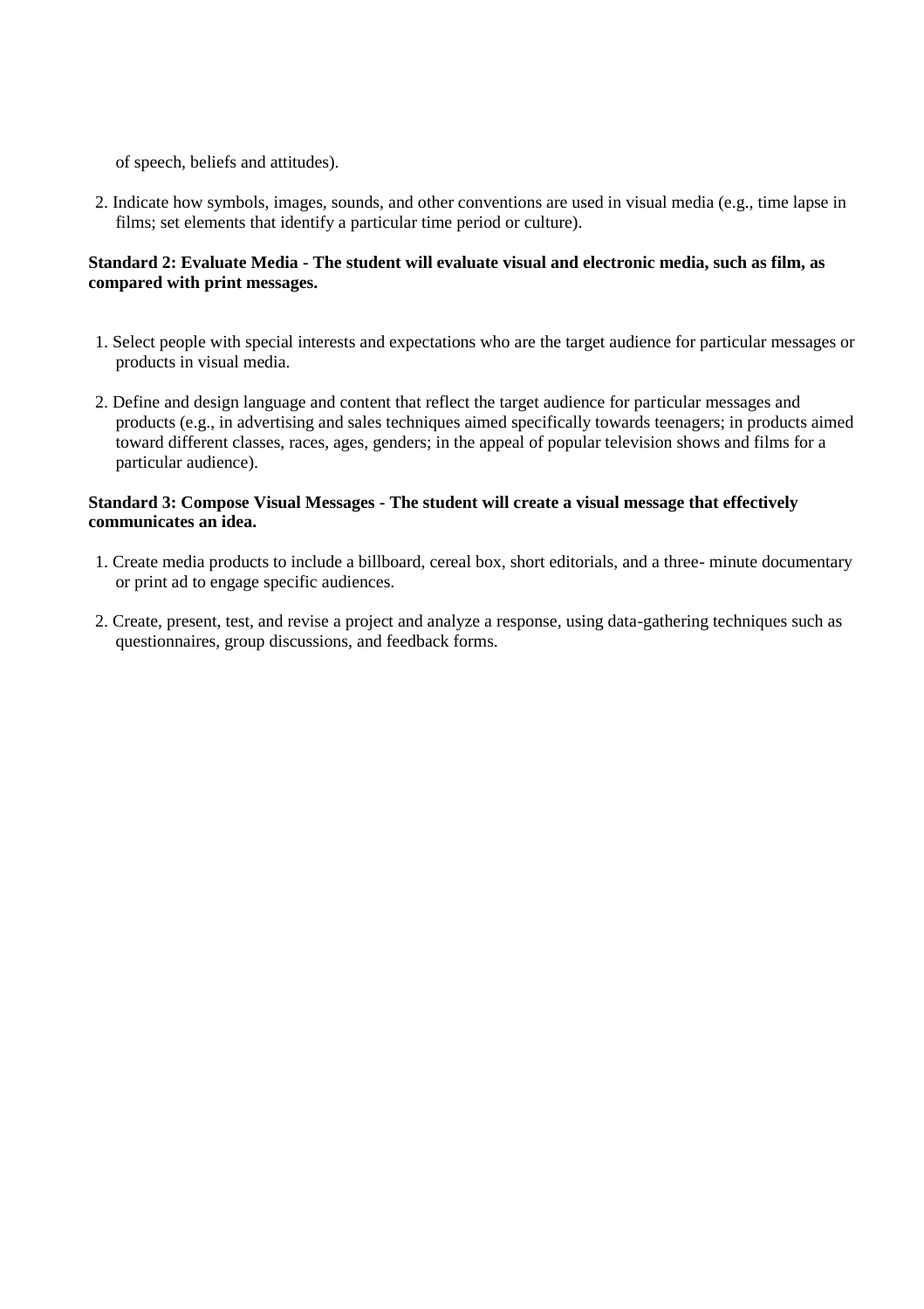of speech, beliefs and attitudes).

2. Indicate how symbols, images, sounds, and other conventions are used in visual media (e.g., time lapse in films; set elements that identify a particular time period or culture).

**Standard 2: Evaluate Media - The student will evaluate visual and electronic media, such as film, as compared with print messages.**

1. Select people with special interests and expectations who are the target audience for particular messages or products in visual media.

2. Define and design language and content that reflect the target audience for particular messages and products (e.g., in advertising and sales techniques aimed specifically towards teenagers; in products aimed toward different classes, races, ages, genders; in the appeal of popular television shows and films for a particular audience).

**Standard 3: Compose Visual Messages - The student will create a visual message that effectively communicates an idea.**

1. Create media products to include a billboard, cereal box, short editorials, and a three- minute documentary or print ad to engage specific audiences.

2. Create, present, test, and revise a project and analyze a response, using data-gathering techniques such as questionnaires, group discussions, and feedback forms.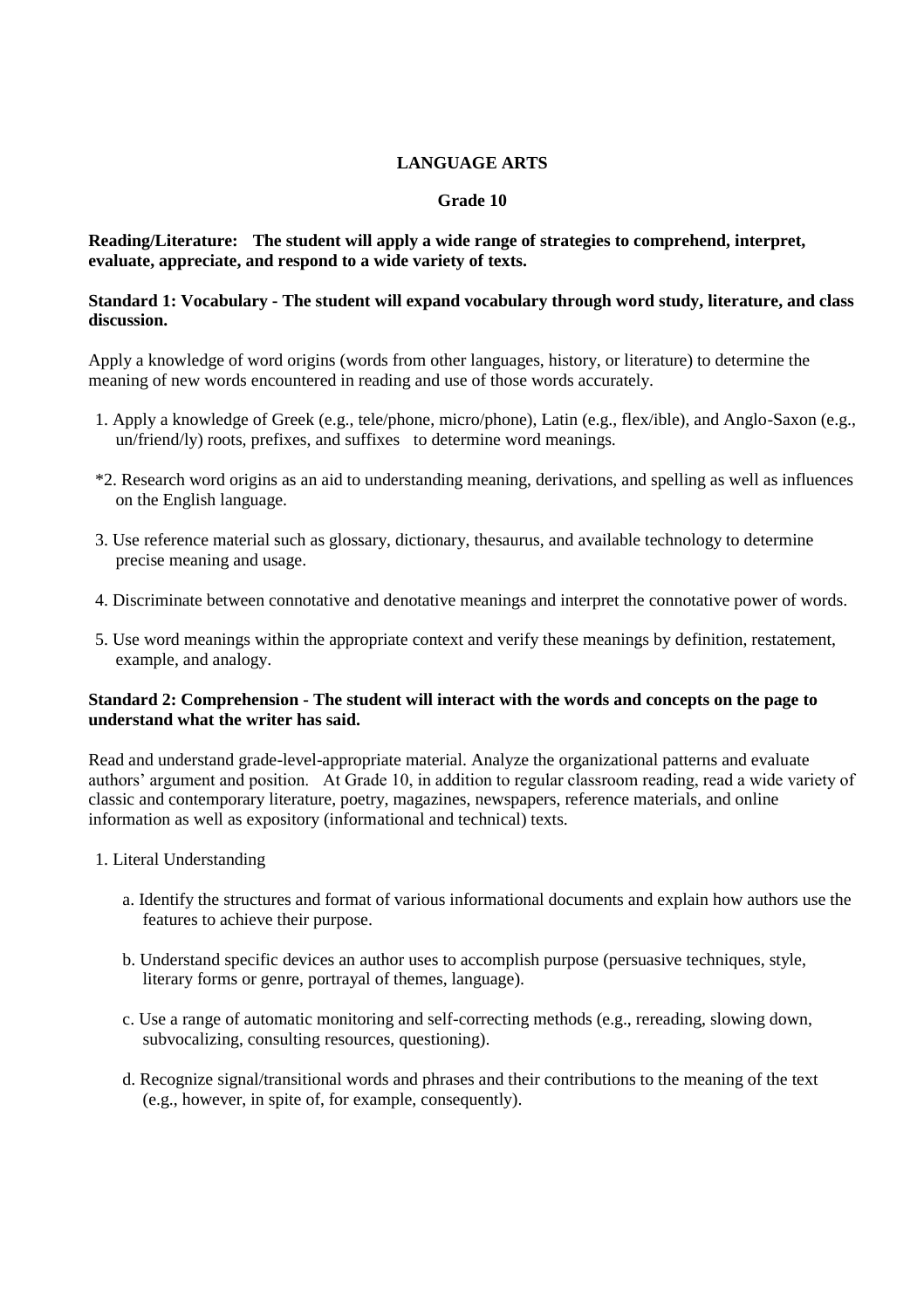# LANGUAGE ARTS

## Grade 10

**Reading/Literature: The student will apply a wide range of strategies to comprehend, interpret, evaluate, appreciate, and respond to a wide variety of texts.**

### Standard 1: Vocabulary - The student will expand vocabulary through word study, literature, and class discussion.

Apply a knowledge of word origins (words from other languages, history, or literature) to determine the meaning of new words encountered in reading and use of those words accurately.

1. Apply a knowledge of Greek (e.g., tele/phone, micro/phone), Latin (e.g., flex/ible), and Anglo-Saxon (e.g., un/friend/ly) roots, prefixes, and suffixes to determine word meanings.

*2. Research word origins as an aid to understanding meaning, derivations, and spelling as well as influences on the English language.

3. Use reference material such as glossary, dictionary, thesaurus, and available technology to determine precise meaning and usage.

4. Discriminate between connotative and denotative meanings and interpret the connotative power of words.

5. Use word meanings within the appropriate context and verify these meanings by definition, restatement, example, and analogy.

### Standard 2: Comprehension - The student will interact with the words and concepts on the page to understand what the writer has said.

Read and understand grade-level-appropriate material. Analyze the organizational patterns and evaluate authors' argument and position. At Grade 10, in addition to regular classroom reading, read a wide variety of classic and contemporary literature, poetry, magazines, newspapers, reference materials, and online information as well as expository (informational and technical) texts.

1. Literal Understanding

   a. Identify the structures and format of various informational documents and explain how authors use the features to achieve their purpose.

   b. Understand specific devices an author uses to accomplish purpose (persuasive techniques, style, literary forms or genre, portrayal of themes, language).

   c. Use a range of automatic monitoring and self-correcting methods (e.g., rereading, slowing down, subvocalizing, consulting resources, questioning).

   d. Recognize signal/transitional words and phrases and their contributions to the meaning of the text (e.g., however, in spite of, for example, consequently).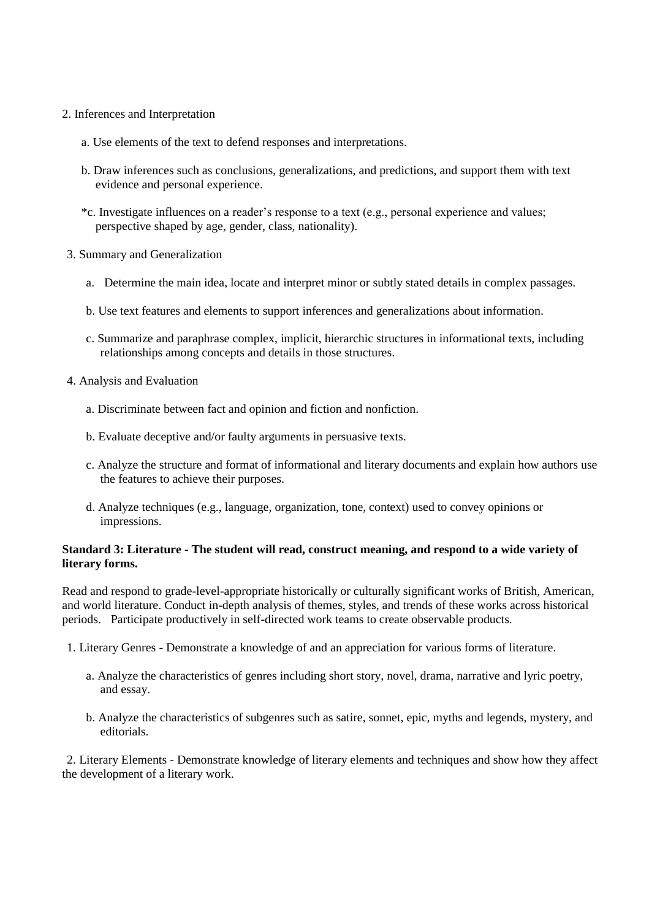2. Inferences and Interpretation

   a. Use elements of the text to defend responses and interpretations.

   b. Draw inferences such as conclusions, generalizations, and predictions, and support them with text evidence and personal experience.

   *c. Investigate influences on a reader's response to a text (e.g., personal experience and values; perspective shaped by age, gender, class, nationality).

3. Summary and Generalization

   a. Determine the main idea, locate and interpret minor or subtly stated details in complex passages.

   b. Use text features and elements to support inferences and generalizations about information.

   c. Summarize and paraphrase complex, implicit, hierarchic structures in informational texts, including relationships among concepts and details in those structures.

4. Analysis and Evaluation

   a. Discriminate between fact and opinion and fiction and nonfiction.

   b. Evaluate deceptive and/or faulty arguments in persuasive texts.

   c. Analyze the structure and format of informational and literary documents and explain how authors use the features to achieve their purposes.

   d. Analyze techniques (e.g., language, organization, tone, context) used to convey opinions or impressions.

**Standard 3: Literature - The student will read, construct meaning, and respond to a wide variety of literary forms.**

Read and respond to grade-level-appropriate historically or culturally significant works of British, American, and world literature. Conduct in-depth analysis of themes, styles, and trends of these works across historical periods. Participate productively in self-directed work teams to create observable products.

1. Literary Genres - Demonstrate a knowledge of and an appreciation for various forms of literature.

   a. Analyze the characteristics of genres including short story, novel, drama, narrative and lyric poetry, and essay.

   b. Analyze the characteristics of subgenres such as satire, sonnet, epic, myths and legends, mystery, and editorials.

2. Literary Elements - Demonstrate knowledge of literary elements and techniques and show how they affect the development of a literary work.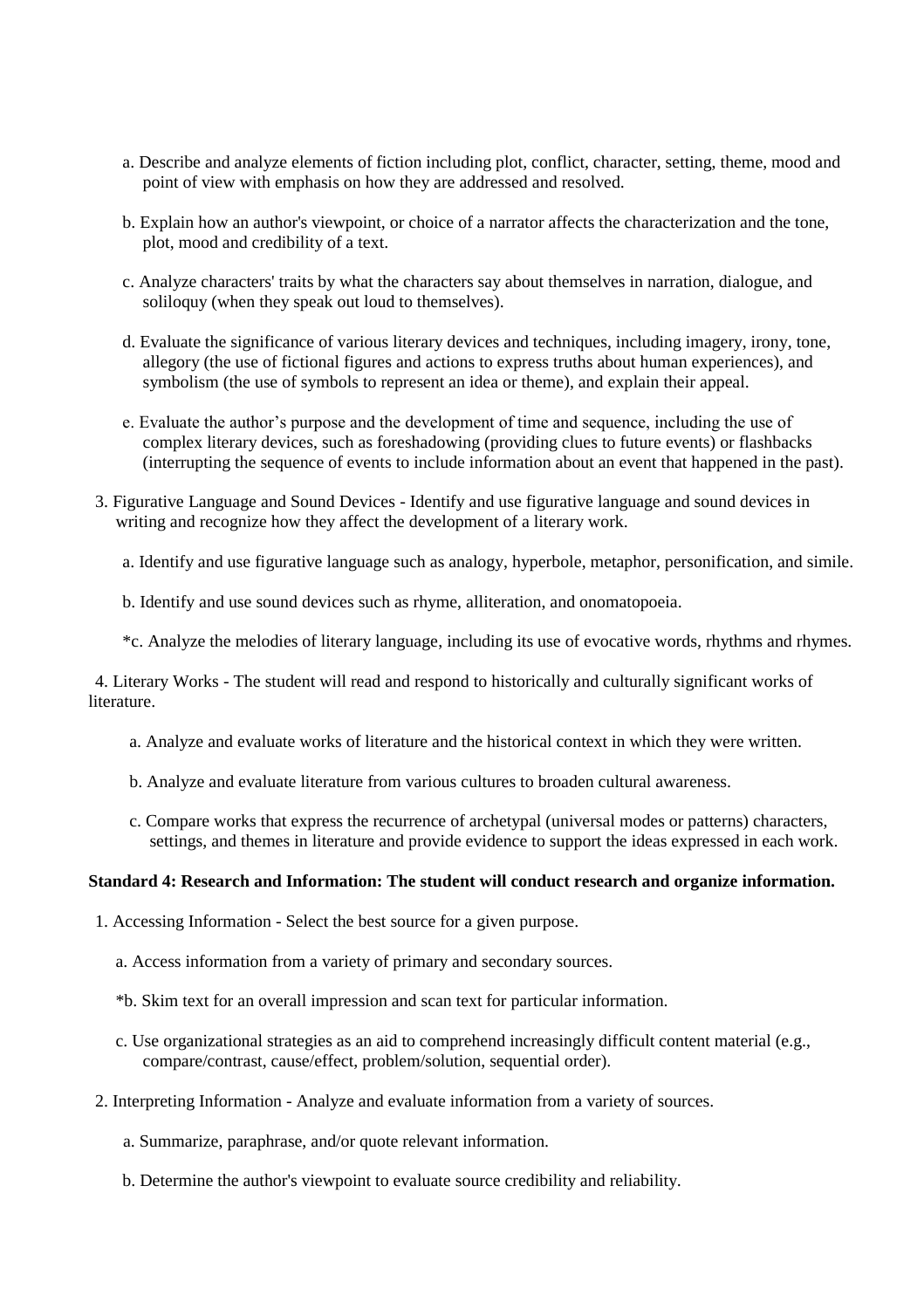a. Describe and analyze elements of fiction including plot, conflict, character, setting, theme, mood and point of view with emphasis on how they are addressed and resolved.

b. Explain how an author's viewpoint, or choice of a narrator affects the characterization and the tone, plot, mood and credibility of a text.

c. Analyze characters' traits by what the characters say about themselves in narration, dialogue, and soliloquy (when they speak out loud to themselves).

d. Evaluate the significance of various literary devices and techniques, including imagery, irony, tone, allegory (the use of fictional figures and actions to express truths about human experiences), and symbolism (the use of symbols to represent an idea or theme), and explain their appeal.

e. Evaluate the author's purpose and the development of time and sequence, including the use of complex literary devices, such as foreshadowing (providing clues to future events) or flashbacks (interrupting the sequence of events to include information about an event that happened in the past).

3. Figurative Language and Sound Devices - Identify and use figurative language and sound devices in writing and recognize how they affect the development of a literary work.

a. Identify and use figurative language such as analogy, hyperbole, metaphor, personification, and simile.

b. Identify and use sound devices such as rhyme, alliteration, and onomatopoeia.

*c. Analyze the melodies of literary language, including its use of evocative words, rhythms and rhymes.

4. Literary Works - The student will read and respond to historically and culturally significant works of literature.

a. Analyze and evaluate works of literature and the historical context in which they were written.

b. Analyze and evaluate literature from various cultures to broaden cultural awareness.

c. Compare works that express the recurrence of archetypal (universal modes or patterns) characters, settings, and themes in literature and provide evidence to support the ideas expressed in each work.

**Standard 4: Research and Information: The student will conduct research and organize information.**

1. Accessing Information - Select the best source for a given purpose.

a. Access information from a variety of primary and secondary sources.

*b. Skim text for an overall impression and scan text for particular information.

c. Use organizational strategies as an aid to comprehend increasingly difficult content material (e.g., compare/contrast, cause/effect, problem/solution, sequential order).

2. Interpreting Information - Analyze and evaluate information from a variety of sources.

a. Summarize, paraphrase, and/or quote relevant information.

b. Determine the author's viewpoint to evaluate source credibility and reliability.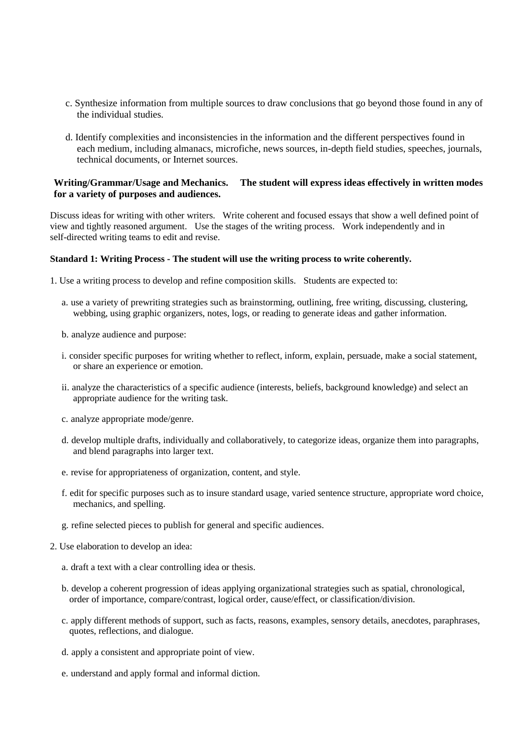c. Synthesize information from multiple sources to draw conclusions that go beyond those found in any of the individual studies.

d. Identify complexities and inconsistencies in the information and the different perspectives found in each medium, including almanacs, microfiche, news sources, in-depth field studies, speeches, journals, technical documents, or Internet sources.

**Writing/Grammar/Usage and Mechanics. The student will express ideas effectively in written modes for a variety of purposes and audiences.**

Discuss ideas for writing with other writers. Write coherent and focused essays that show a well defined point of view and tightly reasoned argument. Use the stages of the writing process. Work independently and in self-directed writing teams to edit and revise.

**Standard 1: Writing Process - The student will use the writing process to write coherently.**

1. Use a writing process to develop and refine composition skills. Students are expected to:

   a. use a variety of prewriting strategies such as brainstorming, outlining, free writing, discussing, clustering, webbing, using graphic organizers, notes, logs, or reading to generate ideas and gather information.

   b. analyze audience and purpose:

   i. consider specific purposes for writing whether to reflect, inform, explain, persuade, make a social statement, or share an experience or emotion.

   ii. analyze the characteristics of a specific audience (interests, beliefs, background knowledge) and select an appropriate audience for the writing task.

   c. analyze appropriate mode/genre.

   d. develop multiple drafts, individually and collaboratively, to categorize ideas, organize them into paragraphs, and blend paragraphs into larger text.

   e. revise for appropriateness of organization, content, and style.

   f. edit for specific purposes such as to insure standard usage, varied sentence structure, appropriate word choice, mechanics, and spelling.

   g. refine selected pieces to publish for general and specific audiences.

2. Use elaboration to develop an idea:

   a. draft a text with a clear controlling idea or thesis.

   b. develop a coherent progression of ideas applying organizational strategies such as spatial, chronological, order of importance, compare/contrast, logical order, cause/effect, or classification/division.

   c. apply different methods of support, such as facts, reasons, examples, sensory details, anecdotes, paraphrases, quotes, reflections, and dialogue.

   d. apply a consistent and appropriate point of view.

   e. understand and apply formal and informal diction.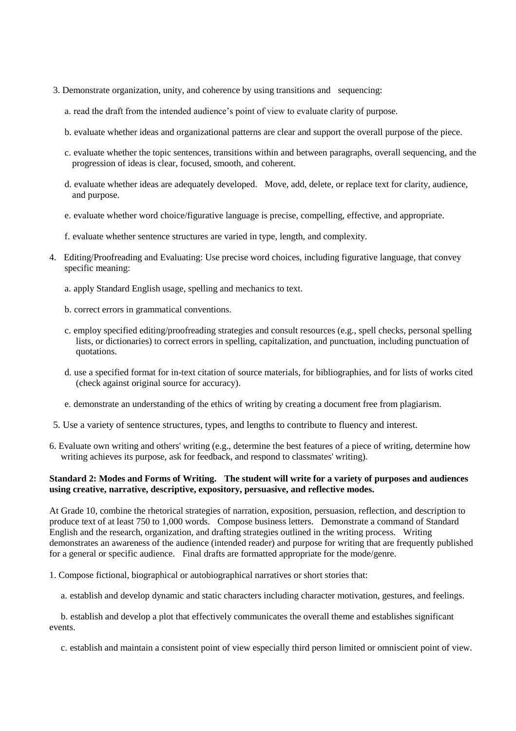3. Demonstrate organization, unity, and coherence by using transitions and sequencing:

   a. read the draft from the intended audience's point of view to evaluate clarity of purpose.

   b. evaluate whether ideas and organizational patterns are clear and support the overall purpose of the piece.

   c. evaluate whether the topic sentences, transitions within and between paragraphs, overall sequencing, and the progression of ideas is clear, focused, smooth, and coherent.

   d. evaluate whether ideas are adequately developed. Move, add, delete, or replace text for clarity, audience, and purpose.

   e. evaluate whether word choice/figurative language is precise, compelling, effective, and appropriate.

   f. evaluate whether sentence structures are varied in type, length, and complexity.

4. Editing/Proofreading and Evaluating: Use precise word choices, including figurative language, that convey specific meaning:

   a. apply Standard English usage, spelling and mechanics to text.

   b. correct errors in grammatical conventions.

   c. employ specified editing/proofreading strategies and consult resources (e.g., spell checks, personal spelling lists, or dictionaries) to correct errors in spelling, capitalization, and punctuation, including punctuation of quotations.

   d. use a specified format for in-text citation of source materials, for bibliographies, and for lists of works cited (check against original source for accuracy).

   e. demonstrate an understanding of the ethics of writing by creating a document free from plagiarism.

5. Use a variety of sentence structures, types, and lengths to contribute to fluency and interest.

6. Evaluate own writing and others' writing (e.g., determine the best features of a piece of writing, determine how writing achieves its purpose, ask for feedback, and respond to classmates' writing).

**Standard 2: Modes and Forms of Writing. The student will write for a variety of purposes and audiences using creative, narrative, descriptive, expository, persuasive, and reflective modes.**

At Grade 10, combine the rhetorical strategies of narration, exposition, persuasion, reflection, and description to produce text of at least 750 to 1,000 words. Compose business letters. Demonstrate a command of Standard English and the research, organization, and drafting strategies outlined in the writing process. Writing demonstrates an awareness of the audience (intended reader) and purpose for writing that are frequently published for a general or specific audience. Final drafts are formatted appropriate for the mode/genre.

1. Compose fictional, biographical or autobiographical narratives or short stories that:

   a. establish and develop dynamic and static characters including character motivation, gestures, and feelings.

   b. establish and develop a plot that effectively communicates the overall theme and establishes significant events.

   c. establish and maintain a consistent point of view especially third person limited or omniscient point of view.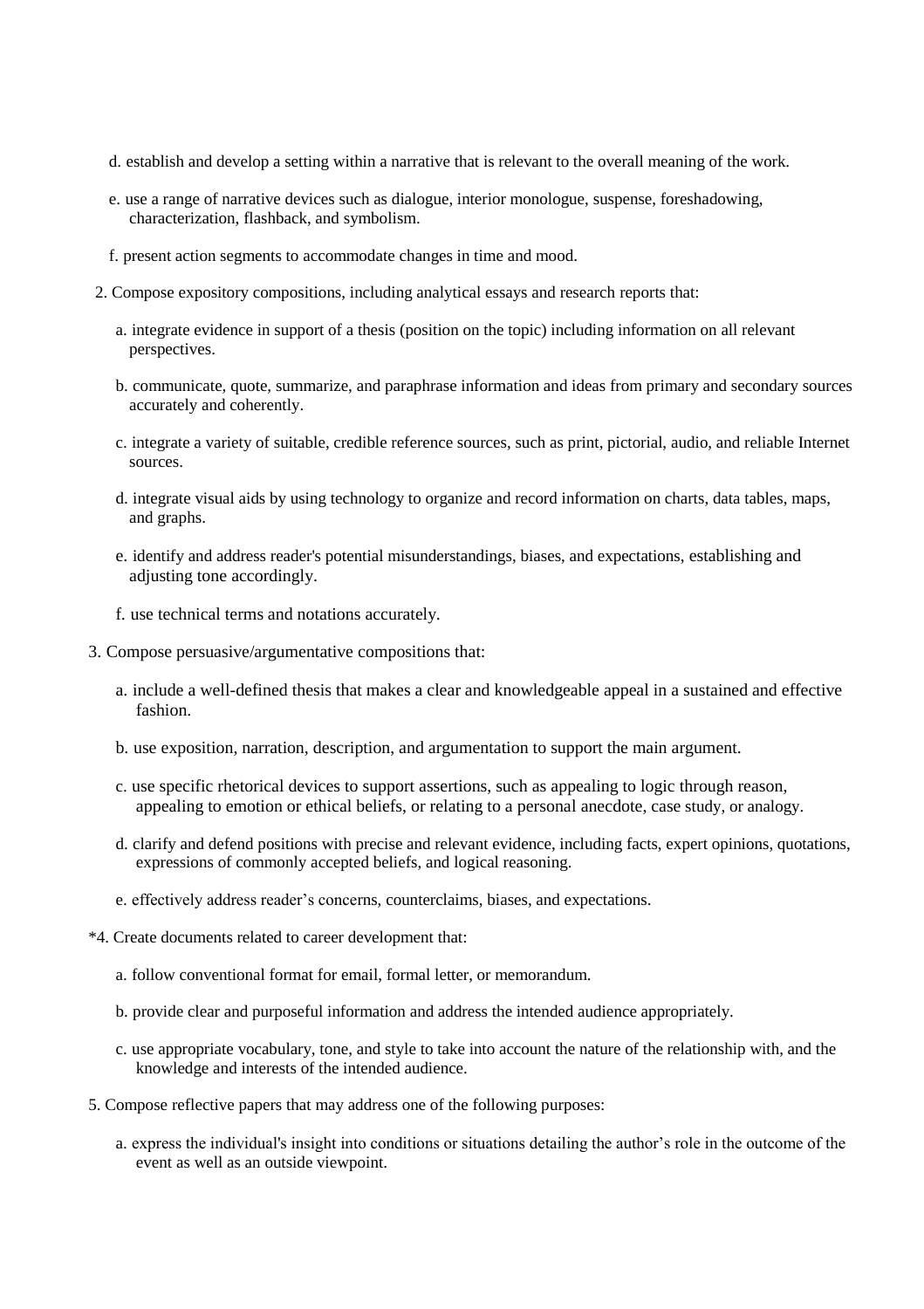d. establish and develop a setting within a narrative that is relevant to the overall meaning of the work.

e. use a range of narrative devices such as dialogue, interior monologue, suspense, foreshadowing, characterization, flashback, and symbolism.

f. present action segments to accommodate changes in time and mood.

2. Compose expository compositions, including analytical essays and research reports that:

   a. integrate evidence in support of a thesis (position on the topic) including information on all relevant perspectives.

   b. communicate, quote, summarize, and paraphrase information and ideas from primary and secondary sources accurately and coherently.

   c. integrate a variety of suitable, credible reference sources, such as print, pictorial, audio, and reliable Internet sources.

   d. integrate visual aids by using technology to organize and record information on charts, data tables, maps, and graphs.

   e. identify and address reader's potential misunderstandings, biases, and expectations, establishing and adjusting tone accordingly.

   f. use technical terms and notations accurately.

3. Compose persuasive/argumentative compositions that:

   a. include a well-defined thesis that makes a clear and knowledgeable appeal in a sustained and effective fashion.

   b. use exposition, narration, description, and argumentation to support the main argument.

   c. use specific rhetorical devices to support assertions, such as appealing to logic through reason, appealing to emotion or ethical beliefs, or relating to a personal anecdote, case study, or analogy.

   d. clarify and defend positions with precise and relevant evidence, including facts, expert opinions, quotations, expressions of commonly accepted beliefs, and logical reasoning.

   e. effectively address reader's concerns, counterclaims, biases, and expectations.

*4. Create documents related to career development that:

   a. follow conventional format for email, formal letter, or memorandum.

   b. provide clear and purposeful information and address the intended audience appropriately.

   c. use appropriate vocabulary, tone, and style to take into account the nature of the relationship with, and the knowledge and interests of the intended audience.

5. Compose reflective papers that may address one of the following purposes:

   a. express the individual's insight into conditions or situations detailing the author's role in the outcome of the event as well as an outside viewpoint.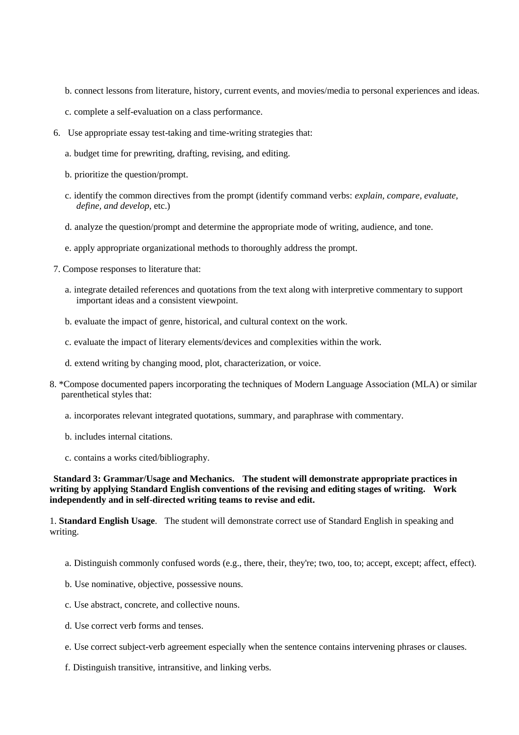b. connect lessons from literature, history, current events, and movies/media to personal experiences and ideas.

c. complete a self-evaluation on a class performance.

6. Use appropriate essay test-taking and time-writing strategies that:

   a. budget time for prewriting, drafting, revising, and editing.

   b. prioritize the question/prompt.

   c. identify the common directives from the prompt (identify command verbs: *explain, compare, evaluate, define, and develop,* etc.)

   d. analyze the question/prompt and determine the appropriate mode of writing, audience, and tone.

   e. apply appropriate organizational methods to thoroughly address the prompt.

7. Compose responses to literature that:

   a. integrate detailed references and quotations from the text along with interpretive commentary to support important ideas and a consistent viewpoint.

   b. evaluate the impact of genre, historical, and cultural context on the work.

   c. evaluate the impact of literary elements/devices and complexities within the work.

   d. extend writing by changing mood, plot, characterization, or voice.

8. *Compose documented papers incorporating the techniques of Modern Language Association (MLA) or similar parenthetical styles that:

   a. incorporates relevant integrated quotations, summary, and paraphrase with commentary.

   b. includes internal citations.

   c. contains a works cited/bibliography.

**Standard 3: Grammar/Usage and Mechanics. The student will demonstrate appropriate practices in writing by applying Standard English conventions of the revising and editing stages of writing. Work independently and in self-directed writing teams to revise and edit.**

1. **Standard English Usage**. The student will demonstrate correct use of Standard English in speaking and writing.

   a. Distinguish commonly confused words (e.g., there, their, they're; two, too, to; accept, except; affect, effect).

   b. Use nominative, objective, possessive nouns.

   c. Use abstract, concrete, and collective nouns.

   d. Use correct verb forms and tenses.

   e. Use correct subject-verb agreement especially when the sentence contains intervening phrases or clauses.

   f. Distinguish transitive, intransitive, and linking verbs.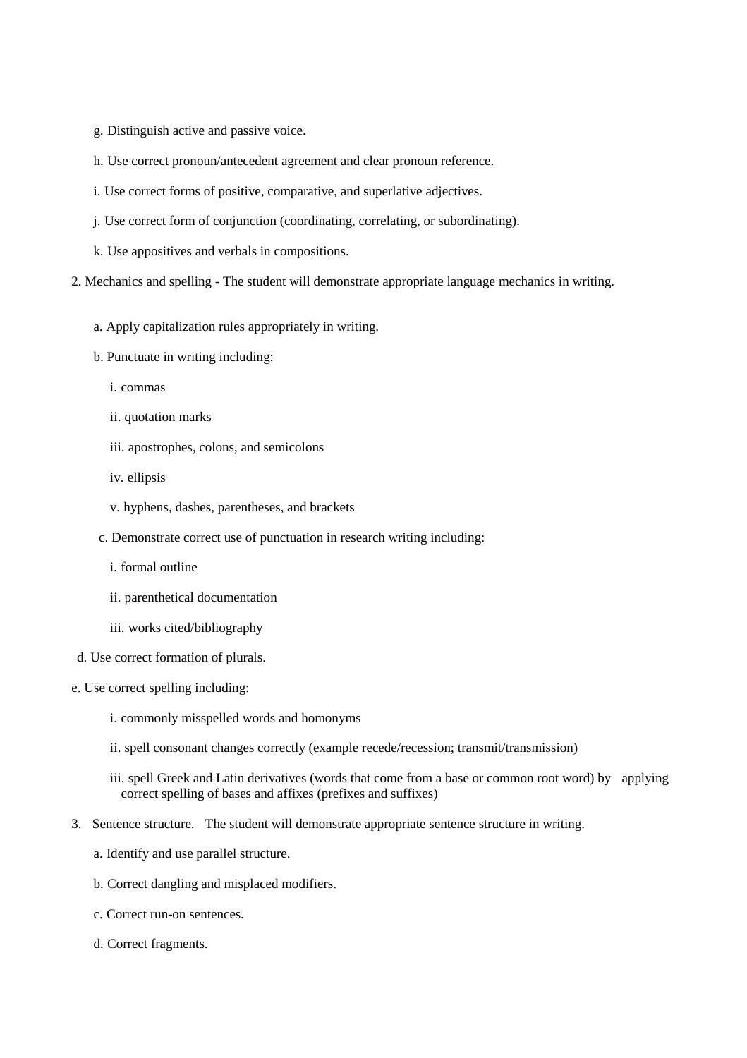g. Distinguish active and passive voice.

h. Use correct pronoun/antecedent agreement and clear pronoun reference.

i. Use correct forms of positive, comparative, and superlative adjectives.

j. Use correct form of conjunction (coordinating, correlating, or subordinating).

k. Use appositives and verbals in compositions.

2. Mechanics and spelling - The student will demonstrate appropriate language mechanics in writing.

   a. Apply capitalization rules appropriately in writing.

   b. Punctuate in writing including:

      i. commas

      ii. quotation marks

      iii. apostrophes, colons, and semicolons

      iv. ellipsis

      v. hyphens, dashes, parentheses, and brackets

   c. Demonstrate correct use of punctuation in research writing including:

      i. formal outline

      ii. parenthetical documentation

      iii. works cited/bibliography

   d. Use correct formation of plurals.

   e. Use correct spelling including:

      i. commonly misspelled words and homonyms

      ii. spell consonant changes correctly (example recede/recession; transmit/transmission)

      iii. spell Greek and Latin derivatives (words that come from a base or common root word) by applying correct spelling of bases and affixes (prefixes and suffixes)

3. Sentence structure. The student will demonstrate appropriate sentence structure in writing.

   a. Identify and use parallel structure.

   b. Correct dangling and misplaced modifiers.

   c. Correct run-on sentences.

   d. Correct fragments.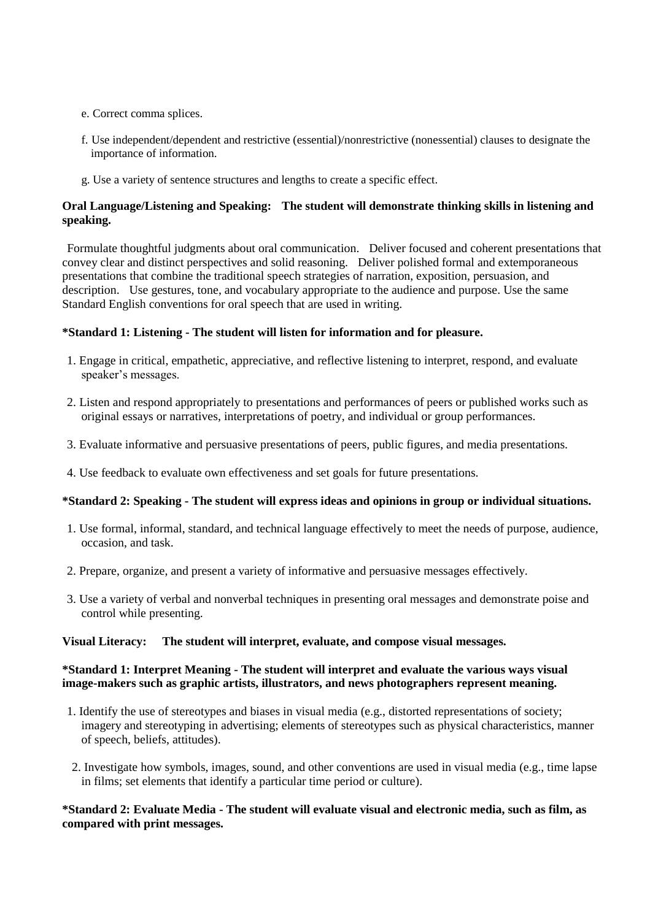e. Correct comma splices.

f. Use independent/dependent and restrictive (essential)/nonrestrictive (nonessential) clauses to designate the importance of information.

g. Use a variety of sentence structures and lengths to create a specific effect.

**Oral Language/Listening and Speaking: The student will demonstrate thinking skills in listening and speaking.**

Formulate thoughtful judgments about oral communication. Deliver focused and coherent presentations that convey clear and distinct perspectives and solid reasoning. Deliver polished formal and extemporaneous presentations that combine the traditional speech strategies of narration, exposition, persuasion, and description. Use gestures, tone, and vocabulary appropriate to the audience and purpose. Use the same Standard English conventions for oral speech that are used in writing.

**\*Standard 1: Listening - The student will listen for information and for pleasure.**

1. Engage in critical, empathetic, appreciative, and reflective listening to interpret, respond, and evaluate speaker's messages.
2. Listen and respond appropriately to presentations and performances of peers or published works such as original essays or narratives, interpretations of poetry, and individual or group performances.
3. Evaluate informative and persuasive presentations of peers, public figures, and media presentations.
4. Use feedback to evaluate own effectiveness and set goals for future presentations.

**\*Standard 2: Speaking - The student will express ideas and opinions in group or individual situations.**

1. Use formal, informal, standard, and technical language effectively to meet the needs of purpose, audience, occasion, and task.
2. Prepare, organize, and present a variety of informative and persuasive messages effectively.
3. Use a variety of verbal and nonverbal techniques in presenting oral messages and demonstrate poise and control while presenting.

**Visual Literacy: The student will interpret, evaluate, and compose visual messages.**

**\*Standard 1: Interpret Meaning - The student will interpret and evaluate the various ways visual image-makers such as graphic artists, illustrators, and news photographers represent meaning.**

1. Identify the use of stereotypes and biases in visual media (e.g., distorted representations of society; imagery and stereotyping in advertising; elements of stereotypes such as physical characteristics, manner of speech, beliefs, attitudes).
2. Investigate how symbols, images, sound, and other conventions are used in visual media (e.g., time lapse in films; set elements that identify a particular time period or culture).

**\*Standard 2: Evaluate Media - The student will evaluate visual and electronic media, such as film, as compared with print messages.**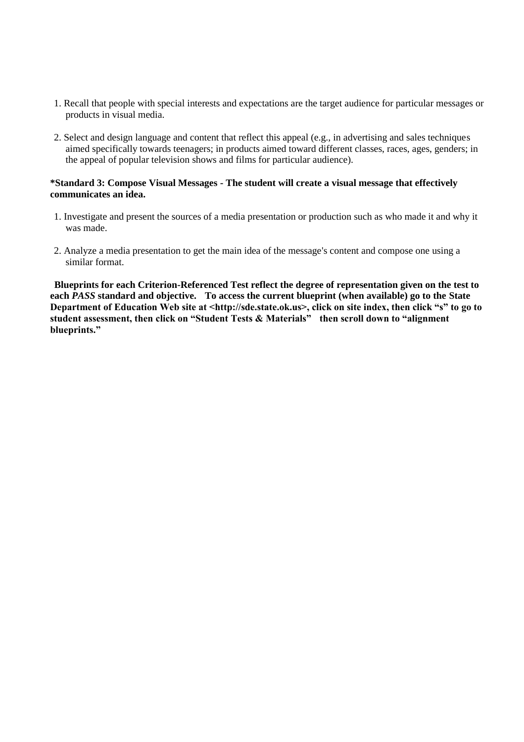1. Recall that people with special interests and expectations are the target audience for particular messages or products in visual media.

2. Select and design language and content that reflect this appeal (e.g., in advertising and sales techniques aimed specifically towards teenagers; in products aimed toward different classes, races, ages, genders; in the appeal of popular television shows and films for particular audience).

**\*Standard 3: Compose Visual Messages - The student will create a visual message that effectively communicates an idea.**

1. Investigate and present the sources of a media presentation or production such as who made it and why it was made.

2. Analyze a media presentation to get the main idea of the message's content and compose one using a similar format.

**Blueprints for each Criterion-Referenced Test reflect the degree of representation given on the test to each *PASS* standard and objective. To access the current blueprint (when available) go to the State Department of Education Web site at <http://sde.state.ok.us>, click on site index, then click "s" to go to student assessment, then click on "Student Tests & Materials" then scroll down to "alignment blueprints."**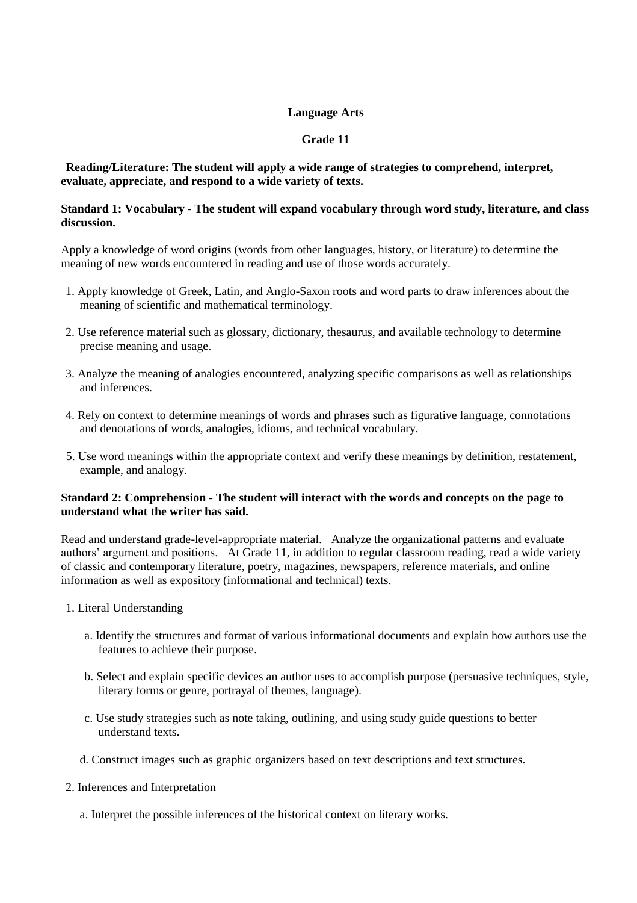**Language Arts**

**Grade 11**

**Reading/Literature: The student will apply a wide range of strategies to comprehend, interpret, evaluate, appreciate, and respond to a wide variety of texts.**

**Standard 1: Vocabulary - The student will expand vocabulary through word study, literature, and class discussion.**

Apply a knowledge of word origins (words from other languages, history, or literature) to determine the meaning of new words encountered in reading and use of those words accurately.

1. Apply knowledge of Greek, Latin, and Anglo-Saxon roots and word parts to draw inferences about the meaning of scientific and mathematical terminology.
2. Use reference material such as glossary, dictionary, thesaurus, and available technology to determine precise meaning and usage.
3. Analyze the meaning of analogies encountered, analyzing specific comparisons as well as relationships and inferences.
4. Rely on context to determine meanings of words and phrases such as figurative language, connotations and denotations of words, analogies, idioms, and technical vocabulary.
5. Use word meanings within the appropriate context and verify these meanings by definition, restatement, example, and analogy.

**Standard 2: Comprehension - The student will interact with the words and concepts on the page to understand what the writer has said.**

Read and understand grade-level-appropriate material. Analyze the organizational patterns and evaluate authors' argument and positions. At Grade 11, in addition to regular classroom reading, read a wide variety of classic and contemporary literature, poetry, magazines, newspapers, reference materials, and online information as well as expository (informational and technical) texts.

1. Literal Understanding
   a. Identify the structures and format of various informational documents and explain how authors use the features to achieve their purpose.
   b. Select and explain specific devices an author uses to accomplish purpose (persuasive techniques, style, literary forms or genre, portrayal of themes, language).
   c. Use study strategies such as note taking, outlining, and using study guide questions to better understand texts.
   d. Construct images such as graphic organizers based on text descriptions and text structures.
2. Inferences and Interpretation
   a. Interpret the possible inferences of the historical context on literary works.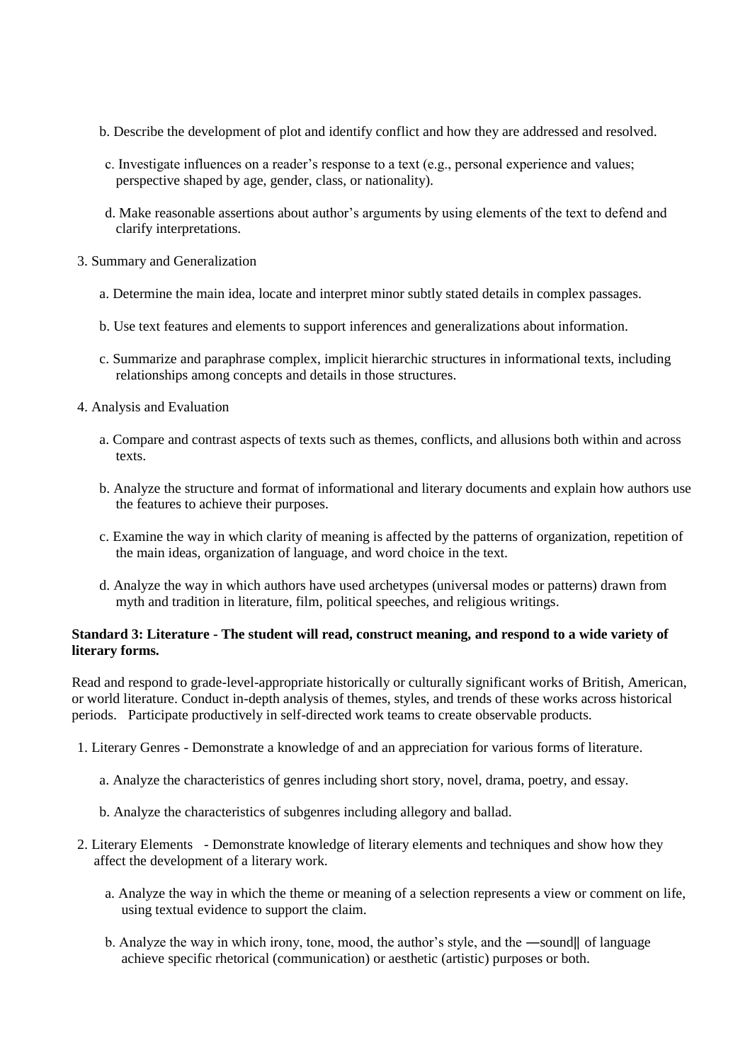b. Describe the development of plot and identify conflict and how they are addressed and resolved.

c. Investigate influences on a reader's response to a text (e.g., personal experience and values; perspective shaped by age, gender, class, or nationality).

d. Make reasonable assertions about author's arguments by using elements of the text to defend and clarify interpretations.

3. Summary and Generalization

   a. Determine the main idea, locate and interpret minor subtly stated details in complex passages.

   b. Use text features and elements to support inferences and generalizations about information.

   c. Summarize and paraphrase complex, implicit hierarchic structures in informational texts, including relationships among concepts and details in those structures.

4. Analysis and Evaluation

   a. Compare and contrast aspects of texts such as themes, conflicts, and allusions both within and across texts.

   b. Analyze the structure and format of informational and literary documents and explain how authors use the features to achieve their purposes.

   c. Examine the way in which clarity of meaning is affected by the patterns of organization, repetition of the main ideas, organization of language, and word choice in the text.

   d. Analyze the way in which authors have used archetypes (universal modes or patterns) drawn from myth and tradition in literature, film, political speeches, and religious writings.

**Standard 3: Literature - The student will read, construct meaning, and respond to a wide variety of literary forms.**

Read and respond to grade-level-appropriate historically or culturally significant works of British, American, or world literature. Conduct in-depth analysis of themes, styles, and trends of these works across historical periods. Participate productively in self-directed work teams to create observable products.

1. Literary Genres - Demonstrate a knowledge of and an appreciation for various forms of literature.

   a. Analyze the characteristics of genres including short story, novel, drama, poetry, and essay.

   b. Analyze the characteristics of subgenres including allegory and ballad.

2. Literary Elements - Demonstrate knowledge of literary elements and techniques and show how they affect the development of a literary work.

   a. Analyze the way in which the theme or meaning of a selection represents a view or comment on life, using textual evidence to support the claim.

   b. Analyze the way in which irony, tone, mood, the author's style, and the ―sound‖ of language achieve specific rhetorical (communication) or aesthetic (artistic) purposes or both.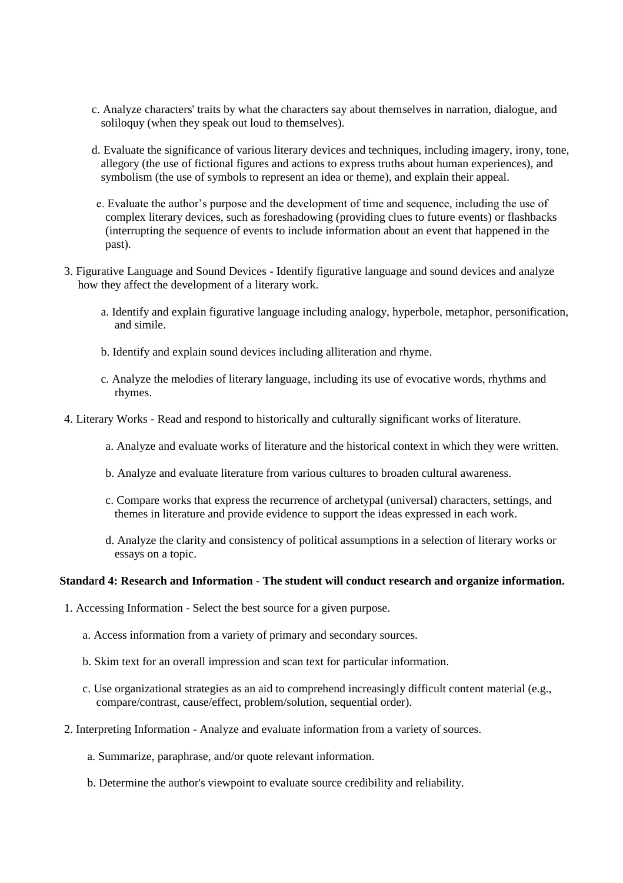c. Analyze characters' traits by what the characters say about themselves in narration, dialogue, and soliloquy (when they speak out loud to themselves).

d. Evaluate the significance of various literary devices and techniques, including imagery, irony, tone, allegory (the use of fictional figures and actions to express truths about human experiences), and symbolism (the use of symbols to represent an idea or theme), and explain their appeal.

e. Evaluate the author's purpose and the development of time and sequence, including the use of complex literary devices, such as foreshadowing (providing clues to future events) or flashbacks (interrupting the sequence of events to include information about an event that happened in the past).

3. Figurative Language and Sound Devices - Identify figurative language and sound devices and analyze how they affect the development of a literary work.

   a. Identify and explain figurative language including analogy, hyperbole, metaphor, personification, and simile.

   b. Identify and explain sound devices including alliteration and rhyme.

   c. Analyze the melodies of literary language, including its use of evocative words, rhythms and rhymes.

4. Literary Works - Read and respond to historically and culturally significant works of literature.

   a. Analyze and evaluate works of literature and the historical context in which they were written.

   b. Analyze and evaluate literature from various cultures to broaden cultural awareness.

   c. Compare works that express the recurrence of archetypal (universal) characters, settings, and themes in literature and provide evidence to support the ideas expressed in each work.

   d. Analyze the clarity and consistency of political assumptions in a selection of literary works or essays on a topic.

**Standard 4: Research and Information - The student will conduct research and organize information.**

1. Accessing Information - Select the best source for a given purpose.

   a. Access information from a variety of primary and secondary sources.

   b. Skim text for an overall impression and scan text for particular information.

   c. Use organizational strategies as an aid to comprehend increasingly difficult content material (e.g., compare/contrast, cause/effect, problem/solution, sequential order).

2. Interpreting Information - Analyze and evaluate information from a variety of sources.

   a. Summarize, paraphrase, and/or quote relevant information.

   b. Determine the author's viewpoint to evaluate source credibility and reliability.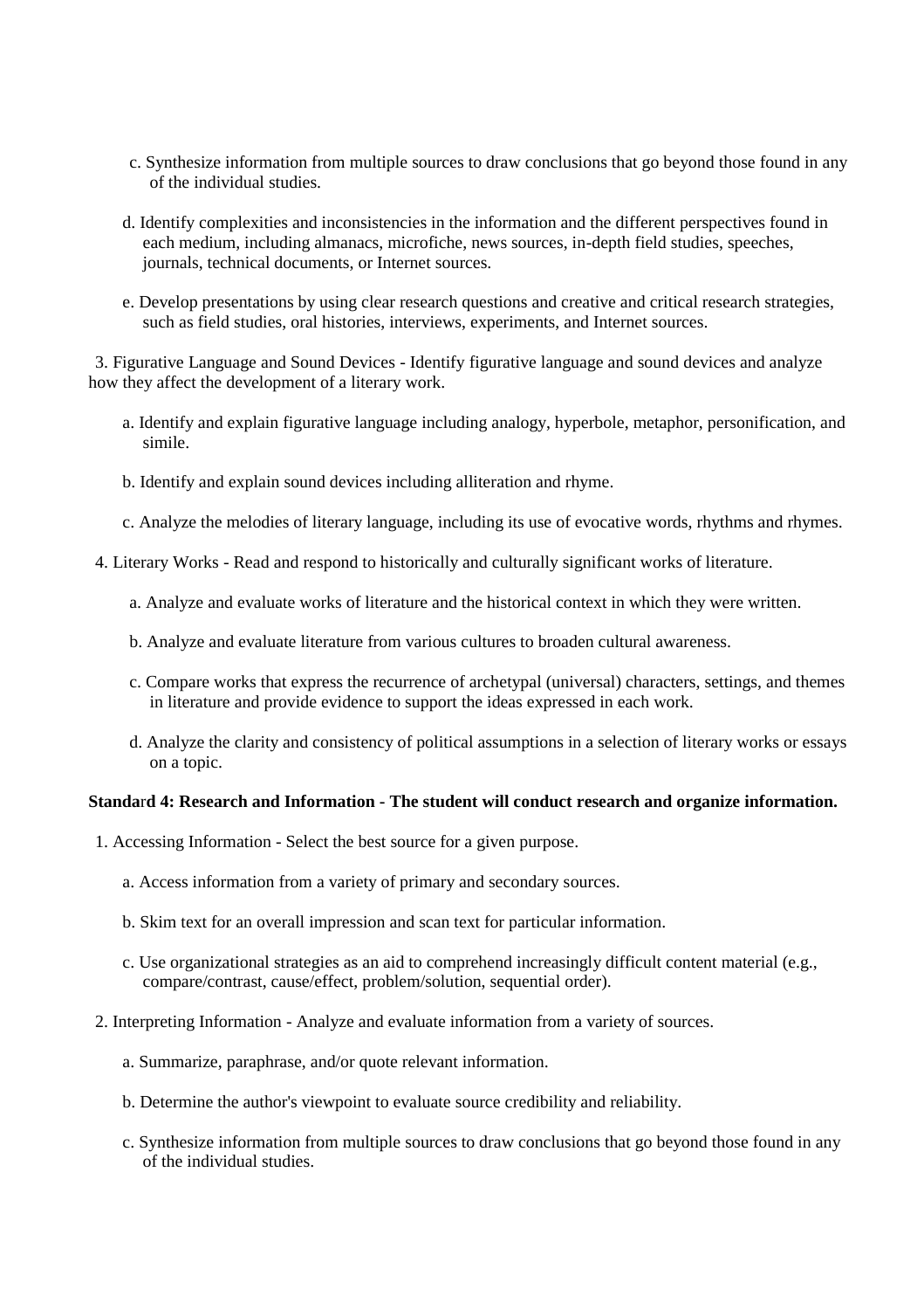c. Synthesize information from multiple sources to draw conclusions that go beyond those found in any of the individual studies.

d. Identify complexities and inconsistencies in the information and the different perspectives found in each medium, including almanacs, microfiche, news sources, in-depth field studies, speeches, journals, technical documents, or Internet sources.

e. Develop presentations by using clear research questions and creative and critical research strategies, such as field studies, oral histories, interviews, experiments, and Internet sources.

3. Figurative Language and Sound Devices - Identify figurative language and sound devices and analyze how they affect the development of a literary work.

a. Identify and explain figurative language including analogy, hyperbole, metaphor, personification, and simile.

b. Identify and explain sound devices including alliteration and rhyme.

c. Analyze the melodies of literary language, including its use of evocative words, rhythms and rhymes.

4. Literary Works - Read and respond to historically and culturally significant works of literature.

a. Analyze and evaluate works of literature and the historical context in which they were written.

b. Analyze and evaluate literature from various cultures to broaden cultural awareness.

c. Compare works that express the recurrence of archetypal (universal) characters, settings, and themes in literature and provide evidence to support the ideas expressed in each work.

d. Analyze the clarity and consistency of political assumptions in a selection of literary works or essays on a topic.

**Standard 4: Research and Information - The student will conduct research and organize information.**

1. Accessing Information - Select the best source for a given purpose.

a. Access information from a variety of primary and secondary sources.

b. Skim text for an overall impression and scan text for particular information.

c. Use organizational strategies as an aid to comprehend increasingly difficult content material (e.g., compare/contrast, cause/effect, problem/solution, sequential order).

2. Interpreting Information - Analyze and evaluate information from a variety of sources.

a. Summarize, paraphrase, and/or quote relevant information.

b. Determine the author's viewpoint to evaluate source credibility and reliability.

c. Synthesize information from multiple sources to draw conclusions that go beyond those found in any of the individual studies.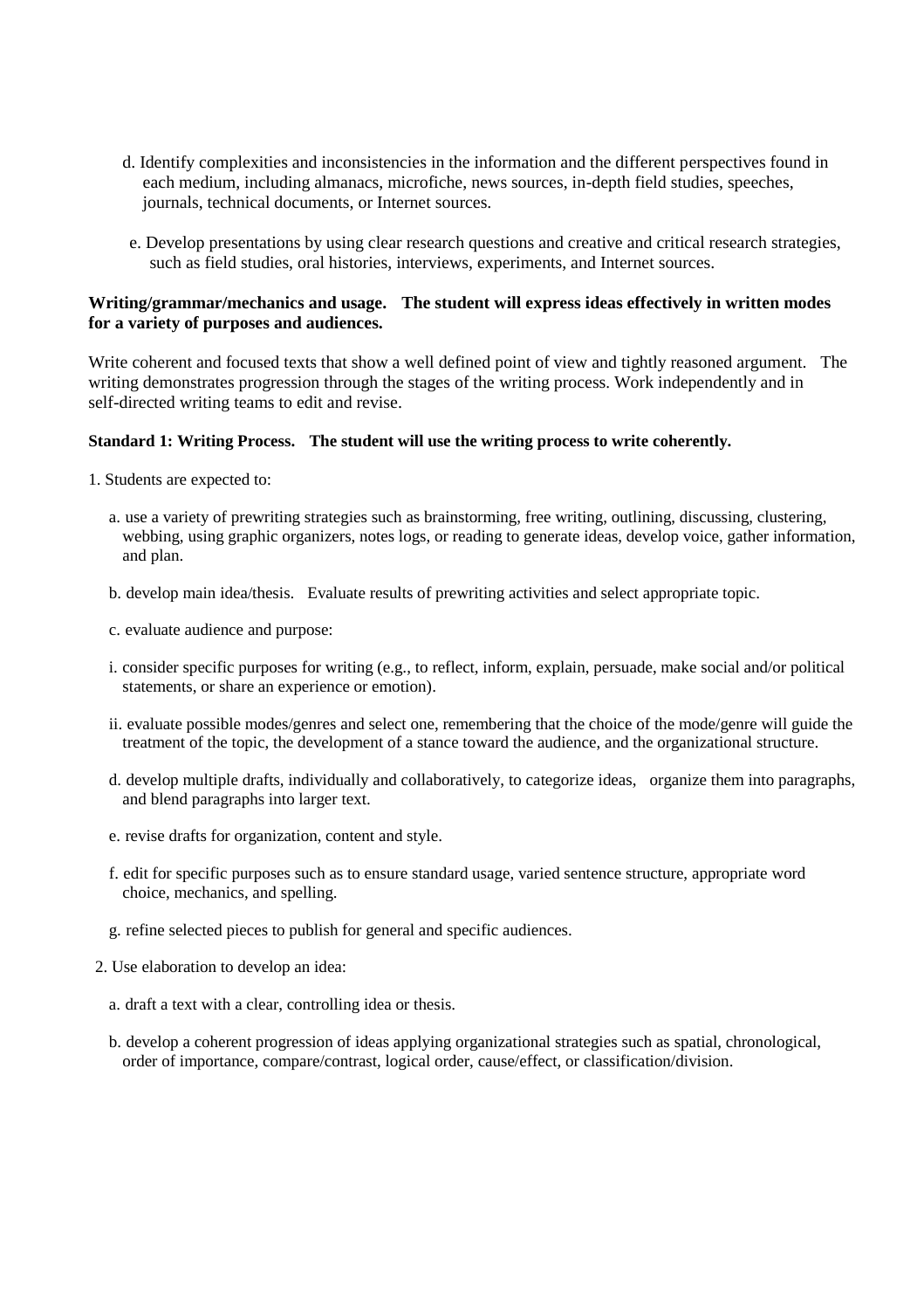d. Identify complexities and inconsistencies in the information and the different perspectives found in each medium, including almanacs, microfiche, news sources, in-depth field studies, speeches, journals, technical documents, or Internet sources.

e. Develop presentations by using clear research questions and creative and critical research strategies, such as field studies, oral histories, interviews, experiments, and Internet sources.

**Writing/grammar/mechanics and usage. The student will express ideas effectively in written modes for a variety of purposes and audiences.**

Write coherent and focused texts that show a well defined point of view and tightly reasoned argument. The writing demonstrates progression through the stages of the writing process. Work independently and in self-directed writing teams to edit and revise.

**Standard 1: Writing Process. The student will use the writing process to write coherently.**

1. Students are expected to:

   a. use a variety of prewriting strategies such as brainstorming, free writing, outlining, discussing, clustering, webbing, using graphic organizers, notes logs, or reading to generate ideas, develop voice, gather information, and plan.

   b. develop main idea/thesis. Evaluate results of prewriting activities and select appropriate topic.

   c. evaluate audience and purpose:

   i. consider specific purposes for writing (e.g., to reflect, inform, explain, persuade, make social and/or political statements, or share an experience or emotion).

   ii. evaluate possible modes/genres and select one, remembering that the choice of the mode/genre will guide the treatment of the topic, the development of a stance toward the audience, and the organizational structure.

   d. develop multiple drafts, individually and collaboratively, to categorize ideas, organize them into paragraphs, and blend paragraphs into larger text.

   e. revise drafts for organization, content and style.

   f. edit for specific purposes such as to ensure standard usage, varied sentence structure, appropriate word choice, mechanics, and spelling.

   g. refine selected pieces to publish for general and specific audiences.

2. Use elaboration to develop an idea:

   a. draft a text with a clear, controlling idea or thesis.

   b. develop a coherent progression of ideas applying organizational strategies such as spatial, chronological, order of importance, compare/contrast, logical order, cause/effect, or classification/division.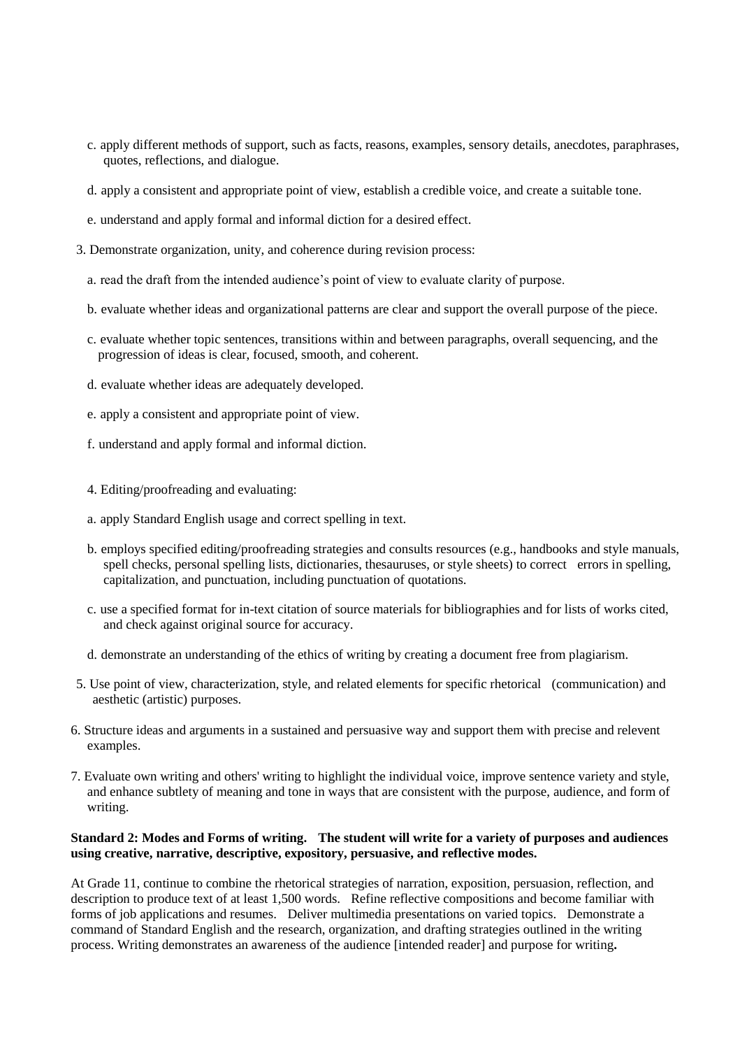c. apply different methods of support, such as facts, reasons, examples, sensory details, anecdotes, paraphrases, quotes, reflections, and dialogue.

d. apply a consistent and appropriate point of view, establish a credible voice, and create a suitable tone.

e. understand and apply formal and informal diction for a desired effect.

3. Demonstrate organization, unity, and coherence during revision process:

   a. read the draft from the intended audience's point of view to evaluate clarity of purpose.

   b. evaluate whether ideas and organizational patterns are clear and support the overall purpose of the piece.

   c. evaluate whether topic sentences, transitions within and between paragraphs, overall sequencing, and the progression of ideas is clear, focused, smooth, and coherent.

   d. evaluate whether ideas are adequately developed.

   e. apply a consistent and appropriate point of view.

   f. understand and apply formal and informal diction.

4. Editing/proofreading and evaluating:

   a. apply Standard English usage and correct spelling in text.

   b. employs specified editing/proofreading strategies and consults resources (e.g., handbooks and style manuals, spell checks, personal spelling lists, dictionaries, thesauruses, or style sheets) to correct errors in spelling, capitalization, and punctuation, including punctuation of quotations.

   c. use a specified format for in-text citation of source materials for bibliographies and for lists of works cited, and check against original source for accuracy.

   d. demonstrate an understanding of the ethics of writing by creating a document free from plagiarism.

5. Use point of view, characterization, style, and related elements for specific rhetorical (communication) and aesthetic (artistic) purposes.

6. Structure ideas and arguments in a sustained and persuasive way and support them with precise and relevent examples.

7. Evaluate own writing and others' writing to highlight the individual voice, improve sentence variety and style, and enhance subtlety of meaning and tone in ways that are consistent with the purpose, audience, and form of writing.

**Standard 2: Modes and Forms of writing. The student will write for a variety of purposes and audiences using creative, narrative, descriptive, expository, persuasive, and reflective modes.**

At Grade 11, continue to combine the rhetorical strategies of narration, exposition, persuasion, reflection, and description to produce text of at least 1,500 words. Refine reflective compositions and become familiar with forms of job applications and resumes. Deliver multimedia presentations on varied topics. Demonstrate a command of Standard English and the research, organization, and drafting strategies outlined in the writing process. Writing demonstrates an awareness of the audience [intended reader] and purpose for writing**.**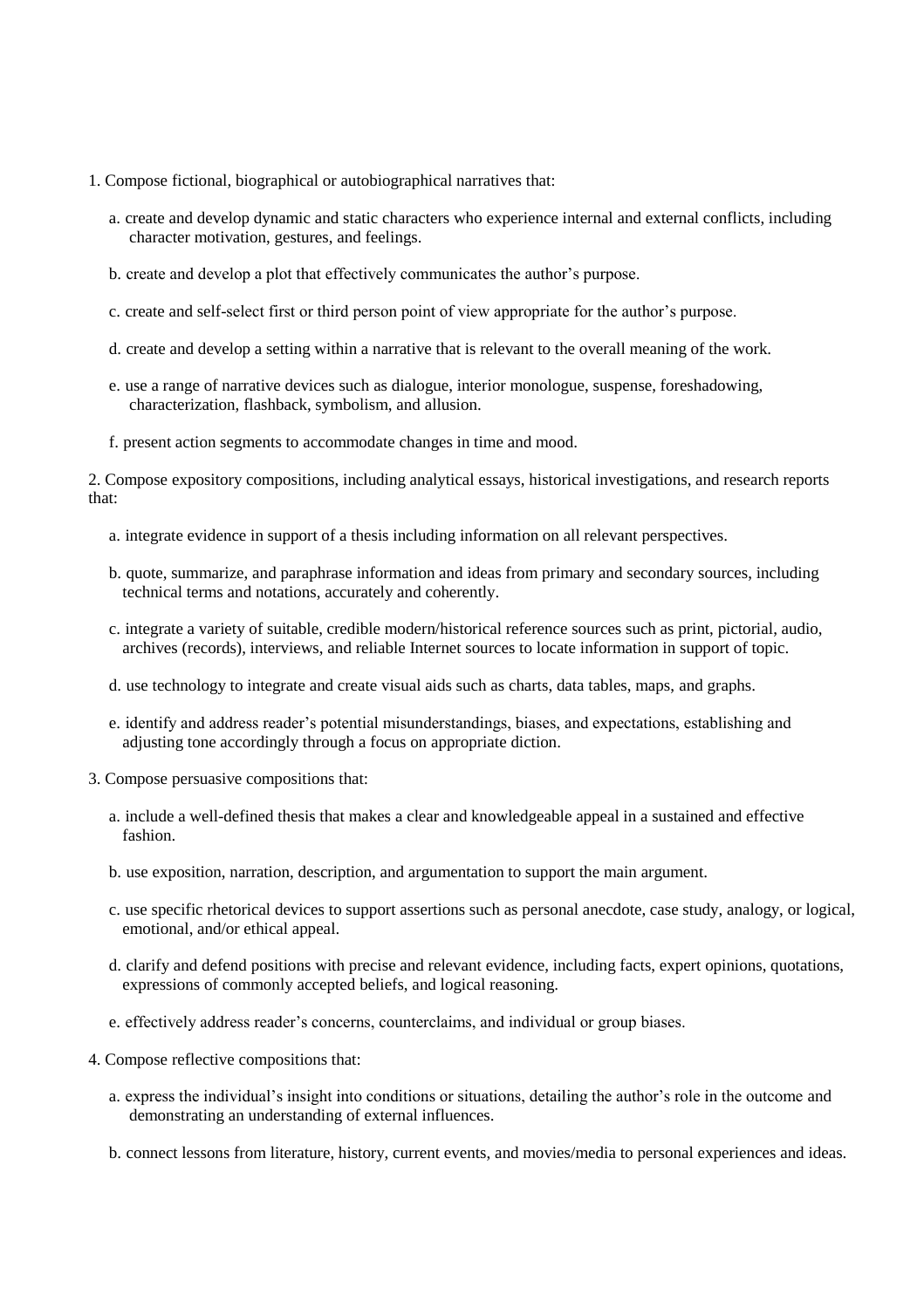1. Compose fictional, biographical or autobiographical narratives that:

   a. create and develop dynamic and static characters who experience internal and external conflicts, including character motivation, gestures, and feelings.

   b. create and develop a plot that effectively communicates the author's purpose.

   c. create and self-select first or third person point of view appropriate for the author's purpose.

   d. create and develop a setting within a narrative that is relevant to the overall meaning of the work.

   e. use a range of narrative devices such as dialogue, interior monologue, suspense, foreshadowing, characterization, flashback, symbolism, and allusion.

   f. present action segments to accommodate changes in time and mood.

2. Compose expository compositions, including analytical essays, historical investigations, and research reports that:

   a. integrate evidence in support of a thesis including information on all relevant perspectives.

   b. quote, summarize, and paraphrase information and ideas from primary and secondary sources, including technical terms and notations, accurately and coherently.

   c. integrate a variety of suitable, credible modern/historical reference sources such as print, pictorial, audio, archives (records), interviews, and reliable Internet sources to locate information in support of topic.

   d. use technology to integrate and create visual aids such as charts, data tables, maps, and graphs.

   e. identify and address reader's potential misunderstandings, biases, and expectations, establishing and adjusting tone accordingly through a focus on appropriate diction.

3. Compose persuasive compositions that:

   a. include a well-defined thesis that makes a clear and knowledgeable appeal in a sustained and effective fashion.

   b. use exposition, narration, description, and argumentation to support the main argument.

   c. use specific rhetorical devices to support assertions such as personal anecdote, case study, analogy, or logical, emotional, and/or ethical appeal.

   d. clarify and defend positions with precise and relevant evidence, including facts, expert opinions, quotations, expressions of commonly accepted beliefs, and logical reasoning.

   e. effectively address reader's concerns, counterclaims, and individual or group biases.

4. Compose reflective compositions that:

   a. express the individual's insight into conditions or situations, detailing the author's role in the outcome and demonstrating an understanding of external influences.

   b. connect lessons from literature, history, current events, and movies/media to personal experiences and ideas.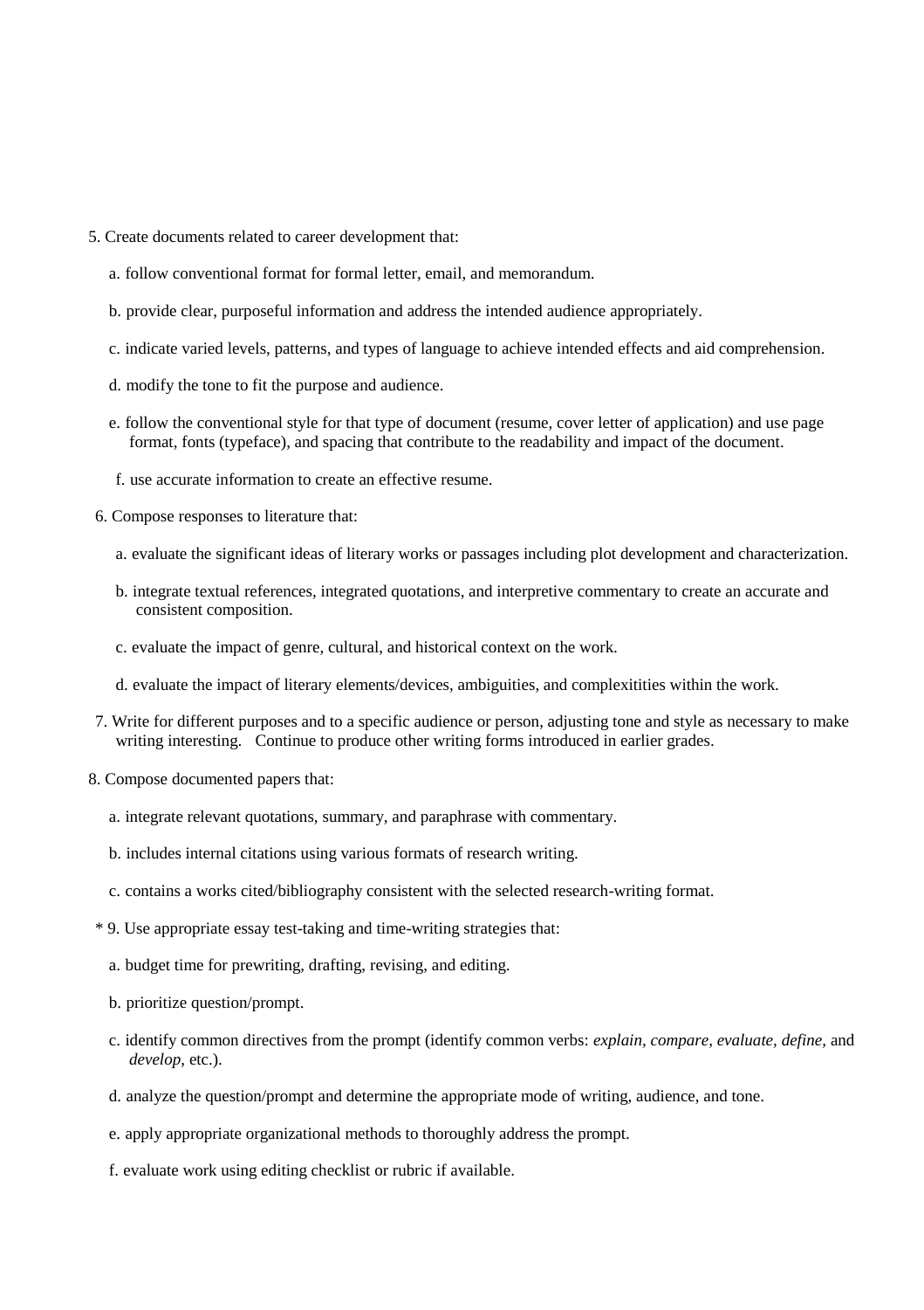5. Create documents related to career development that:

   a. follow conventional format for formal letter, email, and memorandum.

   b. provide clear, purposeful information and address the intended audience appropriately.

   c. indicate varied levels, patterns, and types of language to achieve intended effects and aid comprehension.

   d. modify the tone to fit the purpose and audience.

   e. follow the conventional style for that type of document (resume, cover letter of application) and use page format, fonts (typeface), and spacing that contribute to the readability and impact of the document.

   f. use accurate information to create an effective resume.

6. Compose responses to literature that:

   a. evaluate the significant ideas of literary works or passages including plot development and characterization.

   b. integrate textual references, integrated quotations, and interpretive commentary to create an accurate and consistent composition.

   c. evaluate the impact of genre, cultural, and historical context on the work.

   d. evaluate the impact of literary elements/devices, ambiguities, and complexitities within the work.

7. Write for different purposes and to a specific audience or person, adjusting tone and style as necessary to make writing interesting.   Continue to produce other writing forms introduced in earlier grades.

8. Compose documented papers that:

   a. integrate relevant quotations, summary, and paraphrase with commentary.

   b. includes internal citations using various formats of research writing.

   c. contains a works cited/bibliography consistent with the selected research-writing format.

\* 9. Use appropriate essay test-taking and time-writing strategies that:

   a. budget time for prewriting, drafting, revising, and editing.

   b. prioritize question/prompt.

   c. identify common directives from the prompt (identify common verbs: *explain, compare, evaluate, define,* and *develop*, etc.).

   d. analyze the question/prompt and determine the appropriate mode of writing, audience, and tone.

   e. apply appropriate organizational methods to thoroughly address the prompt.

   f. evaluate work using editing checklist or rubric if available.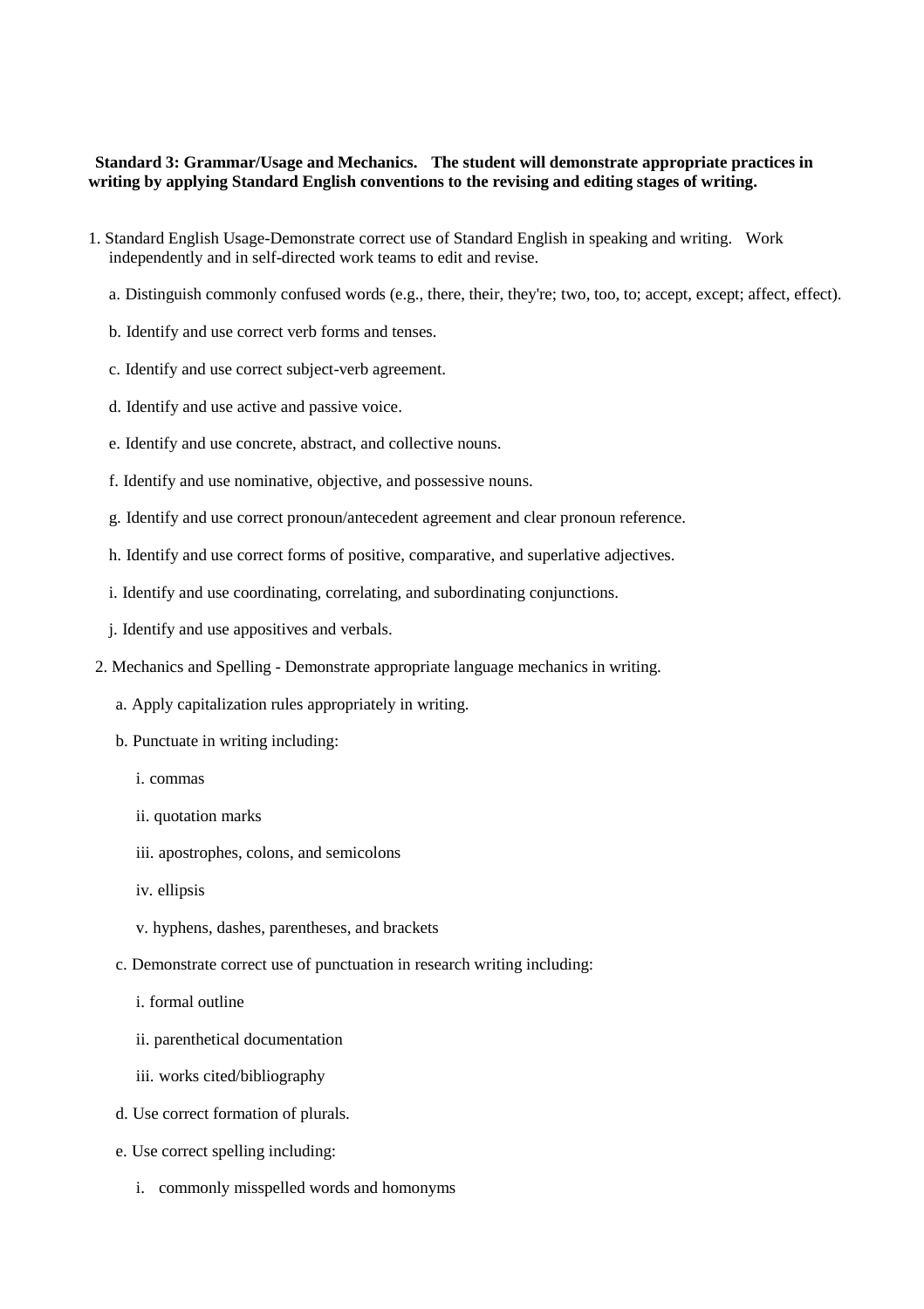**Standard 3: Grammar/Usage and Mechanics. The student will demonstrate appropriate practices in writing by applying Standard English conventions to the revising and editing stages of writing.**

1. Standard English Usage-Demonstrate correct use of Standard English in speaking and writing. Work independently and in self-directed work teams to edit and revise.

   a. Distinguish commonly confused words (e.g., there, their, they're; two, too, to; accept, except; affect, effect).

   b. Identify and use correct verb forms and tenses.

   c. Identify and use correct subject-verb agreement.

   d. Identify and use active and passive voice.

   e. Identify and use concrete, abstract, and collective nouns.

   f. Identify and use nominative, objective, and possessive nouns.

   g. Identify and use correct pronoun/antecedent agreement and clear pronoun reference.

   h. Identify and use correct forms of positive, comparative, and superlative adjectives.

   i. Identify and use coordinating, correlating, and subordinating conjunctions.

   j. Identify and use appositives and verbals.

2. Mechanics and Spelling - Demonstrate appropriate language mechanics in writing.

   a. Apply capitalization rules appropriately in writing.

   b. Punctuate in writing including:

      i. commas

      ii. quotation marks

      iii. apostrophes, colons, and semicolons

      iv. ellipsis

      v. hyphens, dashes, parentheses, and brackets

   c. Demonstrate correct use of punctuation in research writing including:

      i. formal outline

      ii. parenthetical documentation

      iii. works cited/bibliography

   d. Use correct formation of plurals.

   e. Use correct spelling including:

      i. commonly misspelled words and homonyms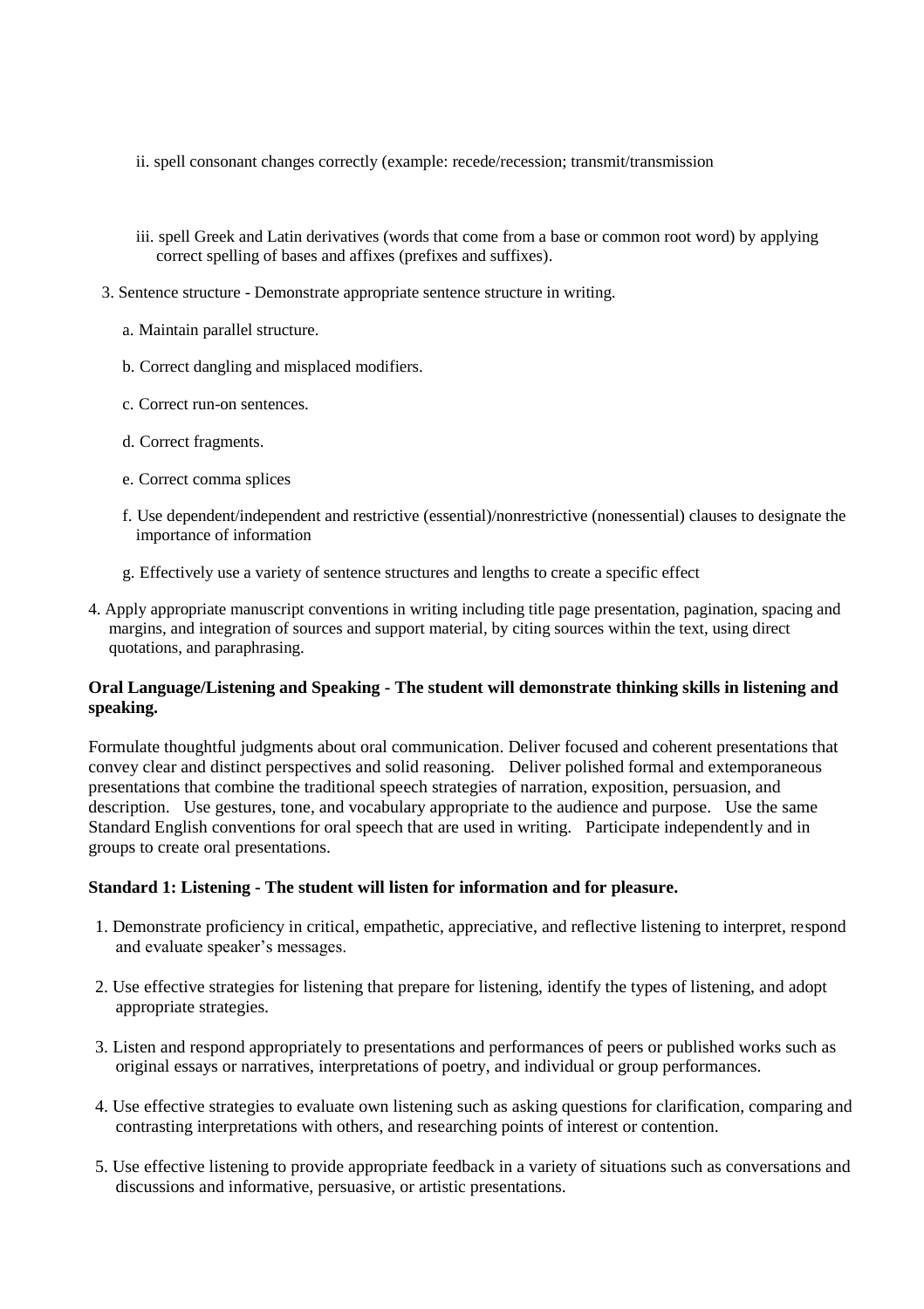ii. spell consonant changes correctly (example: recede/recession; transmit/transmission

   iii. spell Greek and Latin derivatives (words that come from a base or common root word) by applying correct spelling of bases and affixes (prefixes and suffixes).

3. Sentence structure - Demonstrate appropriate sentence structure in writing.

   a. Maintain parallel structure.

   b. Correct dangling and misplaced modifiers.

   c. Correct run-on sentences.

   d. Correct fragments.

   e. Correct comma splices

   f. Use dependent/independent and restrictive (essential)/nonrestrictive (nonessential) clauses to designate the importance of information

   g. Effectively use a variety of sentence structures and lengths to create a specific effect

4. Apply appropriate manuscript conventions in writing including title page presentation, pagination, spacing and margins, and integration of sources and support material, by citing sources within the text, using direct quotations, and paraphrasing.

**Oral Language/Listening and Speaking - The student will demonstrate thinking skills in listening and speaking.**

Formulate thoughtful judgments about oral communication. Deliver focused and coherent presentations that convey clear and distinct perspectives and solid reasoning. Deliver polished formal and extemporaneous presentations that combine the traditional speech strategies of narration, exposition, persuasion, and description. Use gestures, tone, and vocabulary appropriate to the audience and purpose. Use the same Standard English conventions for oral speech that are used in writing. Participate independently and in groups to create oral presentations.

**Standard 1: Listening - The student will listen for information and for pleasure.**

1. Demonstrate proficiency in critical, empathetic, appreciative, and reflective listening to interpret, respond and evaluate speaker's messages.

2. Use effective strategies for listening that prepare for listening, identify the types of listening, and adopt appropriate strategies.

3. Listen and respond appropriately to presentations and performances of peers or published works such as original essays or narratives, interpretations of poetry, and individual or group performances.

4. Use effective strategies to evaluate own listening such as asking questions for clarification, comparing and contrasting interpretations with others, and researching points of interest or contention.

5. Use effective listening to provide appropriate feedback in a variety of situations such as conversations and discussions and informative, persuasive, or artistic presentations.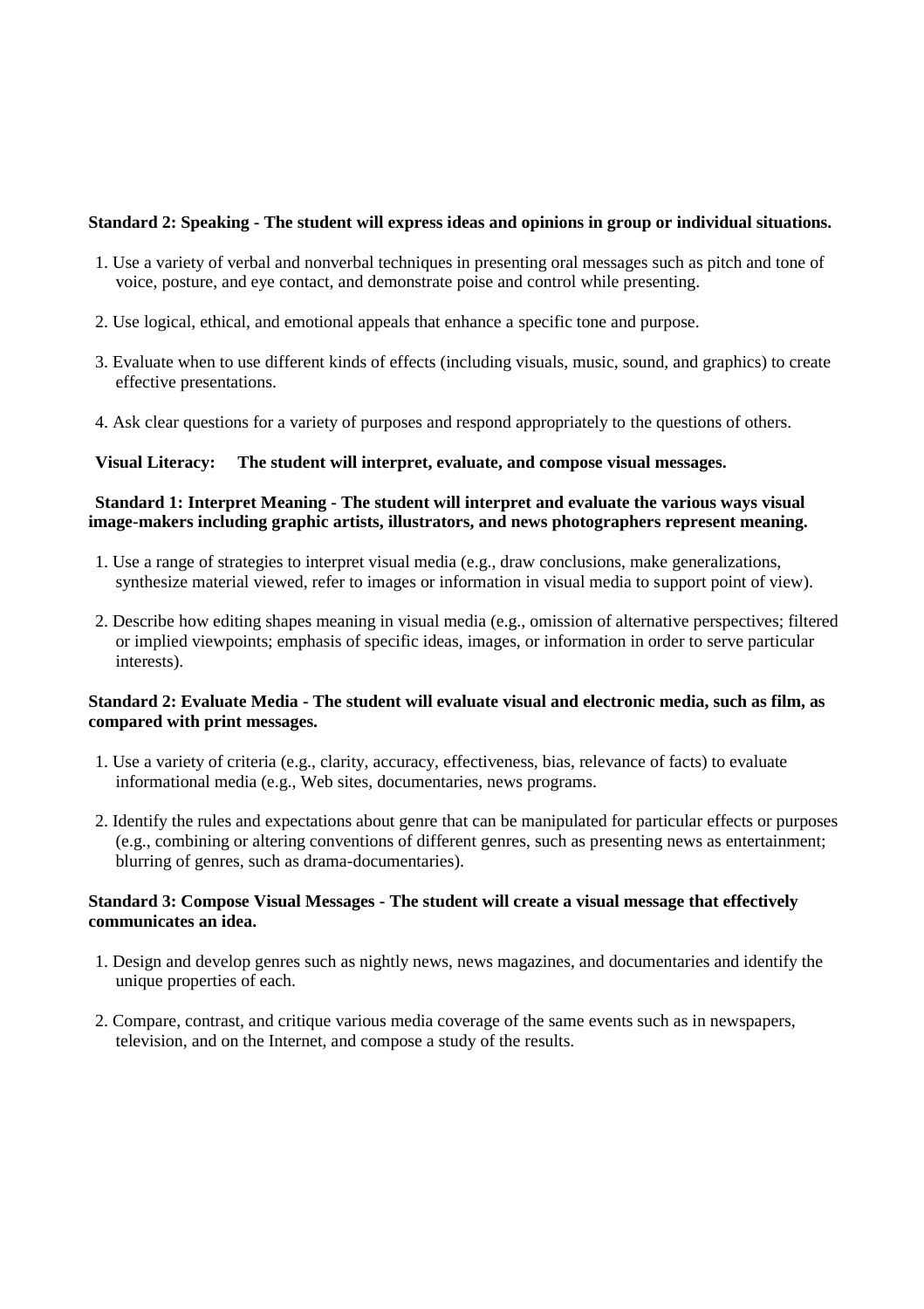**Standard 2: Speaking - The student will express ideas and opinions in group or individual situations.**

1. Use a variety of verbal and nonverbal techniques in presenting oral messages such as pitch and tone of voice, posture, and eye contact, and demonstrate poise and control while presenting.
2. Use logical, ethical, and emotional appeals that enhance a specific tone and purpose.
3. Evaluate when to use different kinds of effects (including visuals, music, sound, and graphics) to create effective presentations.
4. Ask clear questions for a variety of purposes and respond appropriately to the questions of others.

**Visual Literacy: The student will interpret, evaluate, and compose visual messages.**

**Standard 1: Interpret Meaning - The student will interpret and evaluate the various ways visual image-makers including graphic artists, illustrators, and news photographers represent meaning.**

1. Use a range of strategies to interpret visual media (e.g., draw conclusions, make generalizations, synthesize material viewed, refer to images or information in visual media to support point of view).
2. Describe how editing shapes meaning in visual media (e.g., omission of alternative perspectives; filtered or implied viewpoints; emphasis of specific ideas, images, or information in order to serve particular interests).

**Standard 2: Evaluate Media - The student will evaluate visual and electronic media, such as film, as compared with print messages.**

1. Use a variety of criteria (e.g., clarity, accuracy, effectiveness, bias, relevance of facts) to evaluate informational media (e.g., Web sites, documentaries, news programs.
2. Identify the rules and expectations about genre that can be manipulated for particular effects or purposes (e.g., combining or altering conventions of different genres, such as presenting news as entertainment; blurring of genres, such as drama-documentaries).

**Standard 3: Compose Visual Messages - The student will create a visual message that effectively communicates an idea.**

1. Design and develop genres such as nightly news, news magazines, and documentaries and identify the unique properties of each.
2. Compare, contrast, and critique various media coverage of the same events such as in newspapers, television, and on the Internet, and compose a study of the results.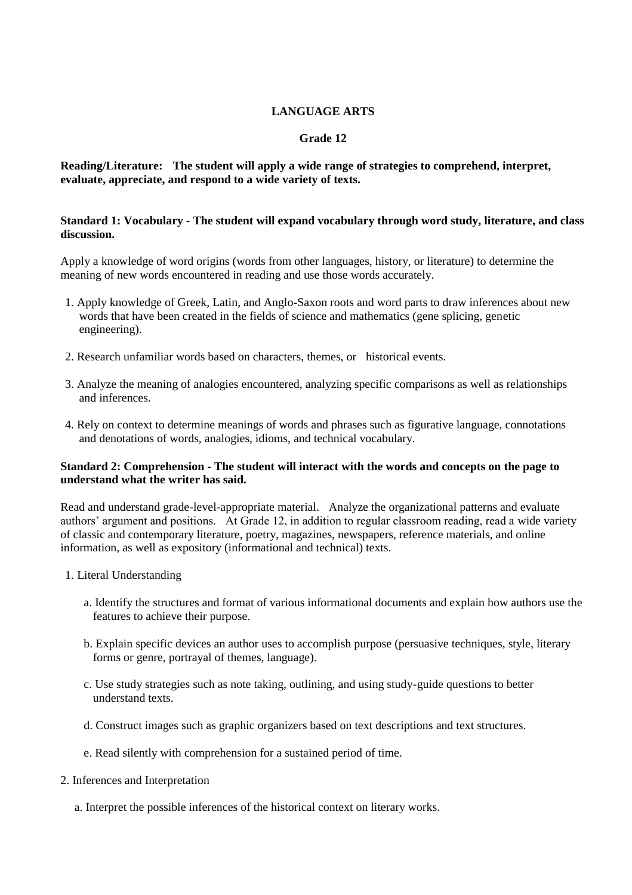# LANGUAGE ARTS

## Grade 12

**Reading/Literature: The student will apply a wide range of strategies to comprehend, interpret, evaluate, appreciate, and respond to a wide variety of texts.**

### Standard 1: Vocabulary - The student will expand vocabulary through word study, literature, and class discussion.

Apply a knowledge of word origins (words from other languages, history, or literature) to determine the meaning of new words encountered in reading and use those words accurately.

1. Apply knowledge of Greek, Latin, and Anglo-Saxon roots and word parts to draw inferences about new words that have been created in the fields of science and mathematics (gene splicing, genetic engineering).
2. Research unfamiliar words based on characters, themes, or historical events.
3. Analyze the meaning of analogies encountered, analyzing specific comparisons as well as relationships and inferences.
4. Rely on context to determine meanings of words and phrases such as figurative language, connotations and denotations of words, analogies, idioms, and technical vocabulary.

### Standard 2: Comprehension - The student will interact with the words and concepts on the page to understand what the writer has said.

Read and understand grade-level-appropriate material. Analyze the organizational patterns and evaluate authors' argument and positions. At Grade 12, in addition to regular classroom reading, read a wide variety of classic and contemporary literature, poetry, magazines, newspapers, reference materials, and online information, as well as expository (informational and technical) texts.

1. Literal Understanding
   a. Identify the structures and format of various informational documents and explain how authors use the features to achieve their purpose.
   b. Explain specific devices an author uses to accomplish purpose (persuasive techniques, style, literary forms or genre, portrayal of themes, language).
   c. Use study strategies such as note taking, outlining, and using study-guide questions to better understand texts.
   d. Construct images such as graphic organizers based on text descriptions and text structures.
   e. Read silently with comprehension for a sustained period of time.
2. Inferences and Interpretation
   a. Interpret the possible inferences of the historical context on literary works.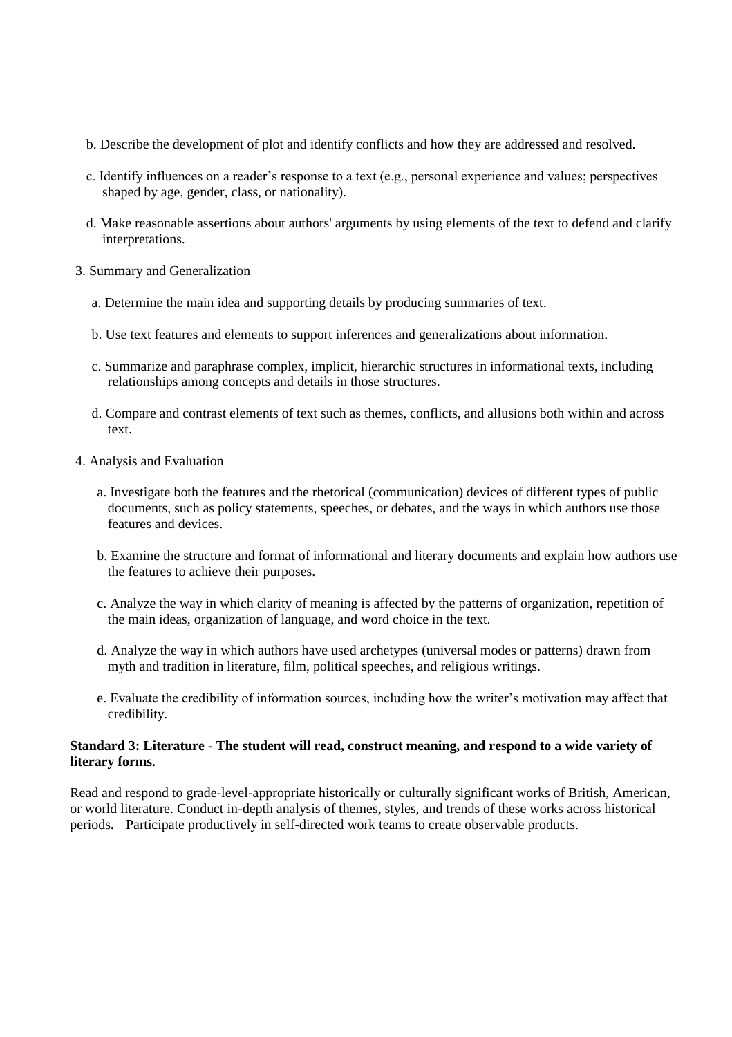b. Describe the development of plot and identify conflicts and how they are addressed and resolved.

c. Identify influences on a reader's response to a text (e.g., personal experience and values; perspectives shaped by age, gender, class, or nationality).

d. Make reasonable assertions about authors' arguments by using elements of the text to defend and clarify interpretations.

3. Summary and Generalization

   a. Determine the main idea and supporting details by producing summaries of text.

   b. Use text features and elements to support inferences and generalizations about information.

   c. Summarize and paraphrase complex, implicit, hierarchic structures in informational texts, including relationships among concepts and details in those structures.

   d. Compare and contrast elements of text such as themes, conflicts, and allusions both within and across text.

4. Analysis and Evaluation

   a. Investigate both the features and the rhetorical (communication) devices of different types of public documents, such as policy statements, speeches, or debates, and the ways in which authors use those features and devices.

   b. Examine the structure and format of informational and literary documents and explain how authors use the features to achieve their purposes.

   c. Analyze the way in which clarity of meaning is affected by the patterns of organization, repetition of the main ideas, organization of language, and word choice in the text.

   d. Analyze the way in which authors have used archetypes (universal modes or patterns) drawn from myth and tradition in literature, film, political speeches, and religious writings.

   e. Evaluate the credibility of information sources, including how the writer's motivation may affect that credibility.

**Standard 3: Literature - The student will read, construct meaning, and respond to a wide variety of literary forms.**

Read and respond to grade-level-appropriate historically or culturally significant works of British, American, or world literature. Conduct in-depth analysis of themes, styles, and trends of these works across historical periods**.** Participate productively in self-directed work teams to create observable products.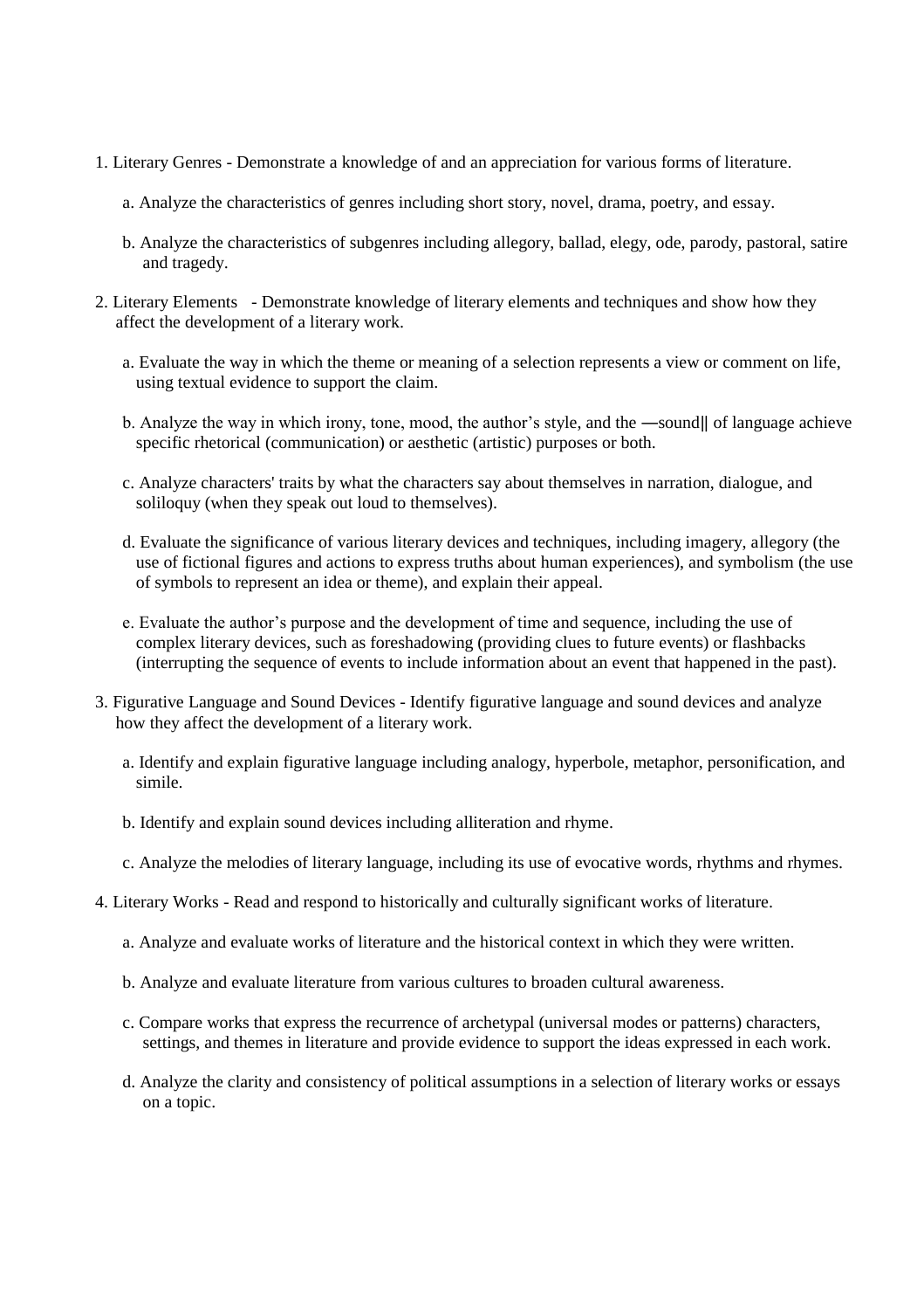1. Literary Genres - Demonstrate a knowledge of and an appreciation for various forms of literature.

   a. Analyze the characteristics of genres including short story, novel, drama, poetry, and essay.

   b. Analyze the characteristics of subgenres including allegory, ballad, elegy, ode, parody, pastoral, satire and tragedy.

2. Literary Elements - Demonstrate knowledge of literary elements and techniques and show how they affect the development of a literary work.

   a. Evaluate the way in which the theme or meaning of a selection represents a view or comment on life, using textual evidence to support the claim.

   b. Analyze the way in which irony, tone, mood, the author's style, and the ―sound‖ of language achieve specific rhetorical (communication) or aesthetic (artistic) purposes or both.

   c. Analyze characters' traits by what the characters say about themselves in narration, dialogue, and soliloquy (when they speak out loud to themselves).

   d. Evaluate the significance of various literary devices and techniques, including imagery, allegory (the use of fictional figures and actions to express truths about human experiences), and symbolism (the use of symbols to represent an idea or theme), and explain their appeal.

   e. Evaluate the author's purpose and the development of time and sequence, including the use of complex literary devices, such as foreshadowing (providing clues to future events) or flashbacks (interrupting the sequence of events to include information about an event that happened in the past).

3. Figurative Language and Sound Devices - Identify figurative language and sound devices and analyze how they affect the development of a literary work.

   a. Identify and explain figurative language including analogy, hyperbole, metaphor, personification, and simile.

   b. Identify and explain sound devices including alliteration and rhyme.

   c. Analyze the melodies of literary language, including its use of evocative words, rhythms and rhymes.

4. Literary Works - Read and respond to historically and culturally significant works of literature.

   a. Analyze and evaluate works of literature and the historical context in which they were written.

   b. Analyze and evaluate literature from various cultures to broaden cultural awareness.

   c. Compare works that express the recurrence of archetypal (universal modes or patterns) characters, settings, and themes in literature and provide evidence to support the ideas expressed in each work.

   d. Analyze the clarity and consistency of political assumptions in a selection of literary works or essays on a topic.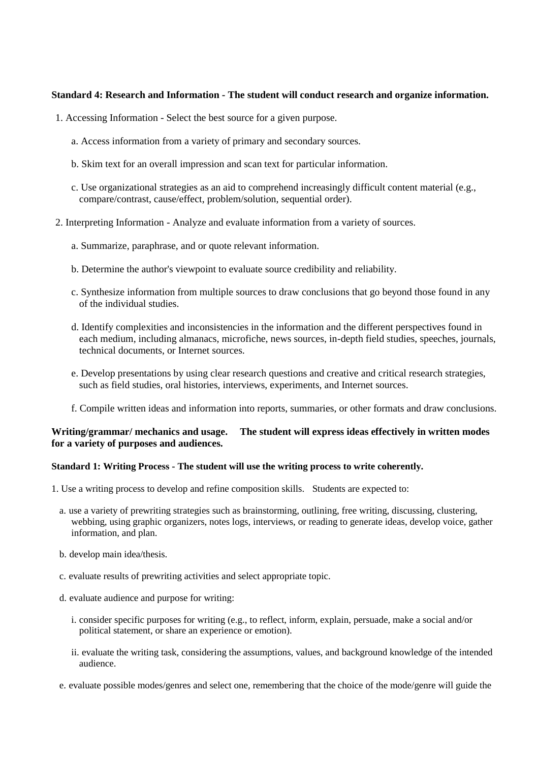**Standard 4: Research and Information - The student will conduct research and organize information.**

1. Accessing Information - Select the best source for a given purpose.

   a. Access information from a variety of primary and secondary sources.

   b. Skim text for an overall impression and scan text for particular information.

   c. Use organizational strategies as an aid to comprehend increasingly difficult content material (e.g., compare/contrast, cause/effect, problem/solution, sequential order).

2. Interpreting Information - Analyze and evaluate information from a variety of sources.

   a. Summarize, paraphrase, and or quote relevant information.

   b. Determine the author's viewpoint to evaluate source credibility and reliability.

   c. Synthesize information from multiple sources to draw conclusions that go beyond those found in any of the individual studies.

   d. Identify complexities and inconsistencies in the information and the different perspectives found in each medium, including almanacs, microfiche, news sources, in-depth field studies, speeches, journals, technical documents, or Internet sources.

   e. Develop presentations by using clear research questions and creative and critical research strategies, such as field studies, oral histories, interviews, experiments, and Internet sources.

   f. Compile written ideas and information into reports, summaries, or other formats and draw conclusions.

**Writing/grammar/ mechanics and usage. The student will express ideas effectively in written modes for a variety of purposes and audiences.**

**Standard 1: Writing Process - The student will use the writing process to write coherently.**

1. Use a writing process to develop and refine composition skills. Students are expected to:

   a. use a variety of prewriting strategies such as brainstorming, outlining, free writing, discussing, clustering, webbing, using graphic organizers, notes logs, interviews, or reading to generate ideas, develop voice, gather information, and plan.

   b. develop main idea/thesis.

   c. evaluate results of prewriting activities and select appropriate topic.

   d. evaluate audience and purpose for writing:

      i. consider specific purposes for writing (e.g., to reflect, inform, explain, persuade, make a social and/or political statement, or share an experience or emotion).

      ii. evaluate the writing task, considering the assumptions, values, and background knowledge of the intended audience.

   e. evaluate possible modes/genres and select one, remembering that the choice of the mode/genre will guide the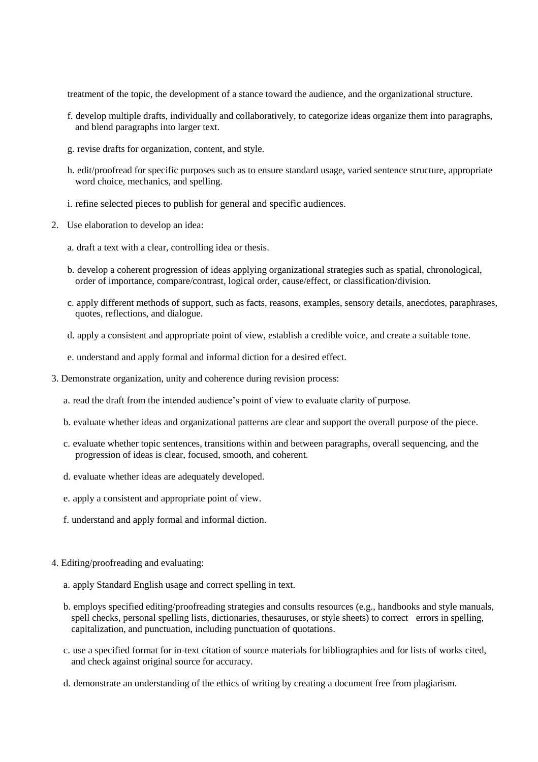treatment of the topic, the development of a stance toward the audience, and the organizational structure.

f. develop multiple drafts, individually and collaboratively, to categorize ideas organize them into paragraphs, and blend paragraphs into larger text.

g. revise drafts for organization, content, and style.

h. edit/proofread for specific purposes such as to ensure standard usage, varied sentence structure, appropriate word choice, mechanics, and spelling.

i. refine selected pieces to publish for general and specific audiences.

2. Use elaboration to develop an idea:

   a. draft a text with a clear, controlling idea or thesis.

   b. develop a coherent progression of ideas applying organizational strategies such as spatial, chronological, order of importance, compare/contrast, logical order, cause/effect, or classification/division.

   c. apply different methods of support, such as facts, reasons, examples, sensory details, anecdotes, paraphrases, quotes, reflections, and dialogue.

   d. apply a consistent and appropriate point of view, establish a credible voice, and create a suitable tone.

   e. understand and apply formal and informal diction for a desired effect.

3. Demonstrate organization, unity and coherence during revision process:

   a. read the draft from the intended audience's point of view to evaluate clarity of purpose.

   b. evaluate whether ideas and organizational patterns are clear and support the overall purpose of the piece.

   c. evaluate whether topic sentences, transitions within and between paragraphs, overall sequencing, and the progression of ideas is clear, focused, smooth, and coherent.

   d. evaluate whether ideas are adequately developed.

   e. apply a consistent and appropriate point of view.

   f. understand and apply formal and informal diction.

4. Editing/proofreading and evaluating:

   a. apply Standard English usage and correct spelling in text.

   b. employs specified editing/proofreading strategies and consults resources (e.g., handbooks and style manuals, spell checks, personal spelling lists, dictionaries, thesauruses, or style sheets) to correct errors in spelling, capitalization, and punctuation, including punctuation of quotations.

   c. use a specified format for in-text citation of source materials for bibliographies and for lists of works cited, and check against original source for accuracy.

   d. demonstrate an understanding of the ethics of writing by creating a document free from plagiarism.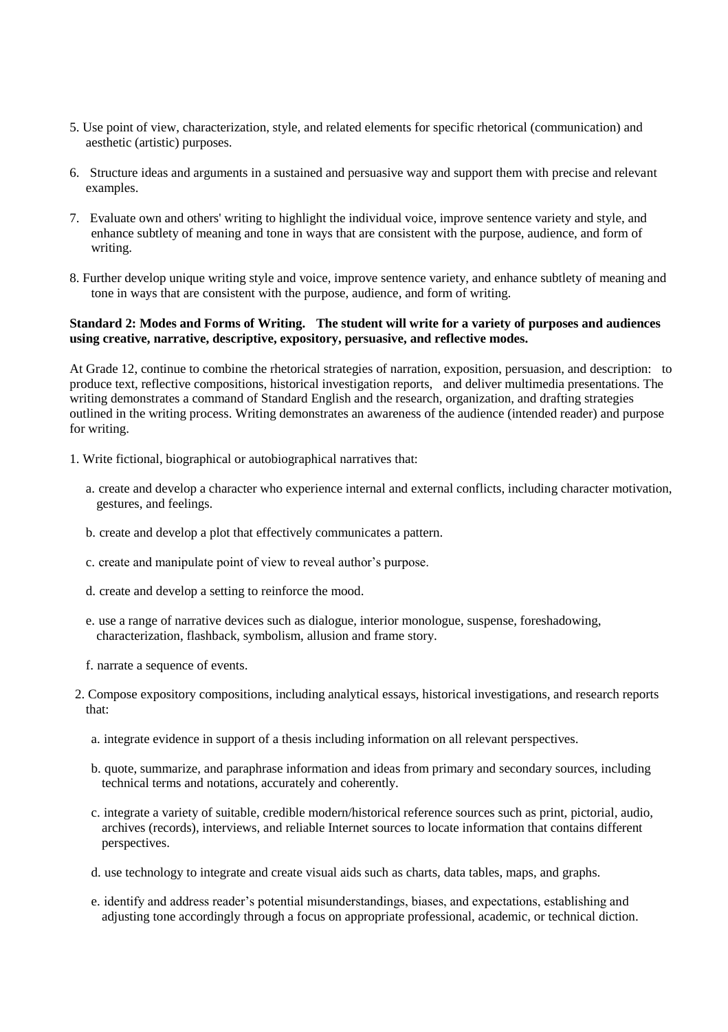5. Use point of view, characterization, style, and related elements for specific rhetorical (communication) and aesthetic (artistic) purposes.

6. Structure ideas and arguments in a sustained and persuasive way and support them with precise and relevant examples.

7. Evaluate own and others' writing to highlight the individual voice, improve sentence variety and style, and enhance subtlety of meaning and tone in ways that are consistent with the purpose, audience, and form of writing.

8. Further develop unique writing style and voice, improve sentence variety, and enhance subtlety of meaning and tone in ways that are consistent with the purpose, audience, and form of writing.

**Standard 2: Modes and Forms of Writing. The student will write for a variety of purposes and audiences using creative, narrative, descriptive, expository, persuasive, and reflective modes.**

At Grade 12, continue to combine the rhetorical strategies of narration, exposition, persuasion, and description: to produce text, reflective compositions, historical investigation reports, and deliver multimedia presentations. The writing demonstrates a command of Standard English and the research, organization, and drafting strategies outlined in the writing process. Writing demonstrates an awareness of the audience (intended reader) and purpose for writing.

1. Write fictional, biographical or autobiographical narratives that:

   a. create and develop a character who experience internal and external conflicts, including character motivation, gestures, and feelings.

   b. create and develop a plot that effectively communicates a pattern.

   c. create and manipulate point of view to reveal author's purpose.

   d. create and develop a setting to reinforce the mood.

   e. use a range of narrative devices such as dialogue, interior monologue, suspense, foreshadowing, characterization, flashback, symbolism, allusion and frame story.

   f. narrate a sequence of events.

2. Compose expository compositions, including analytical essays, historical investigations, and research reports that:

   a. integrate evidence in support of a thesis including information on all relevant perspectives.

   b. quote, summarize, and paraphrase information and ideas from primary and secondary sources, including technical terms and notations, accurately and coherently.

   c. integrate a variety of suitable, credible modern/historical reference sources such as print, pictorial, audio, archives (records), interviews, and reliable Internet sources to locate information that contains different perspectives.

   d. use technology to integrate and create visual aids such as charts, data tables, maps, and graphs.

   e. identify and address reader's potential misunderstandings, biases, and expectations, establishing and adjusting tone accordingly through a focus on appropriate professional, academic, or technical diction.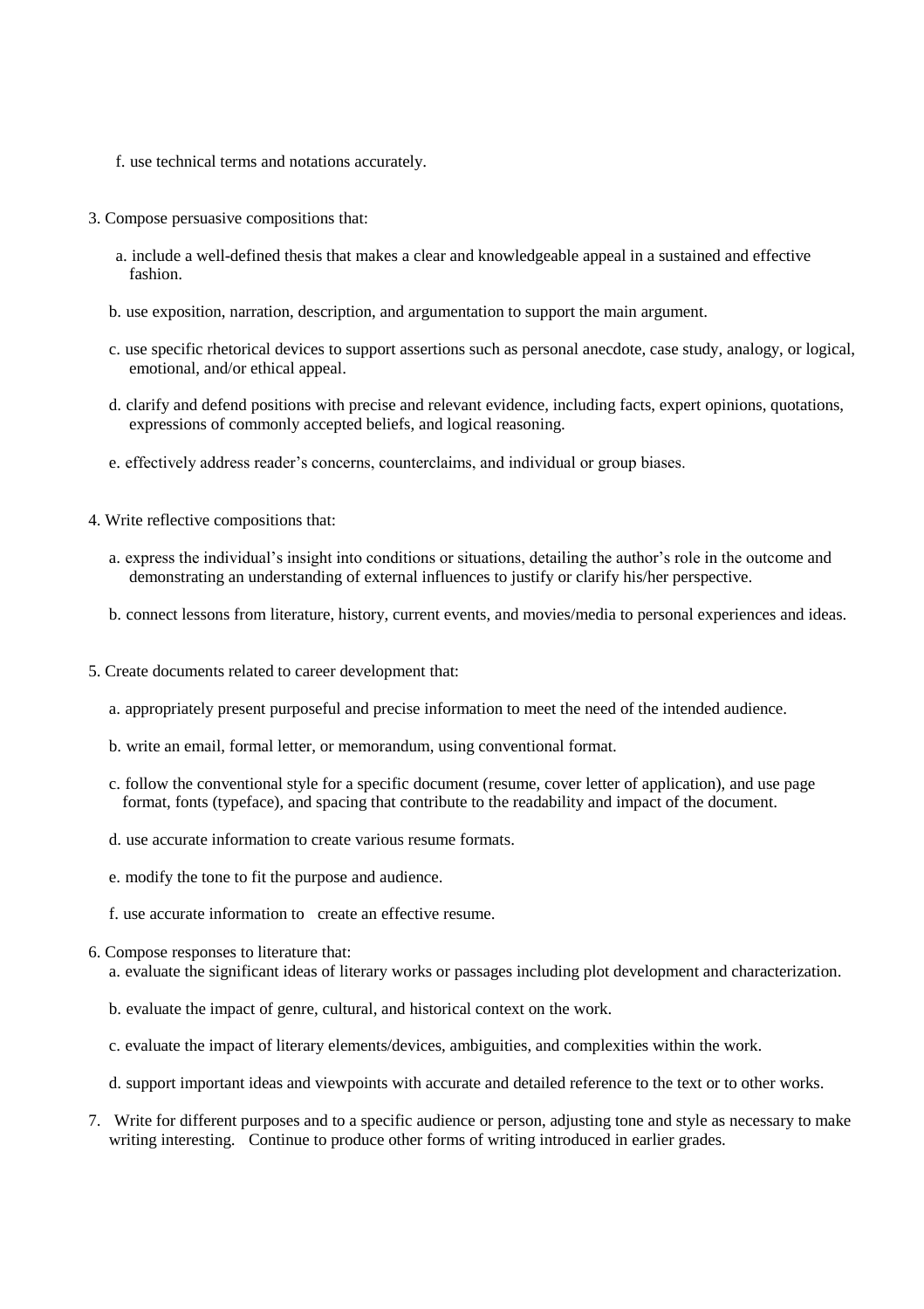f. use technical terms and notations accurately.

3. Compose persuasive compositions that:

   a. include a well-defined thesis that makes a clear and knowledgeable appeal in a sustained and effective fashion.

   b. use exposition, narration, description, and argumentation to support the main argument.

   c. use specific rhetorical devices to support assertions such as personal anecdote, case study, analogy, or logical, emotional, and/or ethical appeal.

   d. clarify and defend positions with precise and relevant evidence, including facts, expert opinions, quotations, expressions of commonly accepted beliefs, and logical reasoning.

   e. effectively address reader's concerns, counterclaims, and individual or group biases.

4. Write reflective compositions that:

   a. express the individual's insight into conditions or situations, detailing the author's role in the outcome and demonstrating an understanding of external influences to justify or clarify his/her perspective.

   b. connect lessons from literature, history, current events, and movies/media to personal experiences and ideas.

5. Create documents related to career development that:

   a. appropriately present purposeful and precise information to meet the need of the intended audience.

   b. write an email, formal letter, or memorandum, using conventional format.

   c. follow the conventional style for a specific document (resume, cover letter of application), and use page format, fonts (typeface), and spacing that contribute to the readability and impact of the document.

   d. use accurate information to create various resume formats.

   e. modify the tone to fit the purpose and audience.

   f. use accurate information to create an effective resume.

6. Compose responses to literature that:

   a. evaluate the significant ideas of literary works or passages including plot development and characterization.

   b. evaluate the impact of genre, cultural, and historical context on the work.

   c. evaluate the impact of literary elements/devices, ambiguities, and complexities within the work.

   d. support important ideas and viewpoints with accurate and detailed reference to the text or to other works.

7. Write for different purposes and to a specific audience or person, adjusting tone and style as necessary to make writing interesting. Continue to produce other forms of writing introduced in earlier grades.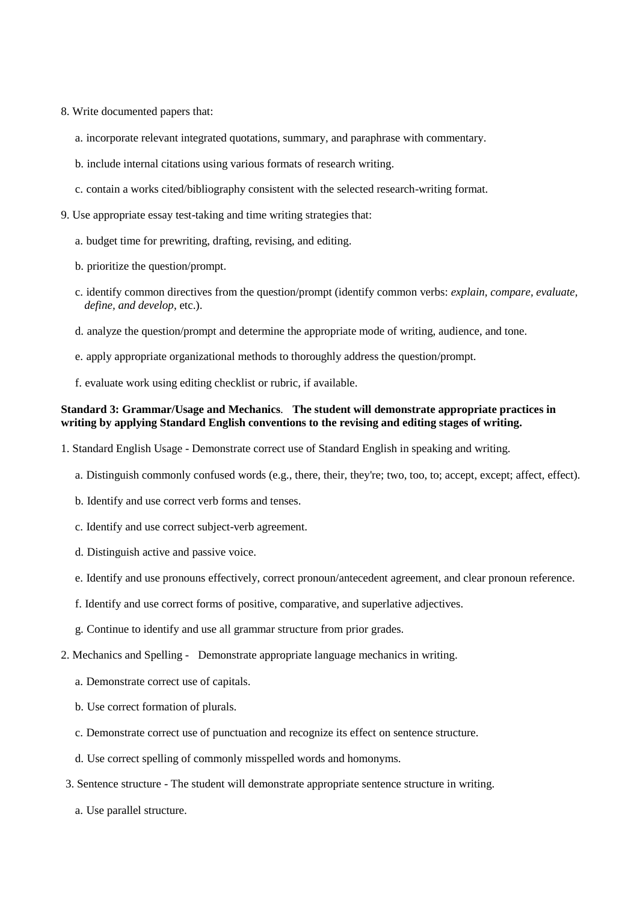8. Write documented papers that:

   a. incorporate relevant integrated quotations, summary, and paraphrase with commentary.

   b. include internal citations using various formats of research writing.

   c. contain a works cited/bibliography consistent with the selected research-writing format.

9. Use appropriate essay test-taking and time writing strategies that:

   a. budget time for prewriting, drafting, revising, and editing.

   b. prioritize the question/prompt.

   c. identify common directives from the question/prompt (identify common verbs: *explain, compare, evaluate, define, and develop*, etc.).

   d. analyze the question/prompt and determine the appropriate mode of writing, audience, and tone.

   e. apply appropriate organizational methods to thoroughly address the question/prompt.

   f. evaluate work using editing checklist or rubric, if available.

**Standard 3: Grammar/Usage and Mechanics. The student will demonstrate appropriate practices in writing by applying Standard English conventions to the revising and editing stages of writing.**

1. Standard English Usage - Demonstrate correct use of Standard English in speaking and writing.

   a. Distinguish commonly confused words (e.g., there, their, they're; two, too, to; accept, except; affect, effect).

   b. Identify and use correct verb forms and tenses.

   c. Identify and use correct subject-verb agreement.

   d. Distinguish active and passive voice.

   e. Identify and use pronouns effectively, correct pronoun/antecedent agreement, and clear pronoun reference.

   f. Identify and use correct forms of positive, comparative, and superlative adjectives.

   g. Continue to identify and use all grammar structure from prior grades.

2. Mechanics and Spelling - Demonstrate appropriate language mechanics in writing.

   a. Demonstrate correct use of capitals.

   b. Use correct formation of plurals.

   c. Demonstrate correct use of punctuation and recognize its effect on sentence structure.

   d. Use correct spelling of commonly misspelled words and homonyms.

3. Sentence structure - The student will demonstrate appropriate sentence structure in writing.

   a. Use parallel structure.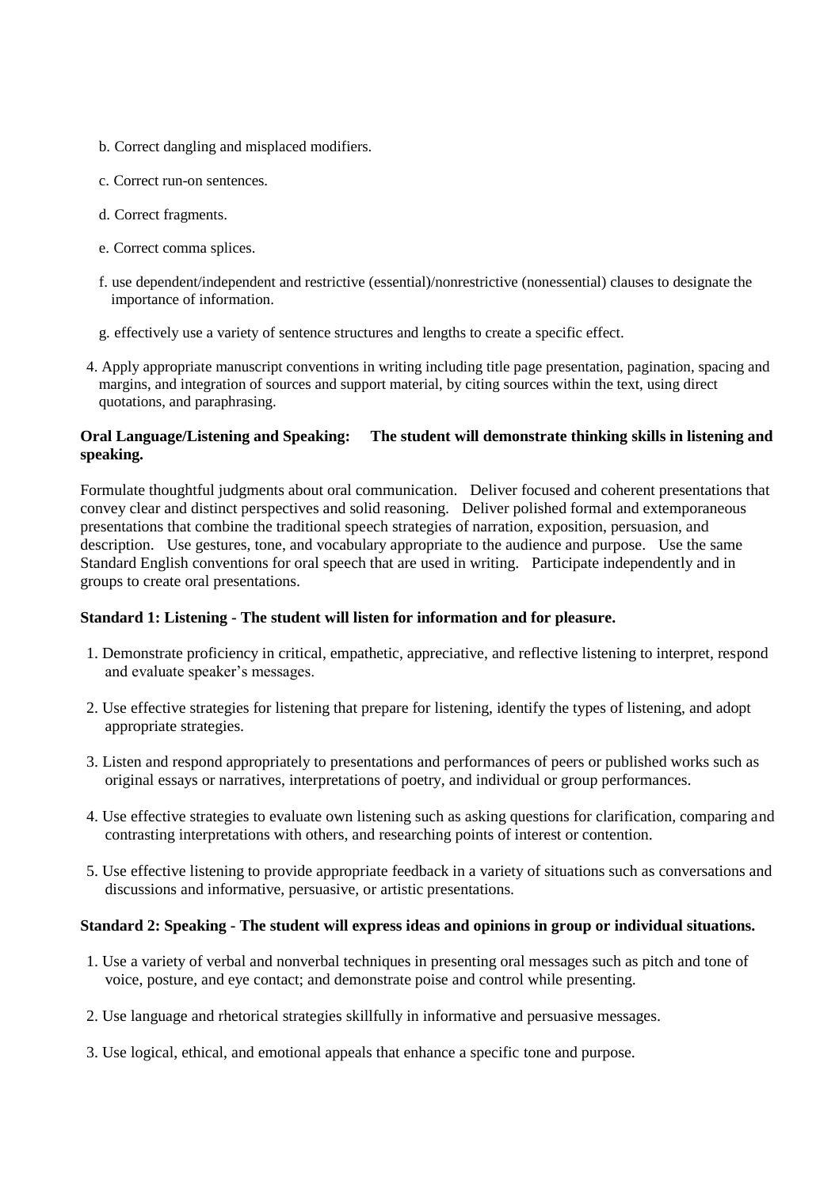b. Correct dangling and misplaced modifiers.

c. Correct run-on sentences.

d. Correct fragments.

e. Correct comma splices.

f. use dependent/independent and restrictive (essential)/nonrestrictive (nonessential) clauses to designate the importance of information.

g. effectively use a variety of sentence structures and lengths to create a specific effect.

4. Apply appropriate manuscript conventions in writing including title page presentation, pagination, spacing and margins, and integration of sources and support material, by citing sources within the text, using direct quotations, and paraphrasing.

**Oral Language/Listening and Speaking: The student will demonstrate thinking skills in listening and speaking.**

Formulate thoughtful judgments about oral communication. Deliver focused and coherent presentations that convey clear and distinct perspectives and solid reasoning. Deliver polished formal and extemporaneous presentations that combine the traditional speech strategies of narration, exposition, persuasion, and description. Use gestures, tone, and vocabulary appropriate to the audience and purpose. Use the same Standard English conventions for oral speech that are used in writing. Participate independently and in groups to create oral presentations.

**Standard 1: Listening - The student will listen for information and for pleasure.**

1. Demonstrate proficiency in critical, empathetic, appreciative, and reflective listening to interpret, respond and evaluate speaker's messages.

2. Use effective strategies for listening that prepare for listening, identify the types of listening, and adopt appropriate strategies.

3. Listen and respond appropriately to presentations and performances of peers or published works such as original essays or narratives, interpretations of poetry, and individual or group performances.

4. Use effective strategies to evaluate own listening such as asking questions for clarification, comparing and contrasting interpretations with others, and researching points of interest or contention.

5. Use effective listening to provide appropriate feedback in a variety of situations such as conversations and discussions and informative, persuasive, or artistic presentations.

**Standard 2: Speaking - The student will express ideas and opinions in group or individual situations.**

1. Use a variety of verbal and nonverbal techniques in presenting oral messages such as pitch and tone of voice, posture, and eye contact; and demonstrate poise and control while presenting.

2. Use language and rhetorical strategies skillfully in informative and persuasive messages.

3. Use logical, ethical, and emotional appeals that enhance a specific tone and purpose.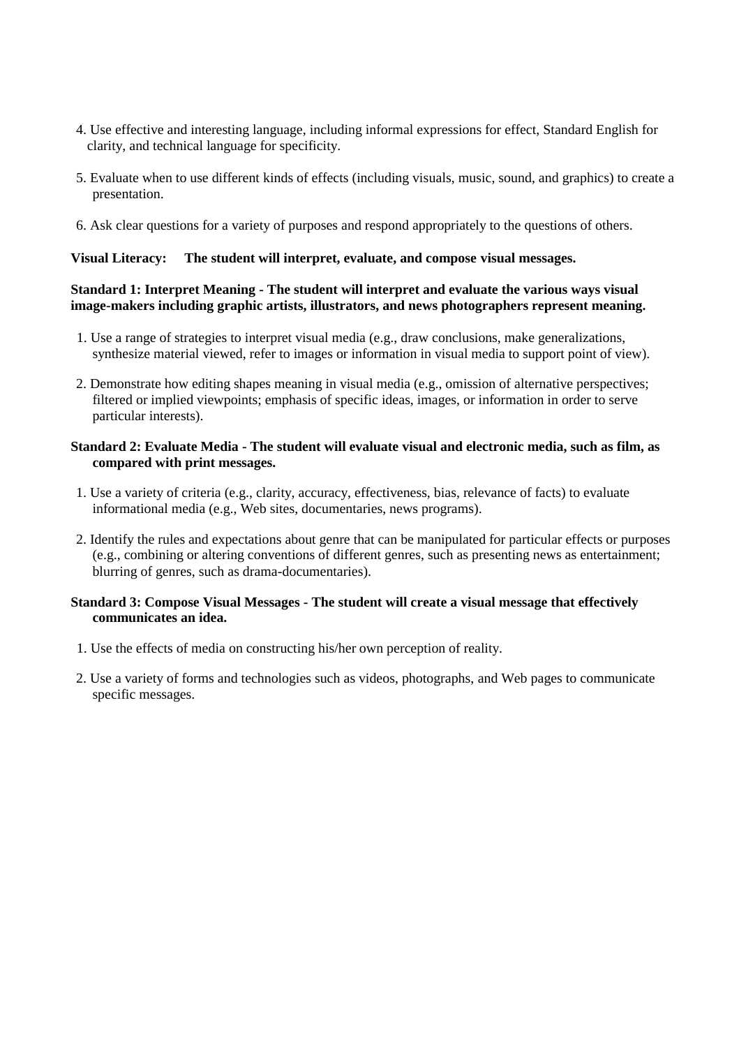4. Use effective and interesting language, including informal expressions for effect, Standard English for clarity, and technical language for specificity.

5. Evaluate when to use different kinds of effects (including visuals, music, sound, and graphics) to create a presentation.

6. Ask clear questions for a variety of purposes and respond appropriately to the questions of others.

**Visual Literacy: The student will interpret, evaluate, and compose visual messages.**

**Standard 1: Interpret Meaning - The student will interpret and evaluate the various ways visual image-makers including graphic artists, illustrators, and news photographers represent meaning.**

1. Use a range of strategies to interpret visual media (e.g., draw conclusions, make generalizations, synthesize material viewed, refer to images or information in visual media to support point of view).

2. Demonstrate how editing shapes meaning in visual media (e.g., omission of alternative perspectives; filtered or implied viewpoints; emphasis of specific ideas, images, or information in order to serve particular interests).

**Standard 2: Evaluate Media - The student will evaluate visual and electronic media, such as film, as compared with print messages.**

1. Use a variety of criteria (e.g., clarity, accuracy, effectiveness, bias, relevance of facts) to evaluate informational media (e.g., Web sites, documentaries, news programs).

2. Identify the rules and expectations about genre that can be manipulated for particular effects or purposes (e.g., combining or altering conventions of different genres, such as presenting news as entertainment; blurring of genres, such as drama-documentaries).

**Standard 3: Compose Visual Messages - The student will create a visual message that effectively communicates an idea.**

1. Use the effects of media on constructing his/her own perception of reality.

2. Use a variety of forms and technologies such as videos, photographs, and Web pages to communicate specific messages.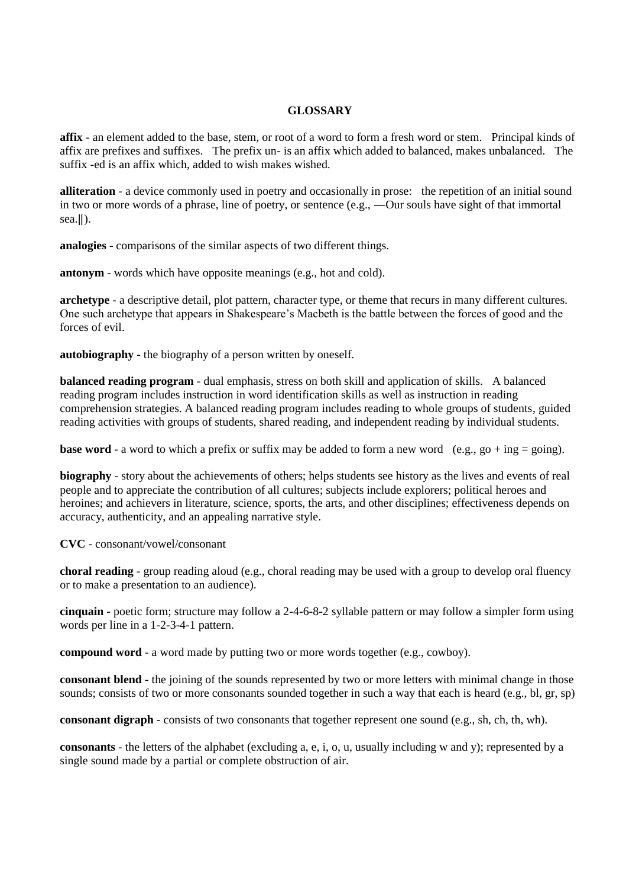# GLOSSARY

**affix** - an element added to the base, stem, or root of a word to form a fresh word or stem. Principal kinds of affix are prefixes and suffixes. The prefix un- is an affix which added to balanced, makes unbalanced. The suffix -ed is an affix which, added to wish makes wished.

**alliteration** - a device commonly used in poetry and occasionally in prose: the repetition of an initial sound in two or more words of a phrase, line of poetry, or sentence (e.g., ―Our souls have sight of that immortal sea.‖).

**analogies** - comparisons of the similar aspects of two different things.

**antonym** - words which have opposite meanings (e.g., hot and cold).

**archetype** - a descriptive detail, plot pattern, character type, or theme that recurs in many different cultures. One such archetype that appears in Shakespeare's Macbeth is the battle between the forces of good and the forces of evil.

**autobiography** - the biography of a person written by oneself.

**balanced reading program** - dual emphasis, stress on both skill and application of skills. A balanced reading program includes instruction in word identification skills as well as instruction in reading comprehension strategies. A balanced reading program includes reading to whole groups of students, guided reading activities with groups of students, shared reading, and independent reading by individual students.

**base word** - a word to which a prefix or suffix may be added to form a new word (e.g., go + ing = going).

**biography** - story about the achievements of others; helps students see history as the lives and events of real people and to appreciate the contribution of all cultures; subjects include explorers; political heroes and heroines; and achievers in literature, science, sports, the arts, and other disciplines; effectiveness depends on accuracy, authenticity, and an appealing narrative style.

**CVC** - consonant/vowel/consonant

**choral reading** - group reading aloud (e.g., choral reading may be used with a group to develop oral fluency or to make a presentation to an audience).

**cinquain** - poetic form; structure may follow a 2-4-6-8-2 syllable pattern or may follow a simpler form using words per line in a 1-2-3-4-1 pattern.

**compound word** - a word made by putting two or more words together (e.g., cowboy).

**consonant blend** - the joining of the sounds represented by two or more letters with minimal change in those sounds; consists of two or more consonants sounded together in such a way that each is heard (e.g., bl, gr, sp)

**consonant digraph** - consists of two consonants that together represent one sound (e.g., sh, ch, th, wh).

**consonants** - the letters of the alphabet (excluding a, e, i, o, u, usually including w and y); represented by a single sound made by a partial or complete obstruction of air.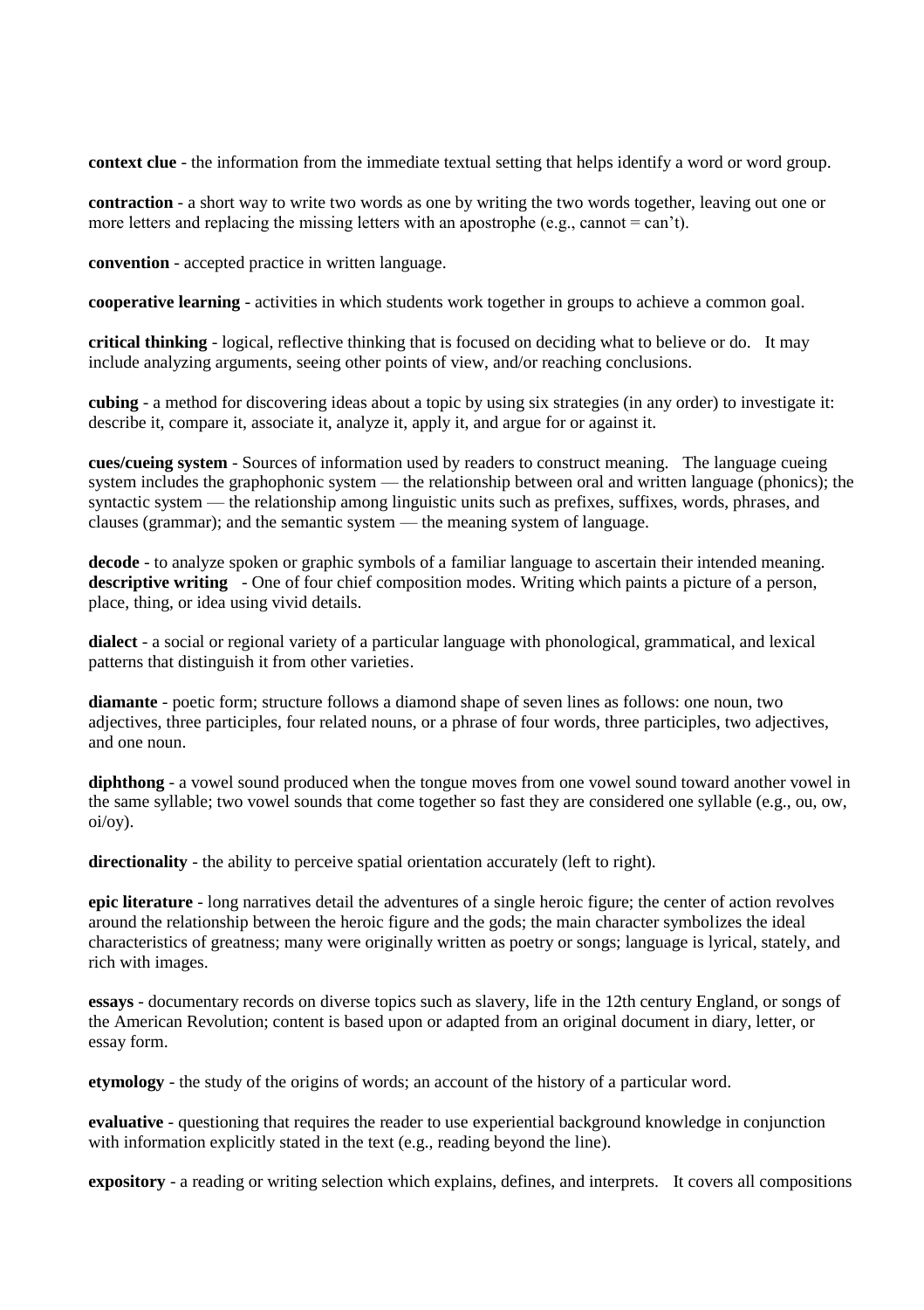**context clue** - the information from the immediate textual setting that helps identify a word or word group.

**contraction** - a short way to write two words as one by writing the two words together, leaving out one or more letters and replacing the missing letters with an apostrophe (e.g., cannot = can't).

**convention** - accepted practice in written language.

**cooperative learning** - activities in which students work together in groups to achieve a common goal.

**critical thinking** - logical, reflective thinking that is focused on deciding what to believe or do. It may include analyzing arguments, seeing other points of view, and/or reaching conclusions.

**cubing** - a method for discovering ideas about a topic by using six strategies (in any order) to investigate it: describe it, compare it, associate it, analyze it, apply it, and argue for or against it.

**cues/cueing system** - Sources of information used by readers to construct meaning. The language cueing system includes the graphophonic system — the relationship between oral and written language (phonics); the syntactic system — the relationship among linguistic units such as prefixes, suffixes, words, phrases, and clauses (grammar); and the semantic system — the meaning system of language.

**decode** - to analyze spoken or graphic symbols of a familiar language to ascertain their intended meaning.
**descriptive writing** - One of four chief composition modes. Writing which paints a picture of a person, place, thing, or idea using vivid details.

**dialect** - a social or regional variety of a particular language with phonological, grammatical, and lexical patterns that distinguish it from other varieties.

**diamante** - poetic form; structure follows a diamond shape of seven lines as follows: one noun, two adjectives, three participles, four related nouns, or a phrase of four words, three participles, two adjectives, and one noun.

**diphthong** - a vowel sound produced when the tongue moves from one vowel sound toward another vowel in the same syllable; two vowel sounds that come together so fast they are considered one syllable (e.g., ou, ow, oi/oy).

**directionality** - the ability to perceive spatial orientation accurately (left to right).

**epic literature** - long narratives detail the adventures of a single heroic figure; the center of action revolves around the relationship between the heroic figure and the gods; the main character symbolizes the ideal characteristics of greatness; many were originally written as poetry or songs; language is lyrical, stately, and rich with images.

**essays** - documentary records on diverse topics such as slavery, life in the 12th century England, or songs of the American Revolution; content is based upon or adapted from an original document in diary, letter, or essay form.

**etymology** - the study of the origins of words; an account of the history of a particular word.

**evaluative** - questioning that requires the reader to use experiential background knowledge in conjunction with information explicitly stated in the text (e.g., reading beyond the line).

**expository** - a reading or writing selection which explains, defines, and interprets. It covers all compositions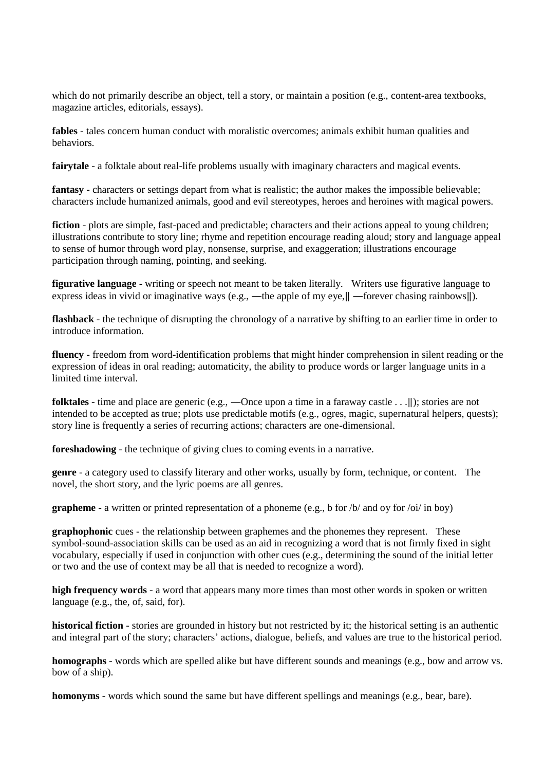which do not primarily describe an object, tell a story, or maintain a position (e.g., content-area textbooks, magazine articles, editorials, essays).

**fables** - tales concern human conduct with moralistic overcomes; animals exhibit human qualities and behaviors.

**fairytale** - a folktale about real-life problems usually with imaginary characters and magical events.

**fantasy** - characters or settings depart from what is realistic; the author makes the impossible believable; characters include humanized animals, good and evil stereotypes, heroes and heroines with magical powers.

**fiction** - plots are simple, fast-paced and predictable; characters and their actions appeal to young children; illustrations contribute to story line; rhyme and repetition encourage reading aloud; story and language appeal to sense of humor through word play, nonsense, surprise, and exaggeration; illustrations encourage participation through naming, pointing, and seeking.

**figurative language** - writing or speech not meant to be taken literally. Writers use figurative language to express ideas in vivid or imaginative ways (e.g., ―the apple of my eye,‖ ―forever chasing rainbows‖).

**flashback** - the technique of disrupting the chronology of a narrative by shifting to an earlier time in order to introduce information.

**fluency** - freedom from word-identification problems that might hinder comprehension in silent reading or the expression of ideas in oral reading; automaticity, the ability to produce words or larger language units in a limited time interval.

**folktales** - time and place are generic (e.g., ―Once upon a time in a faraway castle . . .‖); stories are not intended to be accepted as true; plots use predictable motifs (e.g., ogres, magic, supernatural helpers, quests); story line is frequently a series of recurring actions; characters are one-dimensional.

**foreshadowing** - the technique of giving clues to coming events in a narrative.

**genre** - a category used to classify literary and other works, usually by form, technique, or content. The novel, the short story, and the lyric poems are all genres.

**grapheme** - a written or printed representation of a phoneme (e.g., b for /b/ and oy for /oi/ in boy)

**graphophonic** cues - the relationship between graphemes and the phonemes they represent. These symbol-sound-association skills can be used as an aid in recognizing a word that is not firmly fixed in sight vocabulary, especially if used in conjunction with other cues (e.g., determining the sound of the initial letter or two and the use of context may be all that is needed to recognize a word).

**high frequency words** - a word that appears many more times than most other words in spoken or written language (e.g., the, of, said, for).

**historical fiction** - stories are grounded in history but not restricted by it; the historical setting is an authentic and integral part of the story; characters' actions, dialogue, beliefs, and values are true to the historical period.

**homographs** - words which are spelled alike but have different sounds and meanings (e.g., bow and arrow vs. bow of a ship).

**homonyms** - words which sound the same but have different spellings and meanings (e.g., bear, bare).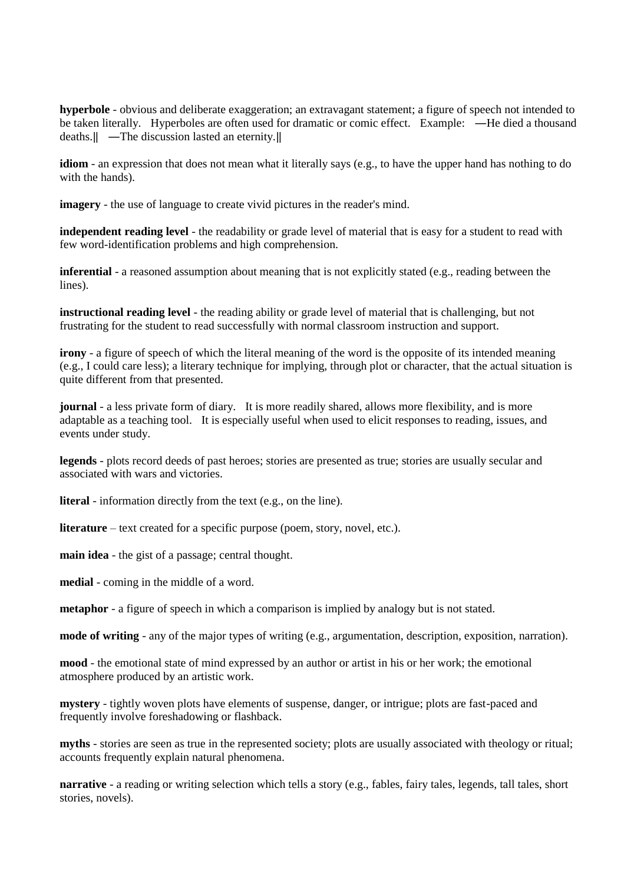**hyperbole** - obvious and deliberate exaggeration; an extravagant statement; a figure of speech not intended to be taken literally. Hyperboles are often used for dramatic or comic effect. Example: ―He died a thousand deaths.‖ ―The discussion lasted an eternity.‖

**idiom** - an expression that does not mean what it literally says (e.g., to have the upper hand has nothing to do with the hands).

**imagery** - the use of language to create vivid pictures in the reader's mind.

**independent reading level** - the readability or grade level of material that is easy for a student to read with few word-identification problems and high comprehension.

**inferential** - a reasoned assumption about meaning that is not explicitly stated (e.g., reading between the lines).

**instructional reading level** - the reading ability or grade level of material that is challenging, but not frustrating for the student to read successfully with normal classroom instruction and support.

**irony** - a figure of speech of which the literal meaning of the word is the opposite of its intended meaning (e.g., I could care less); a literary technique for implying, through plot or character, that the actual situation is quite different from that presented.

**journal** - a less private form of diary. It is more readily shared, allows more flexibility, and is more adaptable as a teaching tool. It is especially useful when used to elicit responses to reading, issues, and events under study.

**legends** - plots record deeds of past heroes; stories are presented as true; stories are usually secular and associated with wars and victories.

**literal** - information directly from the text (e.g., on the line).

**literature** – text created for a specific purpose (poem, story, novel, etc.).

**main idea** - the gist of a passage; central thought.

**medial** - coming in the middle of a word.

**metaphor** - a figure of speech in which a comparison is implied by analogy but is not stated.

**mode of writing** - any of the major types of writing (e.g., argumentation, description, exposition, narration).

**mood** - the emotional state of mind expressed by an author or artist in his or her work; the emotional atmosphere produced by an artistic work.

**mystery** - tightly woven plots have elements of suspense, danger, or intrigue; plots are fast-paced and frequently involve foreshadowing or flashback.

**myths** - stories are seen as true in the represented society; plots are usually associated with theology or ritual; accounts frequently explain natural phenomena.

**narrative** - a reading or writing selection which tells a story (e.g., fables, fairy tales, legends, tall tales, short stories, novels).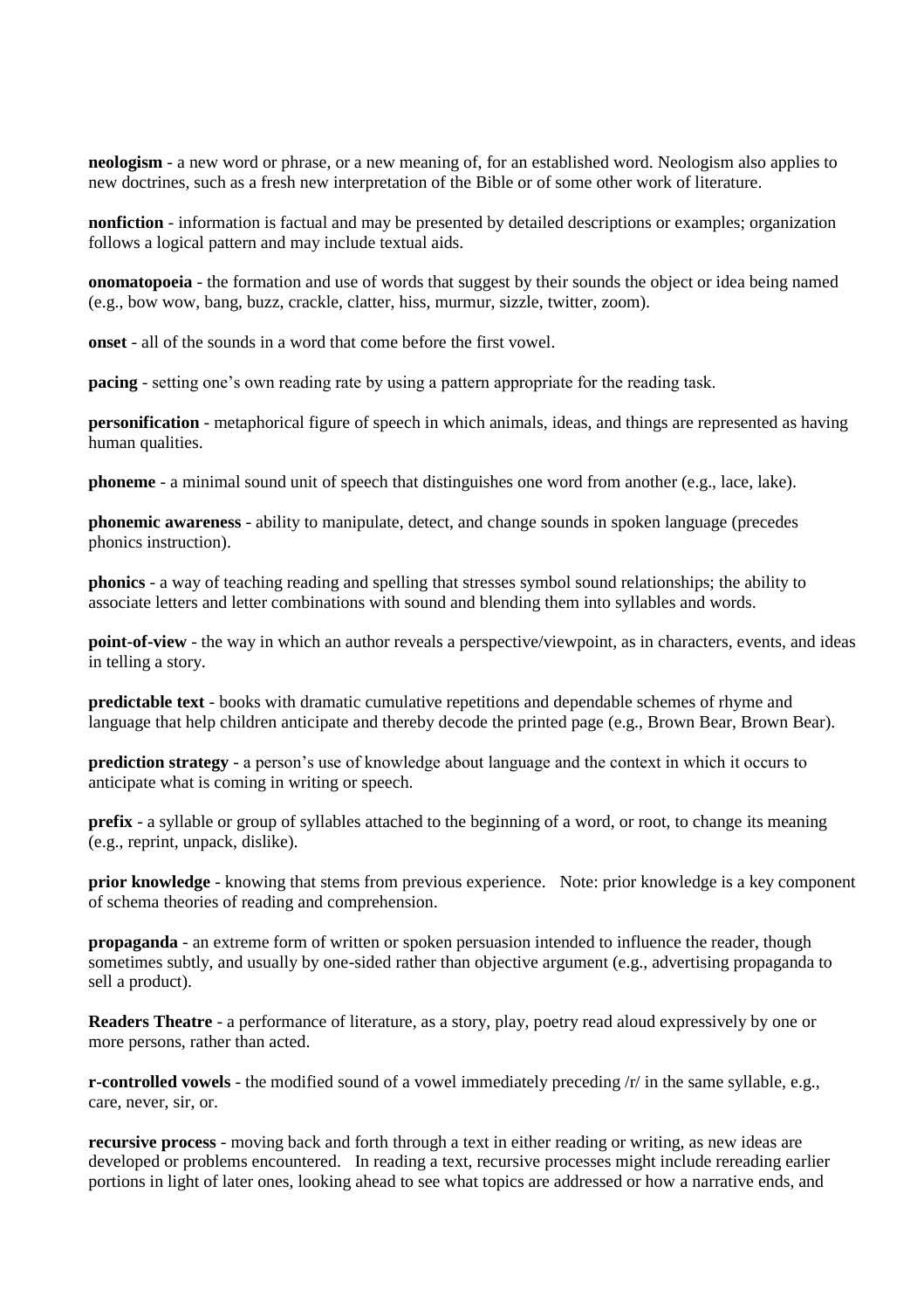**neologism** - a new word or phrase, or a new meaning of, for an established word. Neologism also applies to new doctrines, such as a fresh new interpretation of the Bible or of some other work of literature.

**nonfiction** - information is factual and may be presented by detailed descriptions or examples; organization follows a logical pattern and may include textual aids.

**onomatopoeia** - the formation and use of words that suggest by their sounds the object or idea being named (e.g., bow wow, bang, buzz, crackle, clatter, hiss, murmur, sizzle, twitter, zoom).

**onset** - all of the sounds in a word that come before the first vowel.

**pacing** - setting one's own reading rate by using a pattern appropriate for the reading task.

**personification** - metaphorical figure of speech in which animals, ideas, and things are represented as having human qualities.

**phoneme** - a minimal sound unit of speech that distinguishes one word from another (e.g., lace, lake).

**phonemic awareness** - ability to manipulate, detect, and change sounds in spoken language (precedes phonics instruction).

**phonics** - a way of teaching reading and spelling that stresses symbol sound relationships; the ability to associate letters and letter combinations with sound and blending them into syllables and words.

**point-of-view** - the way in which an author reveals a perspective/viewpoint, as in characters, events, and ideas in telling a story.

**predictable text** - books with dramatic cumulative repetitions and dependable schemes of rhyme and language that help children anticipate and thereby decode the printed page (e.g., Brown Bear, Brown Bear).

**prediction strategy** - a person's use of knowledge about language and the context in which it occurs to anticipate what is coming in writing or speech.

**prefix** - a syllable or group of syllables attached to the beginning of a word, or root, to change its meaning (e.g., reprint, unpack, dislike).

**prior knowledge** - knowing that stems from previous experience. Note: prior knowledge is a key component of schema theories of reading and comprehension.

**propaganda** - an extreme form of written or spoken persuasion intended to influence the reader, though sometimes subtly, and usually by one-sided rather than objective argument (e.g., advertising propaganda to sell a product).

**Readers Theatre** - a performance of literature, as a story, play, poetry read aloud expressively by one or more persons, rather than acted.

**r-controlled vowels** - the modified sound of a vowel immediately preceding /r/ in the same syllable, e.g., care, never, sir, or.

**recursive process** - moving back and forth through a text in either reading or writing, as new ideas are developed or problems encountered. In reading a text, recursive processes might include rereading earlier portions in light of later ones, looking ahead to see what topics are addressed or how a narrative ends, and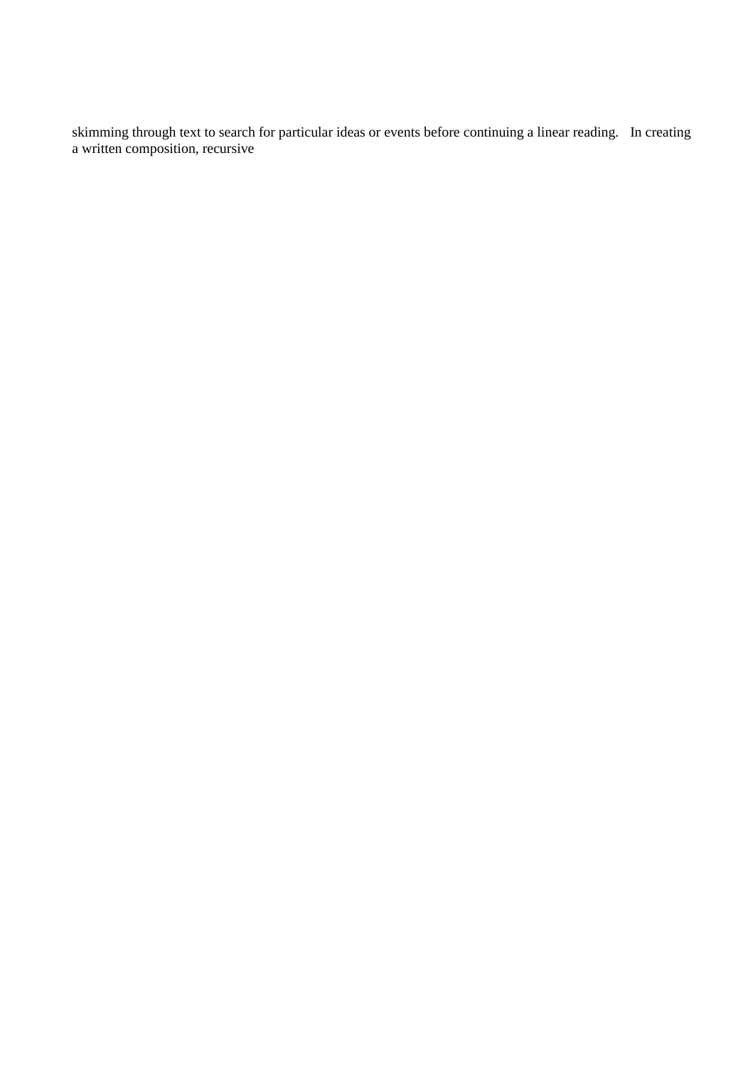skimming through text to search for particular ideas or events before continuing a linear reading. In creating a written composition, recursive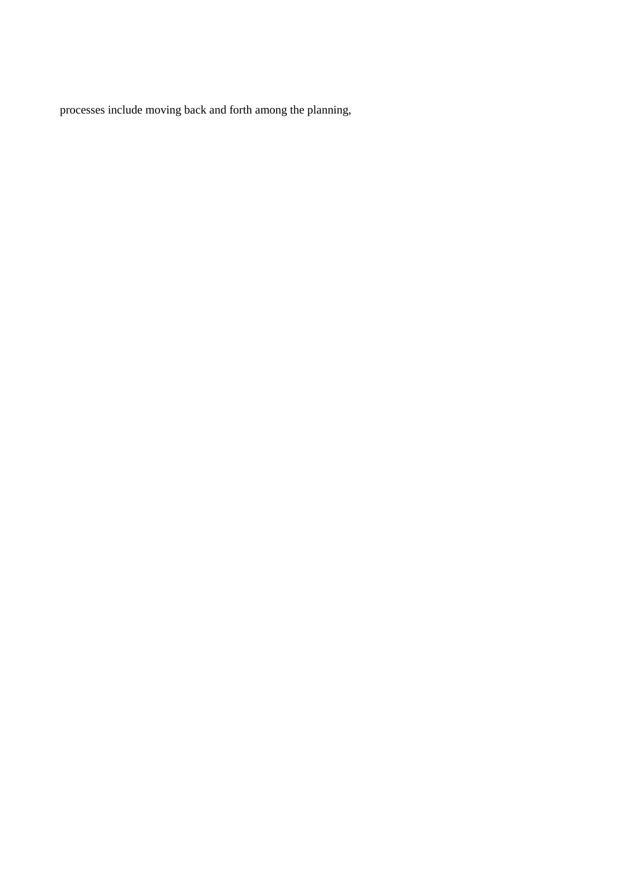processes include moving back and forth among the planning,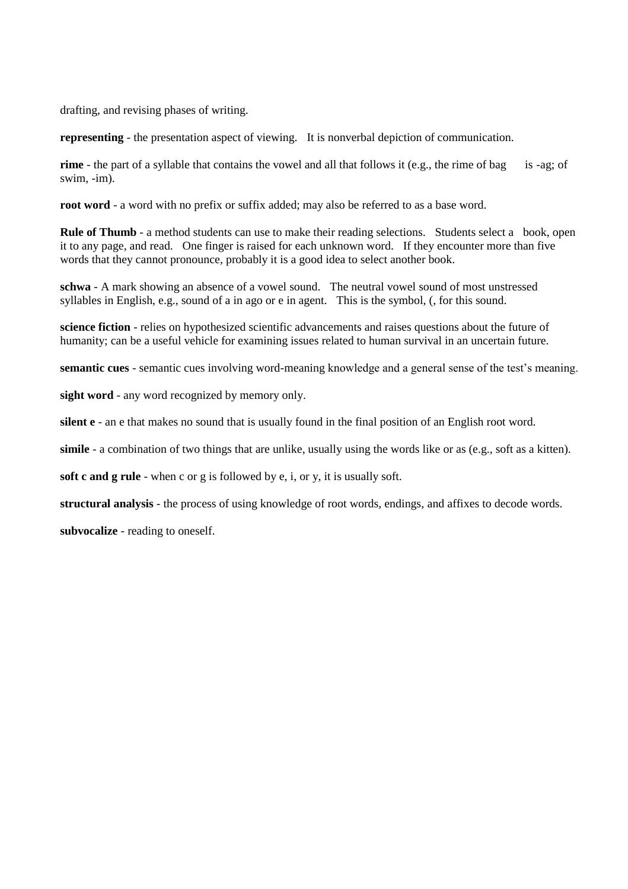drafting, and revising phases of writing.

**representing** - the presentation aspect of viewing. It is nonverbal depiction of communication.

**rime** - the part of a syllable that contains the vowel and all that follows it (e.g., the rime of bag is -ag; of swim, -im).

**root word** - a word with no prefix or suffix added; may also be referred to as a base word.

**Rule of Thumb** - a method students can use to make their reading selections. Students select a book, open it to any page, and read. One finger is raised for each unknown word. If they encounter more than five words that they cannot pronounce, probably it is a good idea to select another book.

**schwa** - A mark showing an absence of a vowel sound. The neutral vowel sound of most unstressed syllables in English, e.g., sound of a in ago or e in agent. This is the symbol, (, for this sound.

**science fiction** - relies on hypothesized scientific advancements and raises questions about the future of humanity; can be a useful vehicle for examining issues related to human survival in an uncertain future.

**semantic cues** - semantic cues involving word-meaning knowledge and a general sense of the test's meaning.

**sight word** - any word recognized by memory only.

**silent e** - an e that makes no sound that is usually found in the final position of an English root word.

**simile** - a combination of two things that are unlike, usually using the words like or as (e.g., soft as a kitten).

**soft c and g rule** - when c or g is followed by e, i, or y, it is usually soft.

**structural analysis** - the process of using knowledge of root words, endings, and affixes to decode words.

**subvocalize** - reading to oneself.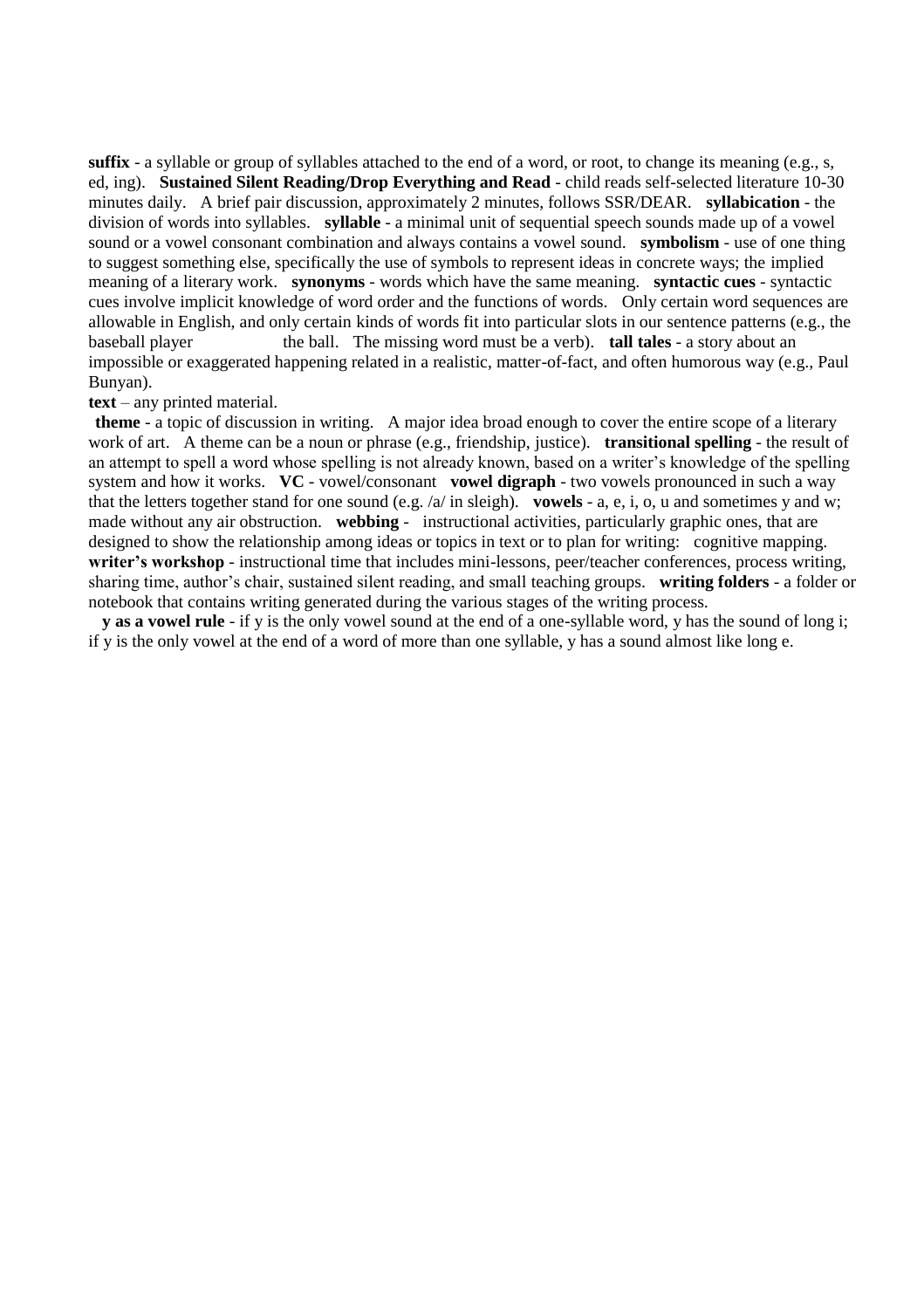**suffix** - a syllable or group of syllables attached to the end of a word, or root, to change its meaning (e.g., s, ed, ing). **Sustained Silent Reading/Drop Everything and Read** - child reads self-selected literature 10-30 minutes daily. A brief pair discussion, approximately 2 minutes, follows SSR/DEAR. **syllabication** - the division of words into syllables. **syllable** - a minimal unit of sequential speech sounds made up of a vowel sound or a vowel consonant combination and always contains a vowel sound. **symbolism** - use of one thing to suggest something else, specifically the use of symbols to represent ideas in concrete ways; the implied meaning of a literary work. **synonyms** - words which have the same meaning. **syntactic cues** - syntactic cues involve implicit knowledge of word order and the functions of words. Only certain word sequences are allowable in English, and only certain kinds of words fit into particular slots in our sentence patterns (e.g., the baseball player              the ball. The missing word must be a verb). **tall tales** - a story about an impossible or exaggerated happening related in a realistic, matter-of-fact, and often humorous way (e.g., Paul Bunyan).

**text** – any printed material.

**theme** - a topic of discussion in writing. A major idea broad enough to cover the entire scope of a literary work of art. A theme can be a noun or phrase (e.g., friendship, justice). **transitional spelling** - the result of an attempt to spell a word whose spelling is not already known, based on a writer's knowledge of the spelling system and how it works. **VC** - vowel/consonant **vowel digraph** - two vowels pronounced in such a way that the letters together stand for one sound (e.g. /a/ in sleigh). **vowels** - a, e, i, o, u and sometimes y and w; made without any air obstruction. **webbing** - instructional activities, particularly graphic ones, that are designed to show the relationship among ideas or topics in text or to plan for writing: cognitive mapping. **writer's workshop** - instructional time that includes mini-lessons, peer/teacher conferences, process writing, sharing time, author's chair, sustained silent reading, and small teaching groups. **writing folders** - a folder or notebook that contains writing generated during the various stages of the writing process.

**y as a vowel rule** - if y is the only vowel sound at the end of a one-syllable word, y has the sound of long i; if y is the only vowel at the end of a word of more than one syllable, y has a sound almost like long e.